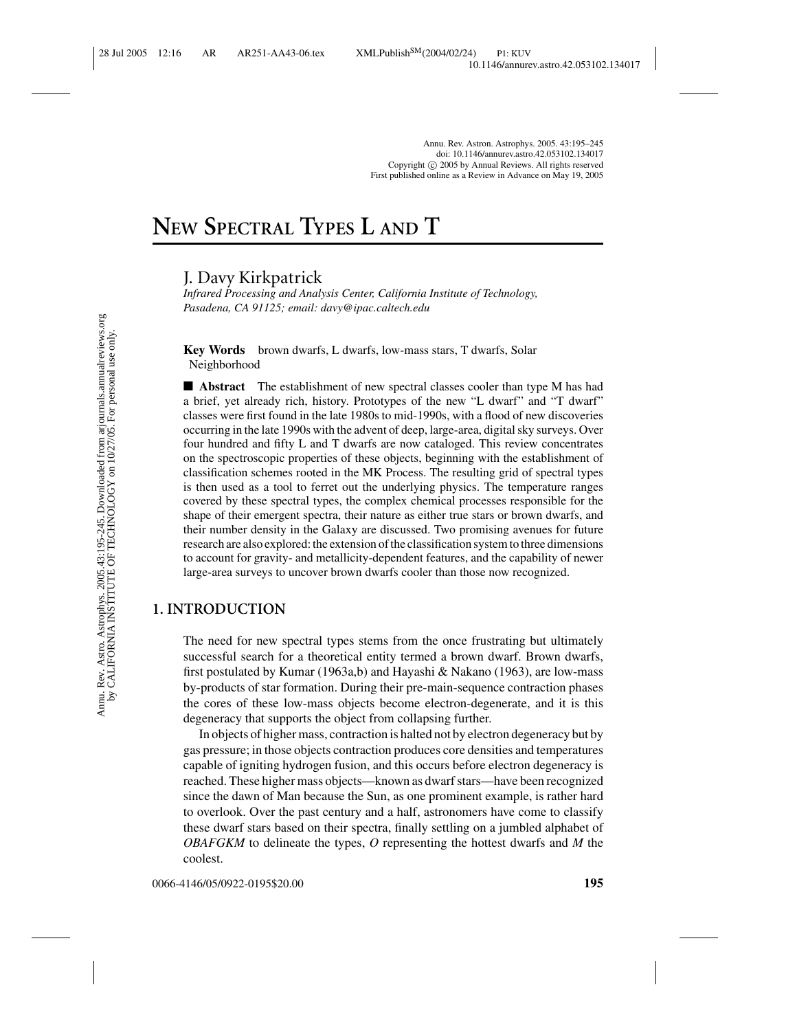Annu. Rev. Astron. Astrophys. 2005. 43:195–245
doi: 10.1146/annurev.astro.42.053102.134017
Copyright © 2005 by Annual Reviews. All rights reserved
First published online as a Review in Advance on May 19, 2005

# NEW SPECTRAL TYPES L AND T

J. Davy Kirkpatrick

*Infrared Processing and Analysis Center, California Institute of Technology, Pasadena, CA 91125; email: davy@ipac.caltech.edu*

**Key Words** brown dwarfs, L dwarfs, low-mass stars, T dwarfs, Solar Neighborhood

■ **Abstract** The establishment of new spectral classes cooler than type M has had a brief, yet already rich, history. Prototypes of the new "L dwarf" and "T dwarf" classes were first found in the late 1980s to mid-1990s, with a flood of new discoveries occurring in the late 1990s with the advent of deep, large-area, digital sky surveys. Over four hundred and fifty L and T dwarfs are now cataloged. This review concentrates on the spectroscopic properties of these objects, beginning with the establishment of classification schemes rooted in the MK Process. The resulting grid of spectral types is then used as a tool to ferret out the underlying physics. The temperature ranges covered by these spectral types, the complex chemical processes responsible for the shape of their emergent spectra, their nature as either true stars or brown dwarfs, and their number density in the Galaxy are discussed. Two promising avenues for future research are also explored: the extension of the classification system to three dimensions to account for gravity- and metallicity-dependent features, and the capability of newer large-area surveys to uncover brown dwarfs cooler than those now recognized.

## 1. INTRODUCTION

The need for new spectral types stems from the once frustrating but ultimately successful search for a theoretical entity termed a brown dwarf. Brown dwarfs, first postulated by Kumar (1963a,b) and Hayashi & Nakano (1963), are low-mass by-products of star formation. During their pre-main-sequence contraction phases the cores of these low-mass objects become electron-degenerate, and it is this degeneracy that supports the object from collapsing further.

In objects of higher mass, contraction is halted not by electron degeneracy but by gas pressure; in those objects contraction produces core densities and temperatures capable of igniting hydrogen fusion, and this occurs before electron degeneracy is reached. These higher mass objects—known as dwarf stars—have been recognized since the dawn of Man because the Sun, as one prominent example, is rather hard to overlook. Over the past century and a half, astronomers have come to classify these dwarf stars based on their spectra, finally settling on a jumbled alphabet of *OBAFGKM* to delineate the types, *O* representing the hottest dwarfs and *M* the coolest.

0066-4146/05/0922-0195$20.00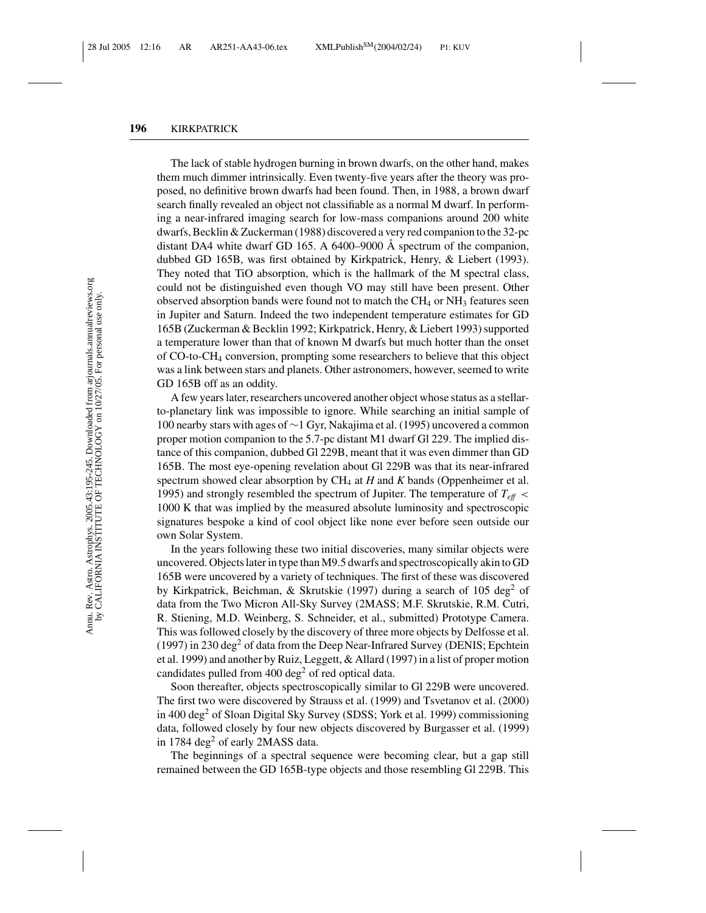The lack of stable hydrogen burning in brown dwarfs, on the other hand, makes them much dimmer intrinsically. Even twenty-five years after the theory was proposed, no definitive brown dwarfs had been found. Then, in 1988, a brown dwarf search finally revealed an object not classifiable as a normal M dwarf. In performing a near-infrared imaging search for low-mass companions around 200 white dwarfs, Becklin & Zuckerman (1988) discovered a very red companion to the 32-pc distant DA4 white dwarf GD 165. A 6400–9000 Å spectrum of the companion, dubbed GD 165B, was first obtained by Kirkpatrick, Henry, & Liebert (1993). They noted that TiO absorption, which is the hallmark of the M spectral class, could not be distinguished even though VO may still have been present. Other observed absorption bands were found not to match the $CH_4$ or $NH_3$ features seen in Jupiter and Saturn. Indeed the two independent temperature estimates for GD 165B (Zuckerman & Becklin 1992; Kirkpatrick, Henry, & Liebert 1993) supported a temperature lower than that of known M dwarfs but much hotter than the onset of CO-to-$CH_4$ conversion, prompting some researchers to believe that this object was a link between stars and planets. Other astronomers, however, seemed to write GD 165B off as an oddity.

A few years later, researchers uncovered another object whose status as a stellar-to-planetary link was impossible to ignore. While searching an initial sample of 100 nearby stars with ages of ~1 Gyr, Nakajima et al. (1995) uncovered a common proper motion companion to the 5.7-pc distant M1 dwarf Gl 229. The implied distance of this companion, dubbed Gl 229B, meant that it was even dimmer than GD 165B. The most eye-opening revelation about Gl 229B was that its near-infrared spectrum showed clear absorption by $CH_4$ at *H* and *K* bands (Oppenheimer et al. 1995) and strongly resembled the spectrum of Jupiter. The temperature of $T_{eff} <$ 1000 K that was implied by the measured absolute luminosity and spectroscopic signatures bespoke a kind of cool object like none ever before seen outside our own Solar System.

In the years following these two initial discoveries, many similar objects were uncovered. Objects later in type than M9.5 dwarfs and spectroscopically akin to GD 165B were uncovered by a variety of techniques. The first of these was discovered by Kirkpatrick, Beichman, & Skrutskie (1997) during a search of 105 $deg^2$ of data from the Two Micron All-Sky Survey (2MASS; M.F. Skrutskie, R.M. Cutri, R. Stiening, M.D. Weinberg, S. Schneider, et al., submitted) Prototype Camera. This was followed closely by the discovery of three more objects by Delfosse et al. (1997) in 230 $deg^2$ of data from the Deep Near-Infrared Survey (DENIS; Epchtein et al. 1999) and another by Ruiz, Leggett, & Allard (1997) in a list of proper motion candidates pulled from 400 $deg^2$ of red optical data.

Soon thereafter, objects spectroscopically similar to Gl 229B were uncovered. The first two were discovered by Strauss et al. (1999) and Tsvetanov et al. (2000) in 400 $deg^2$ of Sloan Digital Sky Survey (SDSS; York et al. 1999) commissioning data, followed closely by four new objects discovered by Burgasser et al. (1999) in 1784 $deg^2$ of early 2MASS data.

The beginnings of a spectral sequence were becoming clear, but a gap still remained between the GD 165B-type objects and those resembling Gl 229B. This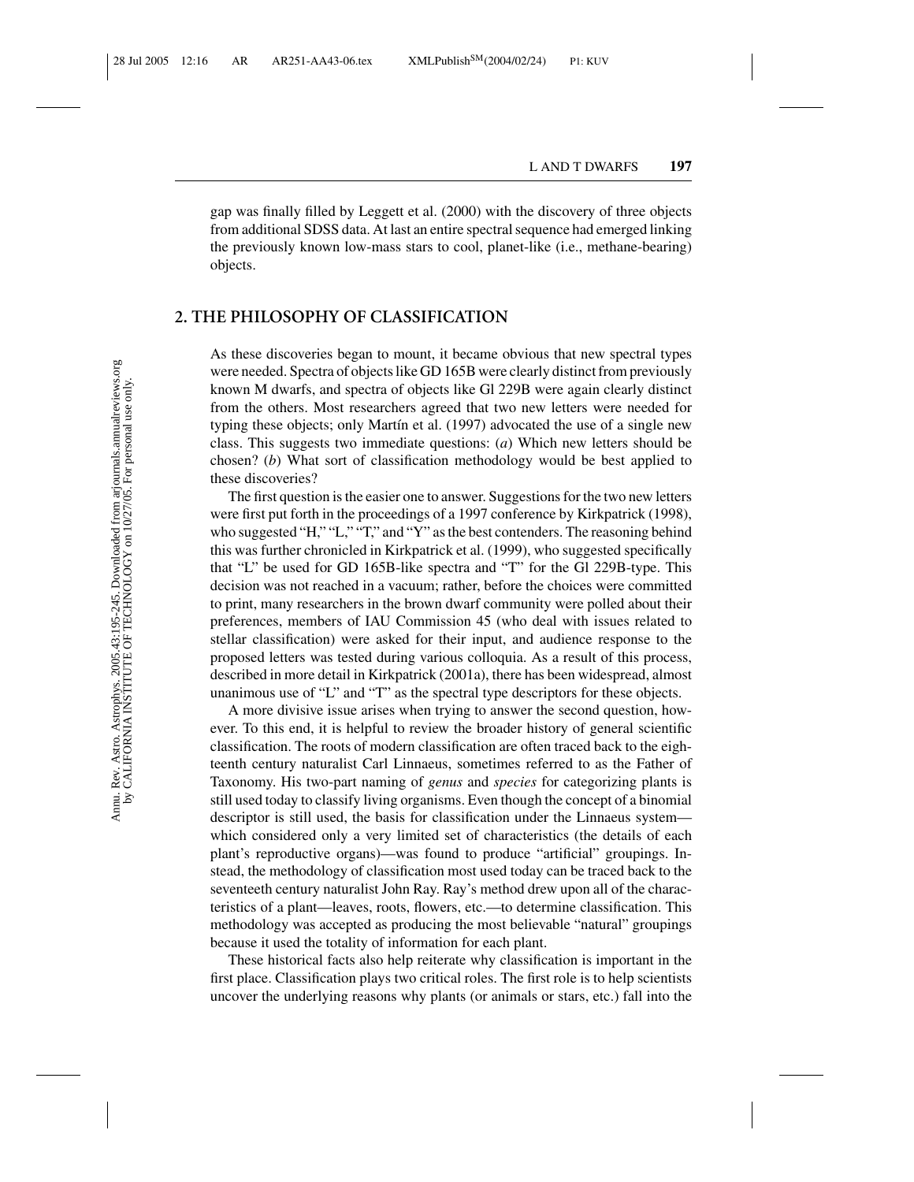gap was finally filled by Leggett et al. (2000) with the discovery of three objects from additional SDSS data. At last an entire spectral sequence had emerged linking the previously known low-mass stars to cool, planet-like (i.e., methane-bearing) objects.

## 2. THE PHILOSOPHY OF CLASSIFICATION

As these discoveries began to mount, it became obvious that new spectral types were needed. Spectra of objects like GD 165B were clearly distinct from previously known M dwarfs, and spectra of objects like Gl 229B were again clearly distinct from the others. Most researchers agreed that two new letters were needed for typing these objects; only Martín et al. (1997) advocated the use of a single new class. This suggests two immediate questions: (*a*) Which new letters should be chosen? (*b*) What sort of classification methodology would be best applied to these discoveries?

The first question is the easier one to answer. Suggestions for the two new letters were first put forth in the proceedings of a 1997 conference by Kirkpatrick (1998), who suggested "H," "L," "T," and "Y" as the best contenders. The reasoning behind this was further chronicled in Kirkpatrick et al. (1999), who suggested specifically that "L" be used for GD 165B-like spectra and "T" for the Gl 229B-type. This decision was not reached in a vacuum; rather, before the choices were committed to print, many researchers in the brown dwarf community were polled about their preferences, members of IAU Commission 45 (who deal with issues related to stellar classification) were asked for their input, and audience response to the proposed letters was tested during various colloquia. As a result of this process, described in more detail in Kirkpatrick (2001a), there has been widespread, almost unanimous use of "L" and "T" as the spectral type descriptors for these objects.

A more divisive issue arises when trying to answer the second question, however. To this end, it is helpful to review the broader history of general scientific classification. The roots of modern classification are often traced back to the eighteenth century naturalist Carl Linnaeus, sometimes referred to as the Father of Taxonomy. His two-part naming of *genus* and *species* for categorizing plants is still used today to classify living organisms. Even though the concept of a binomial descriptor is still used, the basis for classification under the Linnaeus system—which considered only a very limited set of characteristics (the details of each plant's reproductive organs)—was found to produce "artificial" groupings. Instead, the methodology of classification most used today can be traced back to the seventeenth century naturalist John Ray. Ray's method drew upon all of the characteristics of a plant—leaves, roots, flowers, etc.—to determine classification. This methodology was accepted as producing the most believable "natural" groupings because it used the totality of information for each plant.

These historical facts also help reiterate why classification is important in the first place. Classification plays two critical roles. The first role is to help scientists uncover the underlying reasons why plants (or animals or stars, etc.) fall into the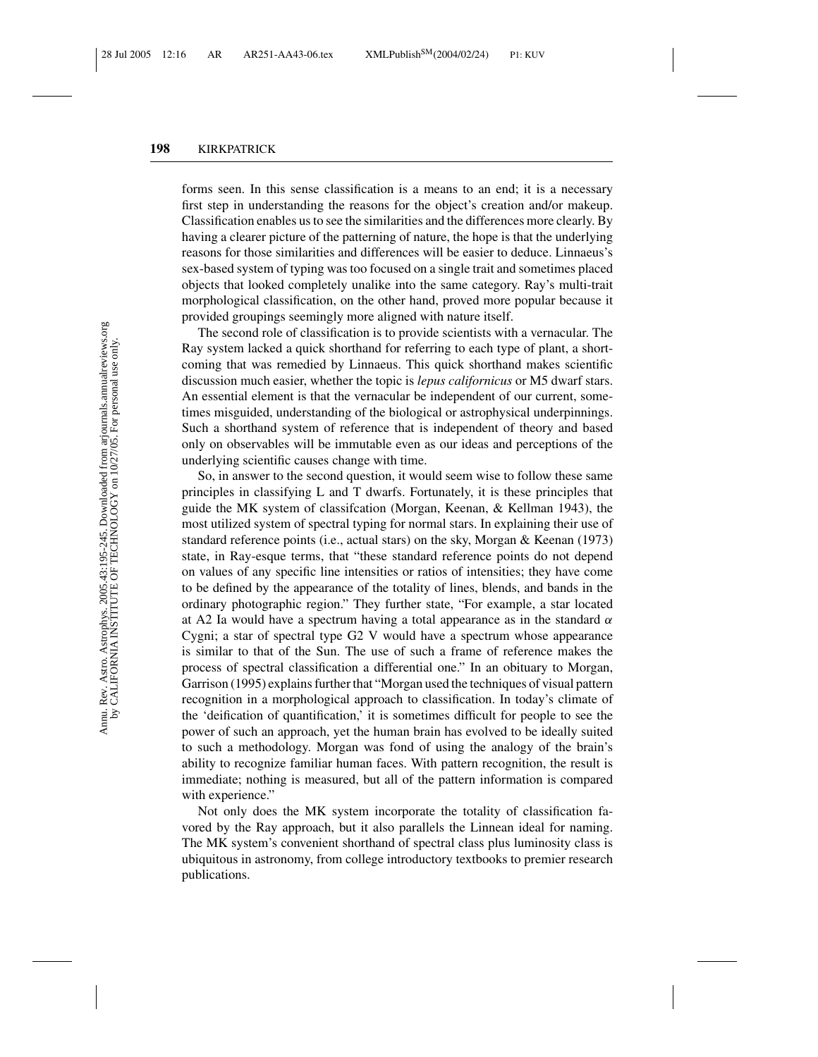forms seen. In this sense classification is a means to an end; it is a necessary first step in understanding the reasons for the object's creation and/or makeup. Classification enables us to see the similarities and the differences more clearly. By having a clearer picture of the patterning of nature, the hope is that the underlying reasons for those similarities and differences will be easier to deduce. Linnaeus's sex-based system of typing was too focused on a single trait and sometimes placed objects that looked completely unalike into the same category. Ray's multi-trait morphological classification, on the other hand, proved more popular because it provided groupings seemingly more aligned with nature itself.

The second role of classification is to provide scientists with a vernacular. The Ray system lacked a quick shorthand for referring to each type of plant, a shortcoming that was remedied by Linnaeus. This quick shorthand makes scientific discussion much easier, whether the topic is *lepus californicus* or M5 dwarf stars. An essential element is that the vernacular be independent of our current, sometimes misguided, understanding of the biological or astrophysical underpinnings. Such a shorthand system of reference that is independent of theory and based only on observables will be immutable even as our ideas and perceptions of the underlying scientific causes change with time.

So, in answer to the second question, it would seem wise to follow these same principles in classifying L and T dwarfs. Fortunately, it is these principles that guide the MK system of classifcation (Morgan, Keenan, & Kellman 1943), the most utilized system of spectral typing for normal stars. In explaining their use of standard reference points (i.e., actual stars) on the sky, Morgan & Keenan (1973) state, in Ray-esque terms, that "these standard reference points do not depend on values of any specific line intensities or ratios of intensities; they have come to be defined by the appearance of the totality of lines, blends, and bands in the ordinary photographic region." They further state, "For example, a star located at A2 Ia would have a spectrum having a total appearance as in the standard $\alpha$ Cygni; a star of spectral type G2 V would have a spectrum whose appearance is similar to that of the Sun. The use of such a frame of reference makes the process of spectral classification a differential one." In an obituary to Morgan, Garrison (1995) explains further that "Morgan used the techniques of visual pattern recognition in a morphological approach to classification. In today's climate of the 'deification of quantification,' it is sometimes difficult for people to see the power of such an approach, yet the human brain has evolved to be ideally suited to such a methodology. Morgan was fond of using the analogy of the brain's ability to recognize familiar human faces. With pattern recognition, the result is immediate; nothing is measured, but all of the pattern information is compared with experience."

Not only does the MK system incorporate the totality of classification favored by the Ray approach, but it also parallels the Linnean ideal for naming. The MK system's convenient shorthand of spectral class plus luminosity class is ubiquitous in astronomy, from college introductory textbooks to premier research publications.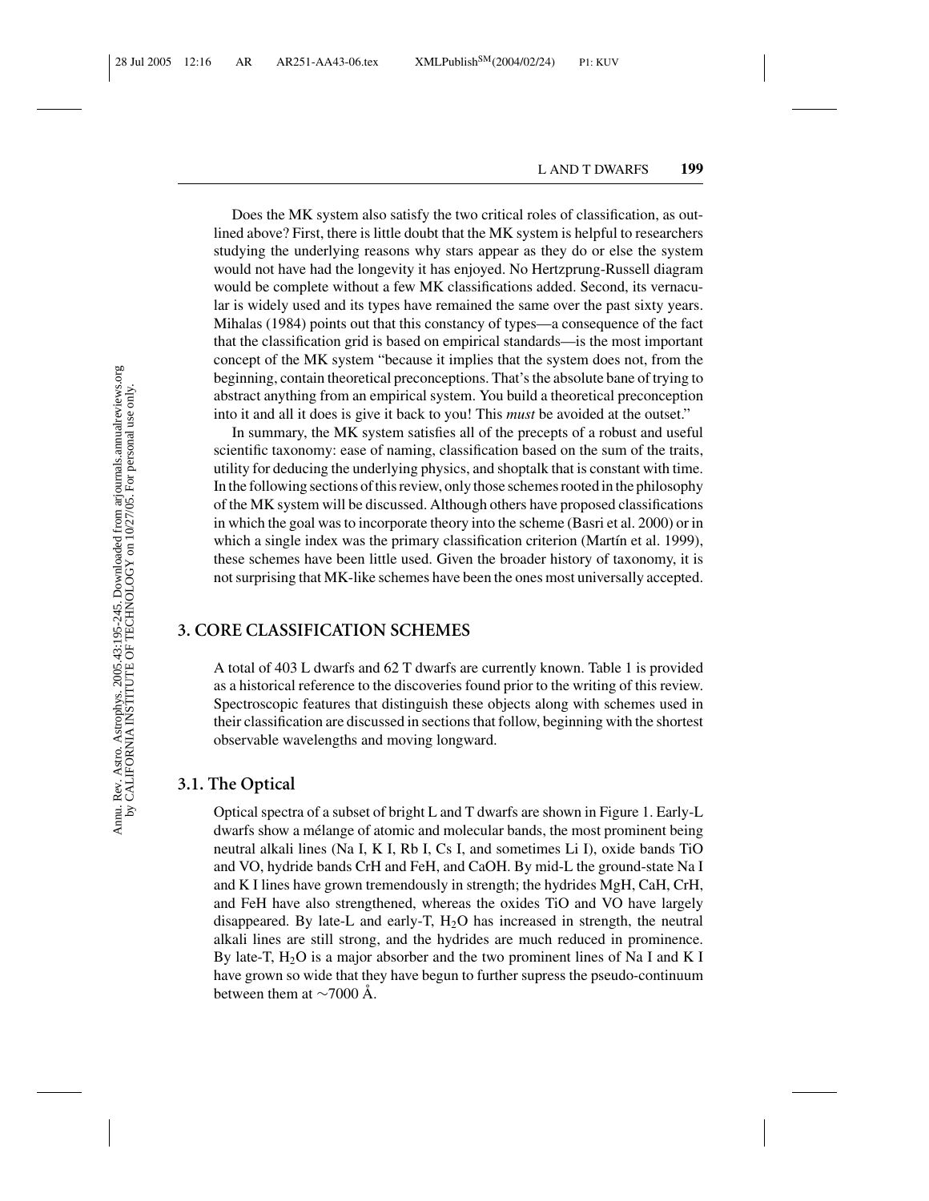Does the MK system also satisfy the two critical roles of classification, as outlined above? First, there is little doubt that the MK system is helpful to researchers studying the underlying reasons why stars appear as they do or else the system would not have had the longevity it has enjoyed. No Hertzprung-Russell diagram would be complete without a few MK classifications added. Second, its vernacular is widely used and its types have remained the same over the past sixty years. Mihalas (1984) points out that this constancy of types—a consequence of the fact that the classification grid is based on empirical standards—is the most important concept of the MK system "because it implies that the system does not, from the beginning, contain theoretical preconceptions. That's the absolute bane of trying to abstract anything from an empirical system. You build a theoretical preconception into it and all it does is give it back to you! This *must* be avoided at the outset."

In summary, the MK system satisfies all of the precepts of a robust and useful scientific taxonomy: ease of naming, classification based on the sum of the traits, utility for deducing the underlying physics, and shoptalk that is constant with time. In the following sections of this review, only those schemes rooted in the philosophy of the MK system will be discussed. Although others have proposed classifications in which the goal was to incorporate theory into the scheme (Basri et al. 2000) or in which a single index was the primary classification criterion (Martín et al. 1999), these schemes have been little used. Given the broader history of taxonomy, it is not surprising that MK-like schemes have been the ones most universally accepted.

## 3. CORE CLASSIFICATION SCHEMES

A total of 403 L dwarfs and 62 T dwarfs are currently known. Table 1 is provided as a historical reference to the discoveries found prior to the writing of this review. Spectroscopic features that distinguish these objects along with schemes used in their classification are discussed in sections that follow, beginning with the shortest observable wavelengths and moving longward.

### 3.1. The Optical

Optical spectra of a subset of bright L and T dwarfs are shown in Figure 1. Early-L dwarfs show a mélange of atomic and molecular bands, the most prominent being neutral alkali lines (Na I, K I, Rb I, Cs I, and sometimes Li I), oxide bands TiO and VO, hydride bands CrH and FeH, and CaOH. By mid-L the ground-state Na I and K I lines have grown tremendously in strength; the hydrides MgH, CaH, CrH, and FeH have also strengthened, whereas the oxides TiO and VO have largely disappeared. By late-L and early-T, $H_2O$ has increased in strength, the neutral alkali lines are still strong, and the hydrides are much reduced in prominence. By late-T, $H_2O$ is a major absorber and the two prominent lines of Na I and K I have grown so wide that they have begun to further supress the pseudo-continuum between them at ~7000 Å.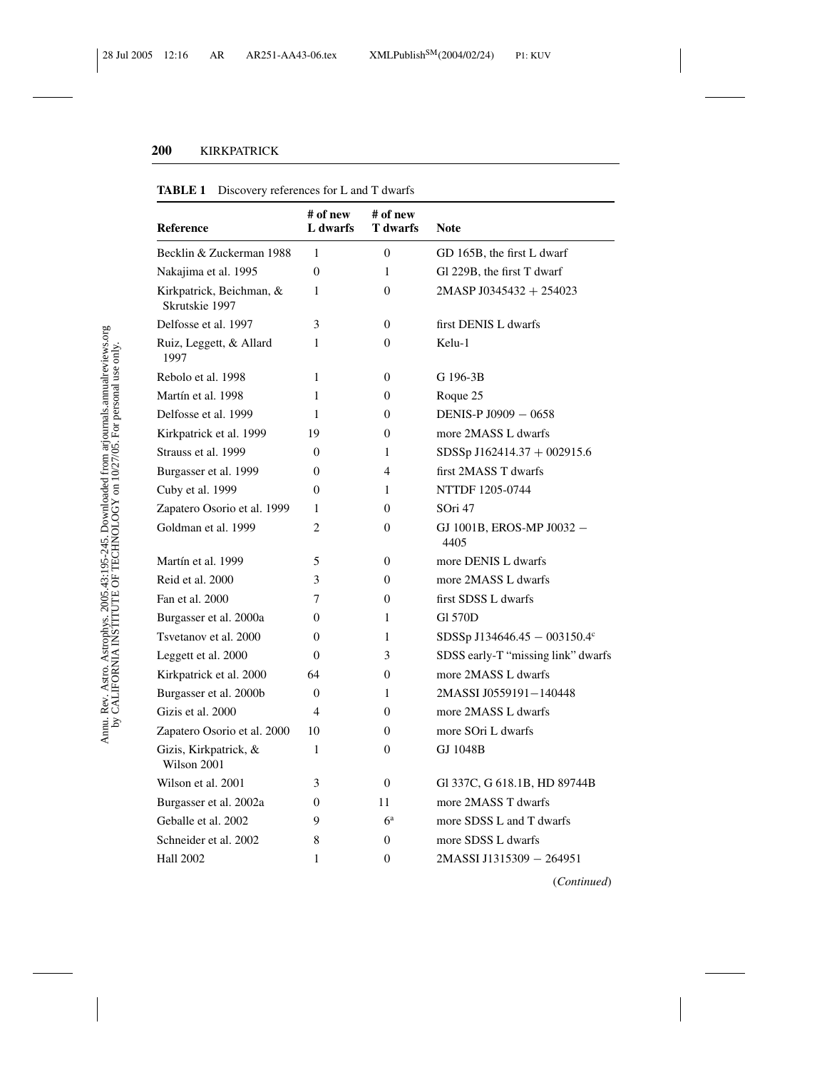**TABLE 1** Discovery references for L and T dwarfs

| Reference | # of new L dwarfs | # of new T dwarfs | Note |
|---|---|---|---|
| Becklin & Zuckerman 1988 | 1 | 0 | GD 165B, the first L dwarf |
| Nakajima et al. 1995 | 0 | 1 | Gl 229B, the first T dwarf |
| Kirkpatrick, Beichman, & Skrutskie 1997 | 1 | 0 | 2MASP J0345432 + 254023 |
| Delfosse et al. 1997 | 3 | 0 | first DENIS L dwarfs |
| Ruiz, Leggett, & Allard 1997 | 1 | 0 | Kelu-1 |
| Rebolo et al. 1998 | 1 | 0 | G 196-3B |
| Martín et al. 1998 | 1 | 0 | Roque 25 |
| Delfosse et al. 1999 | 1 | 0 | DENIS-P J0909 − 0658 |
| Kirkpatrick et al. 1999 | 19 | 0 | more 2MASS L dwarfs |
| Strauss et al. 1999 | 0 | 1 | SDSSp J162414.37 + 002915.6 |
| Burgasser et al. 1999 | 0 | 4 | first 2MASS T dwarfs |
| Cuby et al. 1999 | 0 | 1 | NTTDF 1205-0744 |
| Zapatero Osorio et al. 1999 | 1 | 0 | SOri 47 |
| Goldman et al. 1999 | 2 | 0 | GJ 1001B, EROS-MP J0032 − 4405 |
| Martín et al. 1999 | 5 | 0 | more DENIS L dwarfs |
| Reid et al. 2000 | 3 | 0 | more 2MASS L dwarfs |
| Fan et al. 2000 | 7 | 0 | first SDSS L dwarfs |
| Burgasser et al. 2000a | 0 | 1 | Gl 570D |
| Tsvetanov et al. 2000 | 0 | 1 | SDSSp J134646.45 − 003150.4[c] |
| Leggett et al. 2000 | 0 | 3 | SDSS early-T "missing link" dwarfs |
| Kirkpatrick et al. 2000 | 64 | 0 | more 2MASS L dwarfs |
| Burgasser et al. 2000b | 0 | 1 | 2MASSI J0559191−140448 |
| Gizis et al. 2000 | 4 | 0 | more 2MASS L dwarfs |
| Zapatero Osorio et al. 2000 | 10 | 0 | more SOri L dwarfs |
| Gizis, Kirkpatrick, & Wilson 2001 | 1 | 0 | GJ 1048B |
| Wilson et al. 2001 | 3 | 0 | Gl 337C, G 618.1B, HD 89744B |
| Burgasser et al. 2002a | 0 | 11 | more 2MASS T dwarfs |
| Geballe et al. 2002 | 9 | 6[a] | more SDSS L and T dwarfs |
| Schneider et al. 2002 | 8 | 0 | more SDSS L dwarfs |
| Hall 2002 | 1 | 0 | 2MASSI J1315309 − 264951 |

(*Continued*)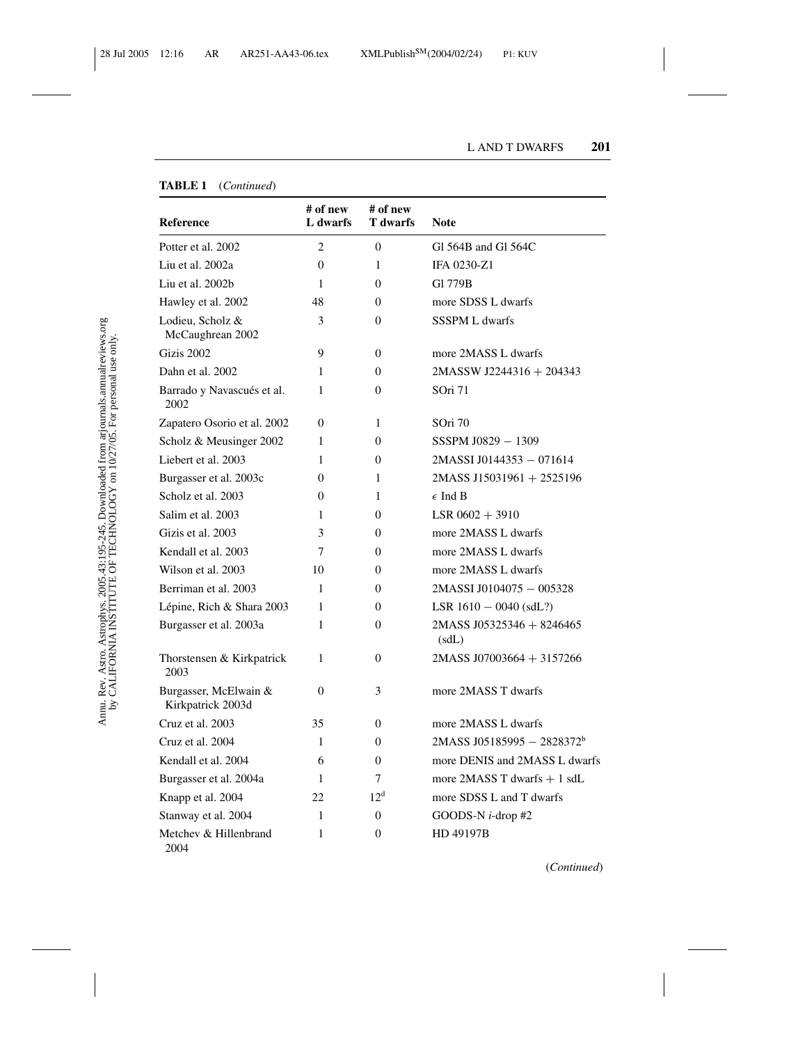**TABLE 1** (*Continued*)

| Reference | # of new L dwarfs | # of new T dwarfs | Note |
|---|---|---|---|
| Potter et al. 2002 | 2 | 0 | Gl 564B and Gl 564C |
| Liu et al. 2002a | 0 | 1 | IFA 0230-Z1 |
| Liu et al. 2002b | 1 | 0 | Gl 779B |
| Hawley et al. 2002 | 48 | 0 | more SDSS L dwarfs |
| Lodieu, Scholz & McCaughrean 2002 | 3 | 0 | SSSPM L dwarfs |
| Gizis 2002 | 9 | 0 | more 2MASS L dwarfs |
| Dahn et al. 2002 | 1 | 0 | 2MASSW J2244316 + 204343 |
| Barrado y Navascués et al. 2002 | 1 | 0 | SOri 71 |
| Zapatero Osorio et al. 2002 | 0 | 1 | SOri 70 |
| Scholz & Meusinger 2002 | 1 | 0 | SSSPM J0829 − 1309 |
| Liebert et al. 2003 | 1 | 0 | 2MASSI J0144353 − 071614 |
| Burgasser et al. 2003c | 0 | 1 | 2MASS J15031961 + 2525196 |
| Scholz et al. 2003 | 0 | 1 | $\epsilon$ Ind B |
| Salim et al. 2003 | 1 | 0 | LSR 0602 + 3910 |
| Gizis et al. 2003 | 3 | 0 | more 2MASS L dwarfs |
| Kendall et al. 2003 | 7 | 0 | more 2MASS L dwarfs |
| Wilson et al. 2003 | 10 | 0 | more 2MASS L dwarfs |
| Berriman et al. 2003 | 1 | 0 | 2MASSI J0104075 − 005328 |
| Lépine, Rich & Shara 2003 | 1 | 0 | LSR 1610 − 0040 (sdL?) |
| Burgasser et al. 2003a | 1 | 0 | 2MASS J05325346 + 8246465 (sdL) |
| Thorstensen & Kirkpatrick 2003 | 1 | 0 | 2MASS J07003664 + 3157266 |
| Burgasser, McElwain & Kirkpatrick 2003d | 0 | 3 | more 2MASS T dwarfs |
| Cruz et al. 2003 | 35 | 0 | more 2MASS L dwarfs |
| Cruz et al. 2004 | 1 | 0 | 2MASS J05185995 − 2828372[b] |
| Kendall et al. 2004 | 6 | 0 | more DENIS and 2MASS L dwarfs |
| Burgasser et al. 2004a | 1 | 7 | more 2MASS T dwarfs + 1 sdL |
| Knapp et al. 2004 | 22 | 12[d] | more SDSS L and T dwarfs |
| Stanway et al. 2004 | 1 | 0 | GOODS-N *i*-drop #2 |
| Metchev & Hillenbrand 2004 | 1 | 0 | HD 49197B |

(*Continued*)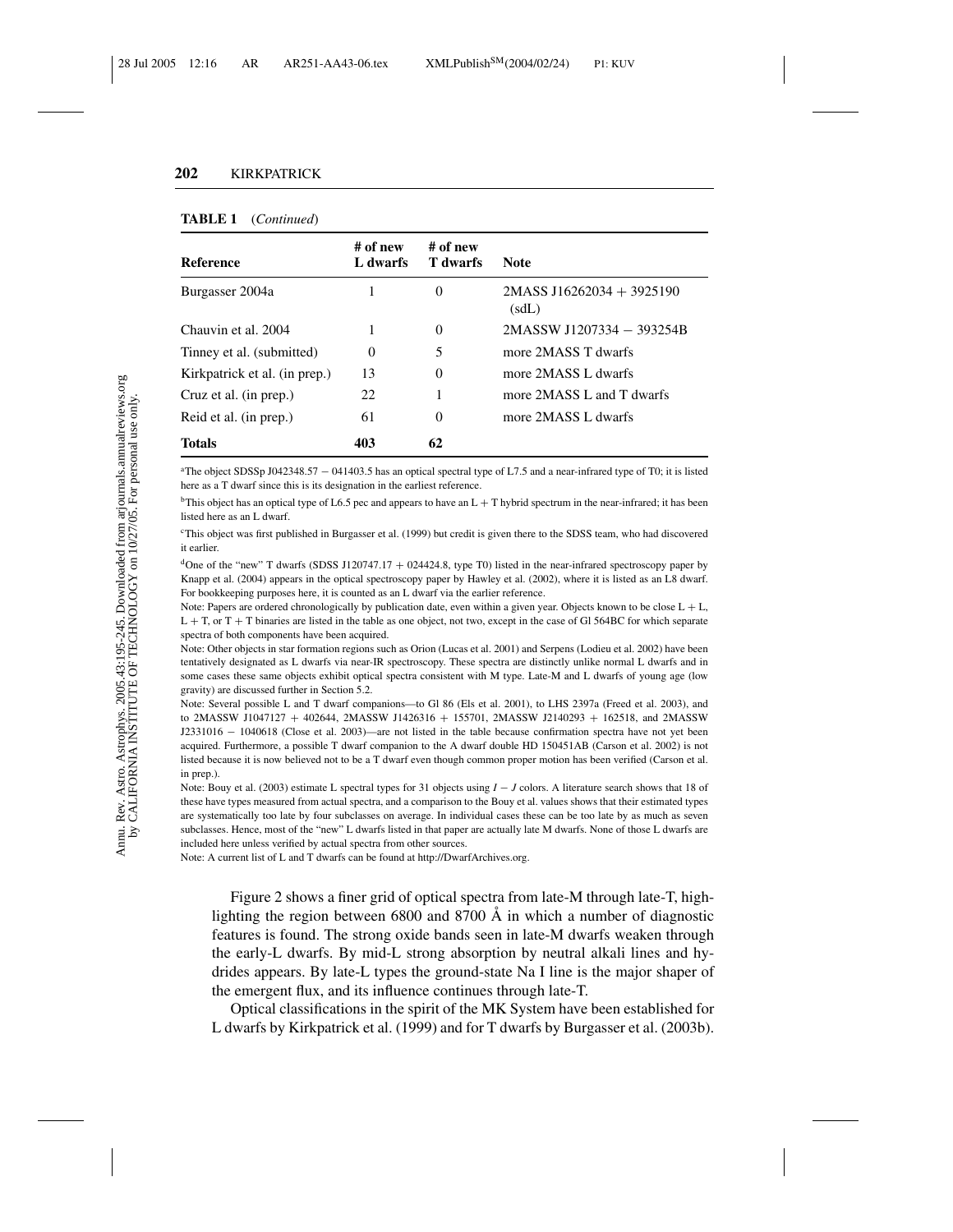**TABLE 1** (*Continued*)

| Reference | # of new L dwarfs | # of new T dwarfs | Note |
|---|---|---|---|
| Burgasser 2004a | 1 | 0 | 2MASS J16262034 + 3925190 (sdL) |
| Chauvin et al. 2004 | 1 | 0 | 2MASSW J1207334 − 393254B |
| Tinney et al. (submitted) | 0 | 5 | more 2MASS T dwarfs |
| Kirkpatrick et al. (in prep.) | 13 | 0 | more 2MASS L dwarfs |
| Cruz et al. (in prep.) | 22 | 1 | more 2MASS L and T dwarfs |
| Reid et al. (in prep.) | 61 | 0 | more 2MASS L dwarfs |
| **Totals** | **403** | **62** | |

[a]The object SDSSp J042348.57 − 041403.5 has an optical spectral type of L7.5 and a near-infrared type of T0; it is listed here as a T dwarf since this is its designation in the earliest reference.

[b]This object has an optical type of L6.5 pec and appears to have an L + T hybrid spectrum in the near-infrared; it has been listed here as an L dwarf.

[c]This object was first published in Burgasser et al. (1999) but credit is given there to the SDSS team, who had discovered it earlier.

[d]One of the "new" T dwarfs (SDSS J120747.17 + 024424.8, type T0) listed in the near-infrared spectroscopy paper by Knapp et al. (2004) appears in the optical spectroscopy paper by Hawley et al. (2002), where it is listed as an L8 dwarf. For bookkeeping purposes here, it is counted as an L dwarf via the earlier reference.

Note: Papers are ordered chronologically by publication date, even within a given year. Objects known to be close L + L, L + T, or T + T binaries are listed in the table as one object, not two, except in the case of Gl 564BC for which separate spectra of both components have been acquired.

Note: Other objects in star formation regions such as Orion (Lucas et al. 2001) and Serpens (Lodieu et al. 2002) have been tentatively designated as L dwarfs via near-IR spectroscopy. These spectra are distinctly unlike normal L dwarfs and in some cases these same objects exhibit optical spectra consistent with M type. Late-M and L dwarfs of young age (low gravity) are discussed further in Section 5.2.

Note: Several possible L and T dwarf companions—to Gl 86 (Els et al. 2001), to LHS 2397a (Freed et al. 2003), and to 2MASSW J1047127 + 402644, 2MASSW J1426316 + 155701, 2MASSW J2140293 + 162518, and 2MASSW J2331016 − 1040618 (Close et al. 2003)—are not listed in the table because confirmation spectra have not yet been acquired. Furthermore, a possible T dwarf companion to the A dwarf double HD 150451AB (Carson et al. 2002) is not listed because it is now believed not to be a T dwarf even though common proper motion has been verified (Carson et al. in prep.).

Note: Bouy et al. (2003) estimate L spectral types for 31 objects using $I - J$ colors. A literature search shows that 18 of these have types measured from actual spectra, and a comparison to the Bouy et al. values shows that their estimated types are systematically too late by four subclasses on average. In individual cases these can be too late by as much as seven subclasses. Hence, most of the "new" L dwarfs listed in that paper are actually late M dwarfs. None of those L dwarfs are included here unless verified by actual spectra from other sources.

Note: A current list of L and T dwarfs can be found at http://DwarfArchives.org.

Figure 2 shows a finer grid of optical spectra from late-M through late-T, highlighting the region between 6800 and 8700 Å in which a number of diagnostic features is found. The strong oxide bands seen in late-M dwarfs weaken through the early-L dwarfs. By mid-L strong absorption by neutral alkali lines and hydrides appears. By late-L types the ground-state Na I line is the major shaper of the emergent flux, and its influence continues through late-T.

Optical classifications in the spirit of the MK System have been established for L dwarfs by Kirkpatrick et al. (1999) and for T dwarfs by Burgasser et al. (2003b).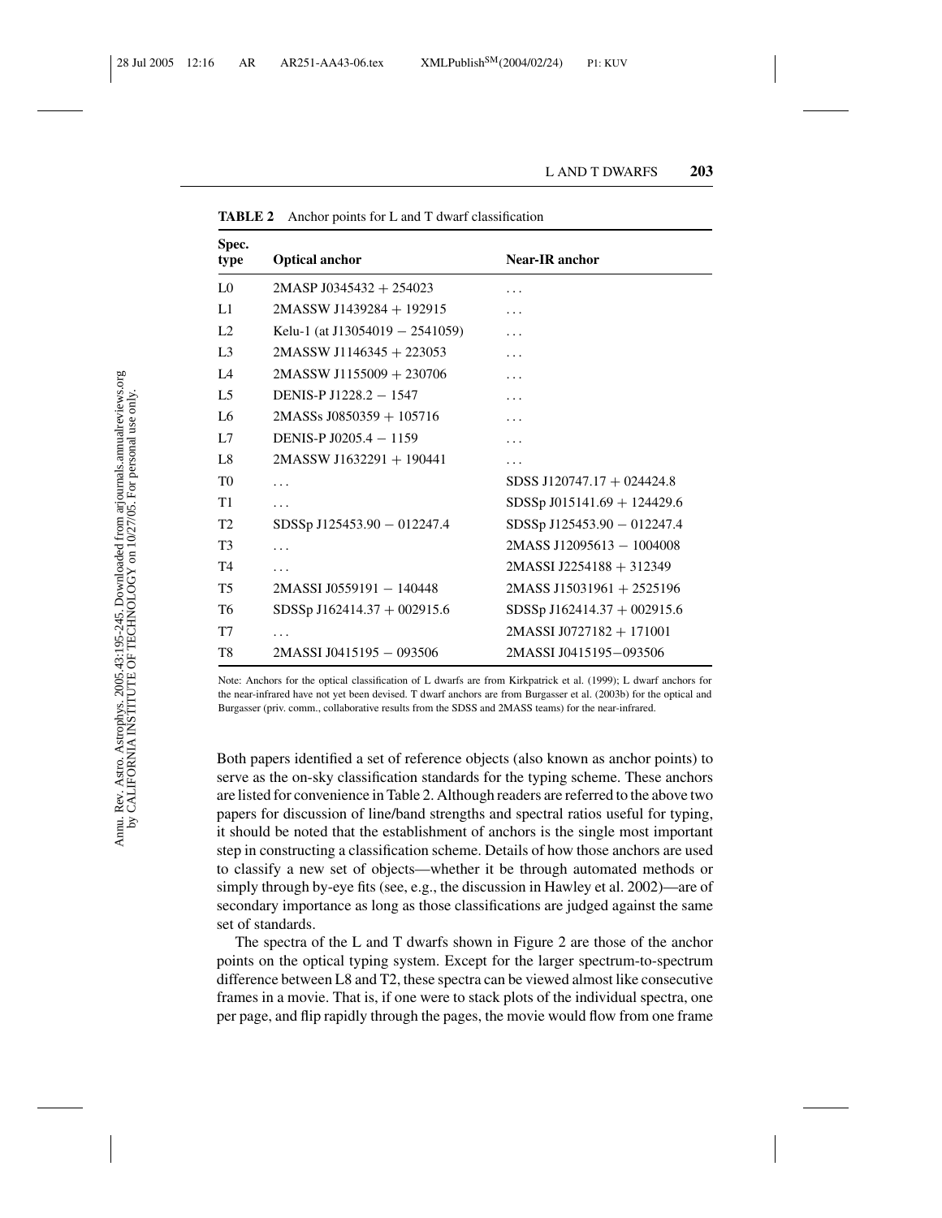**TABLE 2** Anchor points for L and T dwarf classification

| Spec. type | Optical anchor | Near-IR anchor |
|---|---|---|
| L0 | 2MASP J0345432 + 254023 | ... |
| L1 | 2MASSW J1439284 + 192915 | ... |
| L2 | Kelu-1 (at J13054019 − 2541059) | ... |
| L3 | 2MASSW J1146345 + 223053 | ... |
| L4 | 2MASSW J1155009 + 230706 | ... |
| L5 | DENIS-P J1228.2 − 1547 | ... |
| L6 | 2MASSs J0850359 + 105716 | ... |
| L7 | DENIS-P J0205.4 − 1159 | ... |
| L8 | 2MASSW J1632291 + 190441 | ... |
| T0 | ... | SDSS J120747.17 + 024424.8 |
| T1 | ... | SDSSp J015141.69 + 124429.6 |
| T2 | SDSSp J125453.90 − 012247.4 | SDSSp J125453.90 − 012247.4 |
| T3 | ... | 2MASS J12095613 − 1004008 |
| T4 | ... | 2MASSI J2254188 + 312349 |
| T5 | 2MASSI J0559191 − 140448 | 2MASS J15031961 + 2525196 |
| T6 | SDSSp J162414.37 + 002915.6 | SDSSp J162414.37 + 002915.6 |
| T7 | ... | 2MASSI J0727182 + 171001 |
| T8 | 2MASSI J0415195 − 093506 | 2MASSI J0415195−093506 |

Note: Anchors for the optical classification of L dwarfs are from Kirkpatrick et al. (1999); L dwarf anchors for the near-infrared have not yet been devised. T dwarf anchors are from Burgasser et al. (2003b) for the optical and Burgasser (priv. comm., collaborative results from the SDSS and 2MASS teams) for the near-infrared.

Both papers identified a set of reference objects (also known as anchor points) to serve as the on-sky classification standards for the typing scheme. These anchors are listed for convenience in Table 2. Although readers are referred to the above two papers for discussion of line/band strengths and spectral ratios useful for typing, it should be noted that the establishment of anchors is the single most important step in constructing a classification scheme. Details of how those anchors are used to classify a new set of objects—whether it be through automated methods or simply through by-eye fits (see, e.g., the discussion in Hawley et al. 2002)—are of secondary importance as long as those classifications are judged against the same set of standards.

The spectra of the L and T dwarfs shown in Figure 2 are those of the anchor points on the optical typing system. Except for the larger spectrum-to-spectrum difference between L8 and T2, these spectra can be viewed almost like consecutive frames in a movie. That is, if one were to stack plots of the individual spectra, one per page, and flip rapidly through the pages, the movie would flow from one frame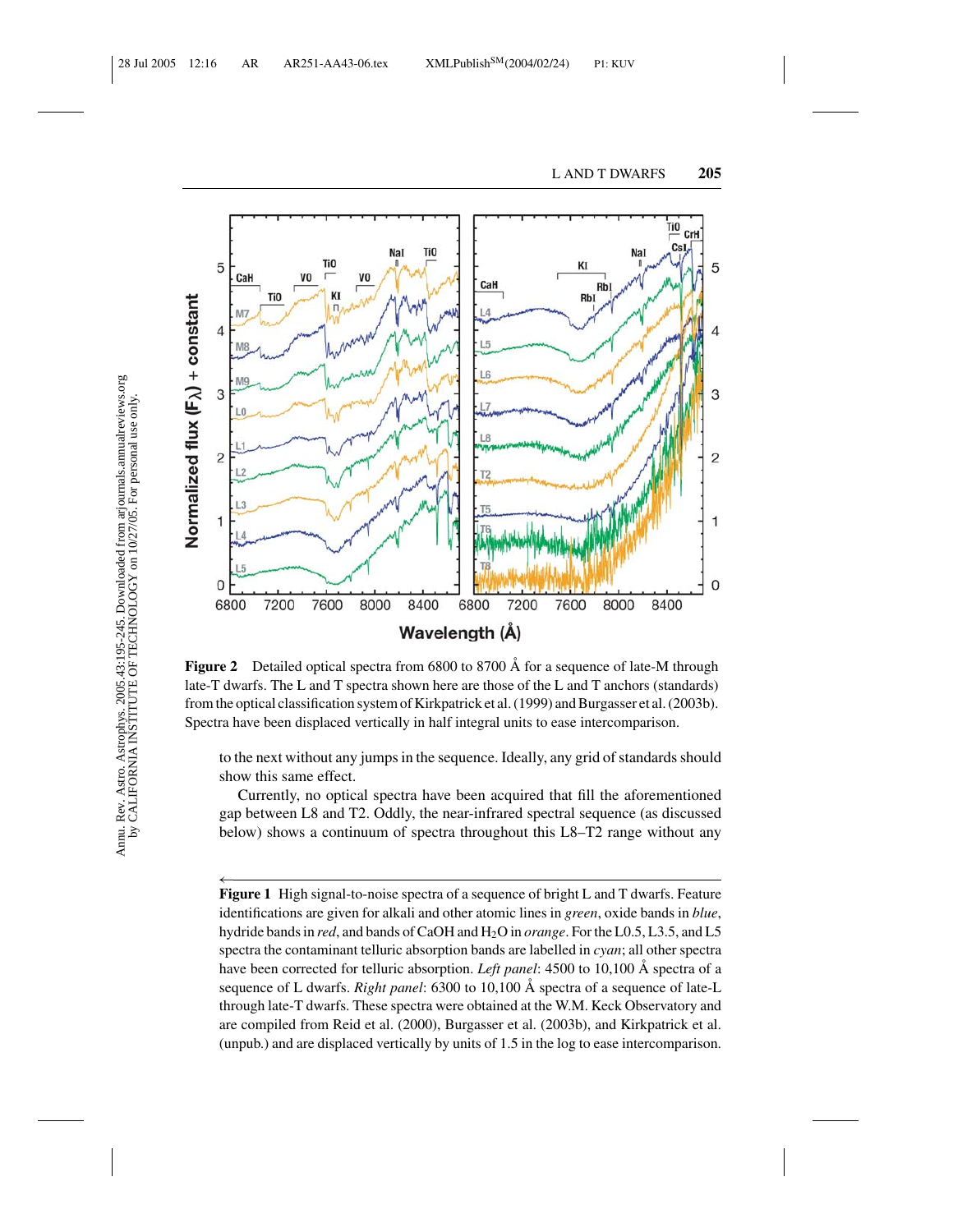**Figure 2** Detailed optical spectra from 6800 to 8700 Å for a sequence of late-M through late-T dwarfs. The L and T spectra shown here are those of the L and T anchors (standards) from the optical classification system of Kirkpatrick et al. (1999) and Burgasser et al. (2003b). Spectra have been displaced vertically in half integral units to ease intercomparison.

to the next without any jumps in the sequence. Ideally, any grid of standards should show this same effect.

Currently, no optical spectra have been acquired that fill the aforementioned gap between L8 and T2. Oddly, the near-infrared spectral sequence (as discussed below) shows a continuum of spectra throughout this L8–T2 range without any

**Figure 1** High signal-to-noise spectra of a sequence of bright L and T dwarfs. Feature identifications are given for alkali and other atomic lines in *green*, oxide bands in *blue*, hydride bands in *red*, and bands of CaOH and $H_2O$ in *orange*. For the L0.5, L3.5, and L5 spectra the contaminant telluric absorption bands are labelled in *cyan*; all other spectra have been corrected for telluric absorption. *Left panel*: 4500 to 10,100 Å spectra of a sequence of L dwarfs. *Right panel*: 6300 to 10,100 Å spectra of a sequence of late-L through late-T dwarfs. These spectra were obtained at the W.M. Keck Observatory and are compiled from Reid et al. (2000), Burgasser et al. (2003b), and Kirkpatrick et al. (unpub.) and are displaced vertically by units of 1.5 in the log to ease intercomparison.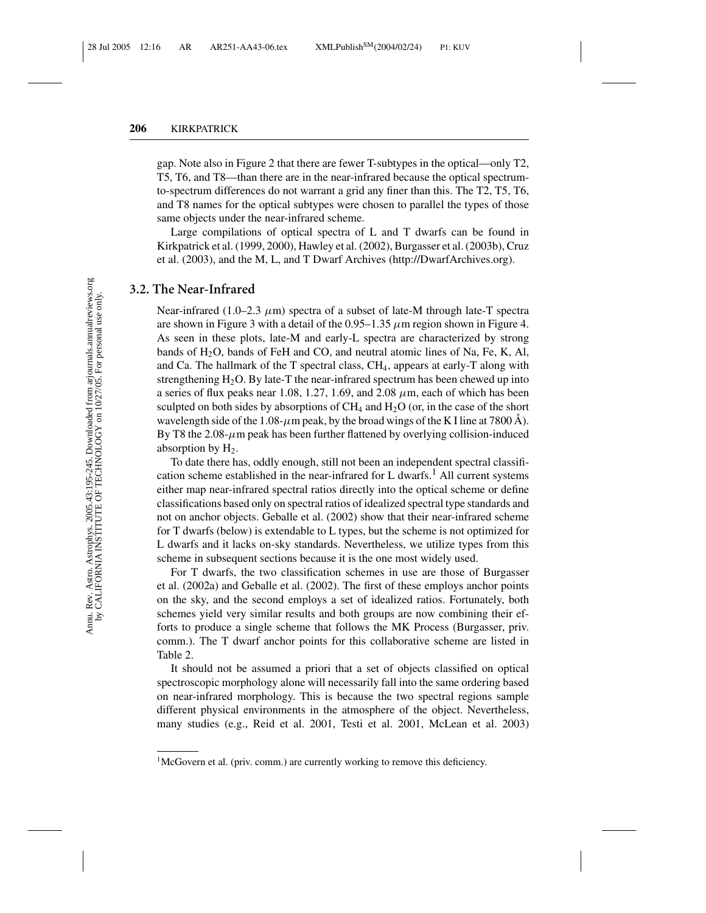gap. Note also in Figure 2 that there are fewer T-subtypes in the optical—only T2, T5, T6, and T8—than there are in the near-infrared because the optical spectrum-to-spectrum differences do not warrant a grid any finer than this. The T2, T5, T6, and T8 names for the optical subtypes were chosen to parallel the types of those same objects under the near-infrared scheme.

Large compilations of optical spectra of L and T dwarfs can be found in Kirkpatrick et al. (1999, 2000), Hawley et al. (2002), Burgasser et al. (2003b), Cruz et al. (2003), and the M, L, and T Dwarf Archives (http://DwarfArchives.org).

## 3.2. The Near-Infrared

Near-infrared (1.0–2.3 $\mu$m) spectra of a subset of late-M through late-T spectra are shown in Figure 3 with a detail of the 0.95–1.35 $\mu$m region shown in Figure 4. As seen in these plots, late-M and early-L spectra are characterized by strong bands of $H_2O$, bands of FeH and CO, and neutral atomic lines of Na, Fe, K, Al, and Ca. The hallmark of the T spectral class, $CH_4$, appears at early-T along with strengthening $H_2O$. By late-T the near-infrared spectrum has been chewed up into a series of flux peaks near 1.08, 1.27, 1.69, and 2.08 $\mu$m, each of which has been sculpted on both sides by absorptions of $CH_4$ and $H_2O$ (or, in the case of the short wavelength side of the 1.08-$\mu$m peak, by the broad wings of the K I line at 7800 Å). By T8 the 2.08-$\mu$m peak has been further flattened by overlying collision-induced absorption by $H_2$.

To date there has, oddly enough, still not been an independent spectral classification scheme established in the near-infrared for L dwarfs.[1] All current systems either map near-infrared spectral ratios directly into the optical scheme or define classifications based only on spectral ratios of idealized spectral type standards and not on anchor objects. Geballe et al. (2002) show that their near-infrared scheme for T dwarfs (below) is extendable to L types, but the scheme is not optimized for L dwarfs and it lacks on-sky standards. Nevertheless, we utilize types from this scheme in subsequent sections because it is the one most widely used.

For T dwarfs, the two classification schemes in use are those of Burgasser et al. (2002a) and Geballe et al. (2002). The first of these employs anchor points on the sky, and the second employs a set of idealized ratios. Fortunately, both schemes yield very similar results and both groups are now combining their efforts to produce a single scheme that follows the MK Process (Burgasser, priv. comm.). The T dwarf anchor points for this collaborative scheme are listed in Table 2.

It should not be assumed a priori that a set of objects classified on optical spectroscopic morphology alone will necessarily fall into the same ordering based on near-infrared morphology. This is because the two spectral regions sample different physical environments in the atmosphere of the object. Nevertheless, many studies (e.g., Reid et al. 2001, Testi et al. 2001, McLean et al. 2003)

[1] McGovern et al. (priv. comm.) are currently working to remove this deficiency.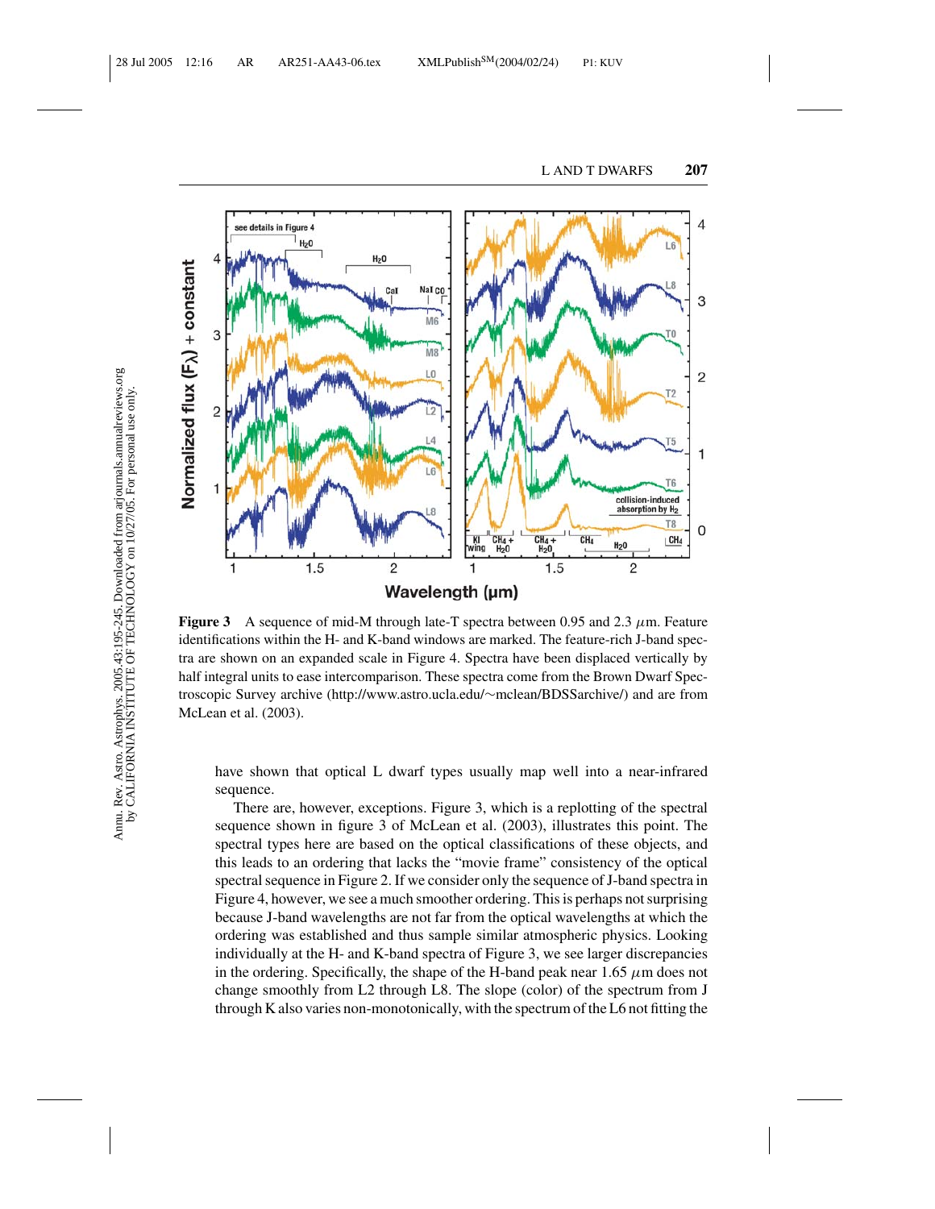**Figure 3** A sequence of mid-M through late-T spectra between 0.95 and 2.3 $\mu$m. Feature identifications within the H- and K-band windows are marked. The feature-rich J-band spectra are shown on an expanded scale in Figure 4. Spectra have been displaced vertically by half integral units to ease intercomparison. These spectra come from the Brown Dwarf Spectroscopic Survey archive (http://www.astro.ucla.edu/~mclean/BDSSarchive/) and are from McLean et al. (2003).

have shown that optical L dwarf types usually map well into a near-infrared sequence.

There are, however, exceptions. Figure 3, which is a replotting of the spectral sequence shown in figure 3 of McLean et al. (2003), illustrates this point. The spectral types here are based on the optical classifications of these objects, and this leads to an ordering that lacks the "movie frame" consistency of the optical spectral sequence in Figure 2. If we consider only the sequence of J-band spectra in Figure 4, however, we see a much smoother ordering. This is perhaps not surprising because J-band wavelengths are not far from the optical wavelengths at which the ordering was established and thus sample similar atmospheric physics. Looking individually at the H- and K-band spectra of Figure 3, we see larger discrepancies in the ordering. Specifically, the shape of the H-band peak near 1.65 $\mu$m does not change smoothly from L2 through L8. The slope (color) of the spectrum from J through K also varies non-monotonically, with the spectrum of the L6 not fitting the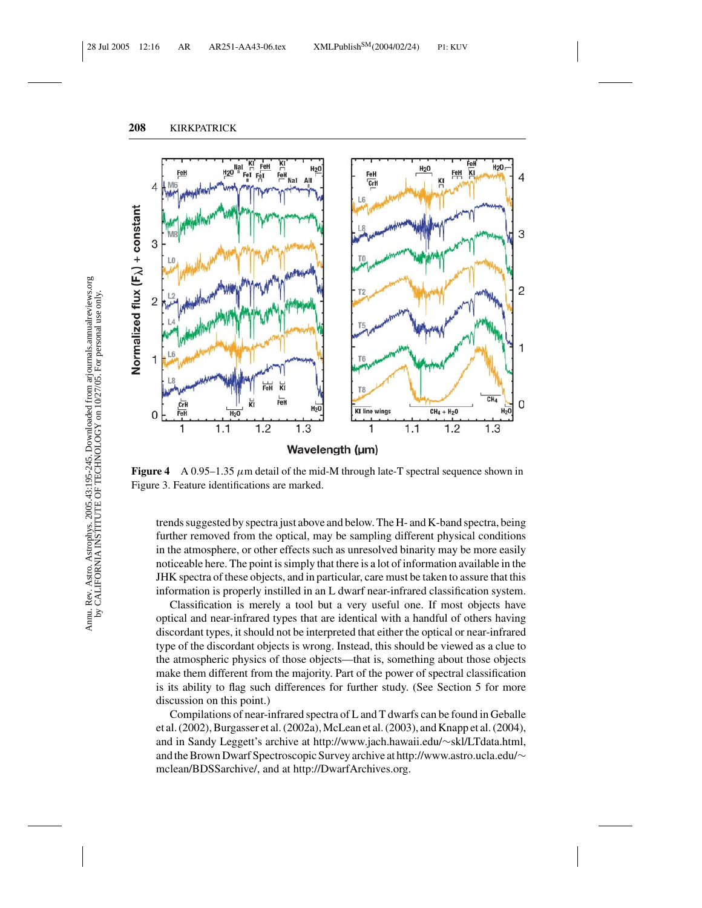**Figure 4** A 0.95–1.35 $\mu$m detail of the mid-M through late-T spectral sequence shown in Figure 3. Feature identifications are marked.

trends suggested by spectra just above and below. The H- and K-band spectra, being further removed from the optical, may be sampling different physical conditions in the atmosphere, or other effects such as unresolved binarity may be more easily noticeable here. The point is simply that there is a lot of information available in the JHK spectra of these objects, and in particular, care must be taken to assure that this information is properly instilled in an L dwarf near-infrared classification system.

Classification is merely a tool but a very useful one. If most objects have optical and near-infrared types that are identical with a handful of others having discordant types, it should not be interpreted that either the optical or near-infrared type of the discordant objects is wrong. Instead, this should be viewed as a clue to the atmospheric physics of those objects—that is, something about those objects make them different from the majority. Part of the power of spectral classification is its ability to flag such differences for further study. (See Section 5 for more discussion on this point.)

Compilations of near-infrared spectra of L and T dwarfs can be found in Geballe et al. (2002), Burgasser et al. (2002a), McLean et al. (2003), and Knapp et al. (2004), and in Sandy Leggett's archive at http://www.jach.hawaii.edu/~skl/LTdata.html, and the Brown Dwarf Spectroscopic Survey archive at http://www.astro.ucla.edu/~mclean/BDSSarchive/, and at http://DwarfArchives.org.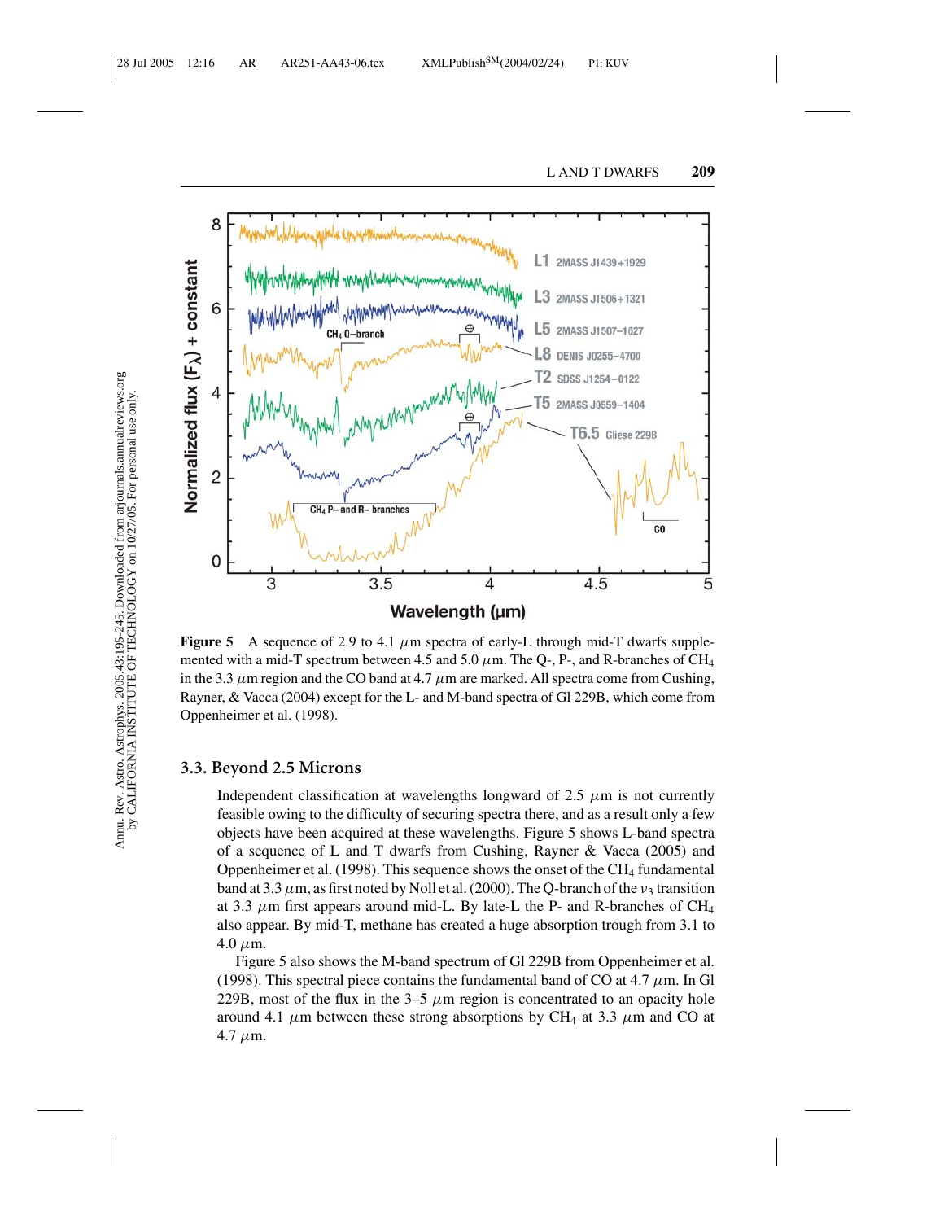**Figure 5** A sequence of 2.9 to 4.1 $\mu$m spectra of early-L through mid-T dwarfs supplemented with a mid-T spectrum between 4.5 and 5.0 $\mu$m. The Q-, P-, and R-branches of $CH_4$ in the 3.3 $\mu$m region and the CO band at 4.7 $\mu$m are marked. All spectra come from Cushing, Rayner, & Vacca (2004) except for the L- and M-band spectra of Gl 229B, which come from Oppenheimer et al. (1998).

### 3.3. Beyond 2.5 Microns

Independent classification at wavelengths longward of 2.5 $\mu$m is not currently feasible owing to the difficulty of securing spectra there, and as a result only a few objects have been acquired at these wavelengths. Figure 5 shows L-band spectra of a sequence of L and T dwarfs from Cushing, Rayner & Vacca (2005) and Oppenheimer et al. (1998). This sequence shows the onset of the $CH_4$ fundamental band at 3.3 $\mu$m, as first noted by Noll et al. (2000). The Q-branch of the $\nu_3$ transition at 3.3 $\mu$m first appears around mid-L. By late-L the P- and R-branches of $CH_4$ also appear. By mid-T, methane has created a huge absorption trough from 3.1 to 4.0 $\mu$m.

Figure 5 also shows the M-band spectrum of Gl 229B from Oppenheimer et al. (1998). This spectral piece contains the fundamental band of CO at 4.7 $\mu$m. In Gl 229B, most of the flux in the 3–5 $\mu$m region is concentrated to an opacity hole around 4.1 $\mu$m between these strong absorptions by $CH_4$ at 3.3 $\mu$m and CO at 4.7 $\mu$m.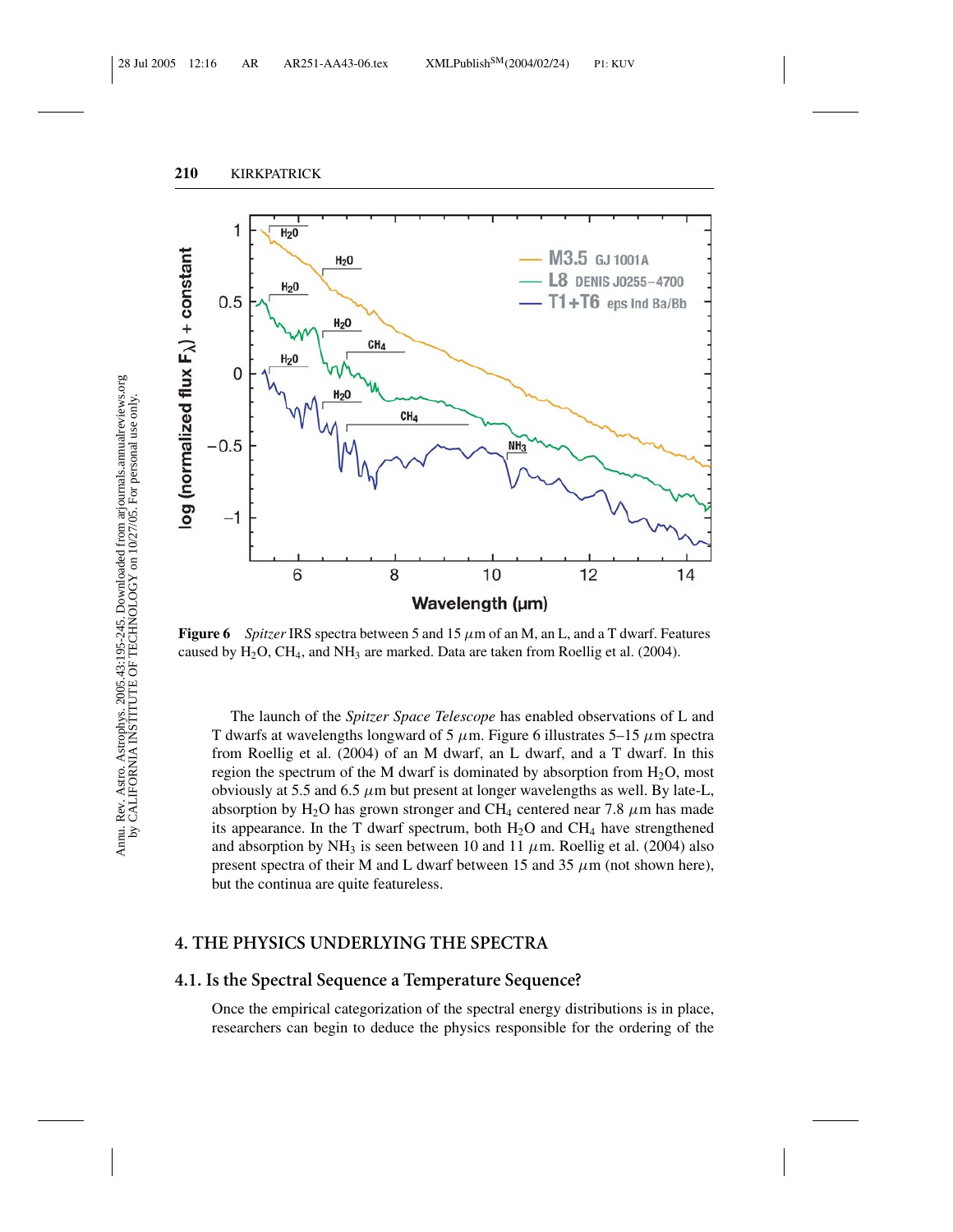**Figure 6** *Spitzer* IRS spectra between 5 and 15 $\mu$m of an M, an L, and a T dwarf. Features caused by $H_2O$, $CH_4$, and $NH_3$ are marked. Data are taken from Roellig et al. (2004).

The launch of the *Spitzer Space Telescope* has enabled observations of L and T dwarfs at wavelengths longward of 5 $\mu$m. Figure 6 illustrates 5–15 $\mu$m spectra from Roellig et al. (2004) of an M dwarf, an L dwarf, and a T dwarf. In this region the spectrum of the M dwarf is dominated by absorption from $H_2O$, most obviously at 5.5 and 6.5 $\mu$m but present at longer wavelengths as well. By late-L, absorption by $H_2O$ has grown stronger and $CH_4$ centered near 7.8 $\mu$m has made its appearance. In the T dwarf spectrum, both $H_2O$ and $CH_4$ have strengthened and absorption by $NH_3$ is seen between 10 and 11 $\mu$m. Roellig et al. (2004) also present spectra of their M and L dwarf between 15 and 35 $\mu$m (not shown here), but the continua are quite featureless.

## 4. THE PHYSICS UNDERLYING THE SPECTRA

### 4.1. Is the Spectral Sequence a Temperature Sequence?

Once the empirical categorization of the spectral energy distributions is in place, researchers can begin to deduce the physics responsible for the ordering of the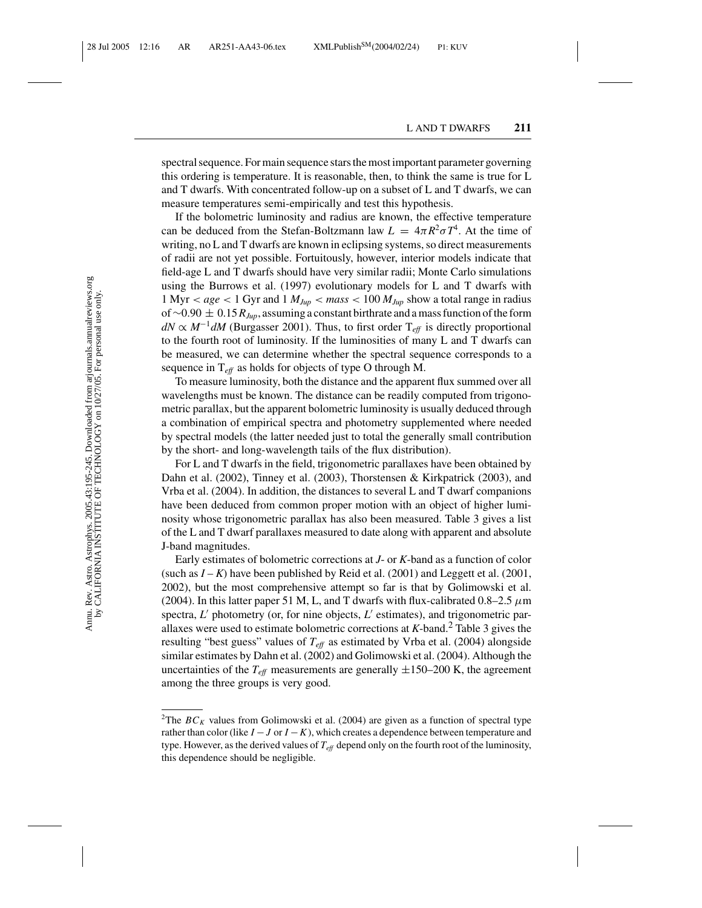spectral sequence. For main sequence stars the most important parameter governing this ordering is temperature. It is reasonable, then, to think the same is true for L and T dwarfs. With concentrated follow-up on a subset of L and T dwarfs, we can measure temperatures semi-empirically and test this hypothesis.

If the bolometric luminosity and radius are known, the effective temperature can be deduced from the Stefan-Boltzmann law $L = 4\pi R^2 \sigma T^4$. At the time of writing, no L and T dwarfs are known in eclipsing systems, so direct measurements of radii are not yet possible. Fortuitously, however, interior models indicate that field-age L and T dwarfs should have very similar radii; Monte Carlo simulations using the Burrows et al. (1997) evolutionary models for L and T dwarfs with 1 Myr $< age <$ 1 Gyr and 1 $M_{Jup} < mass <$ 100 $M_{Jup}$ show a total range in radius of $\sim$0.90 $\pm$ 0.15 $R_{Jup}$, assuming a constant birthrate and a mass function of the form $dN \propto M^{-1} dM$ (Burgasser 2001). Thus, to first order $T_{eff}$ is directly proportional to the fourth root of luminosity. If the luminosities of many L and T dwarfs can be measured, we can determine whether the spectral sequence corresponds to a sequence in $T_{eff}$ as holds for objects of type O through M.

To measure luminosity, both the distance and the apparent flux summed over all wavelengths must be known. The distance can be readily computed from trigonometric parallax, but the apparent bolometric luminosity is usually deduced through a combination of empirical spectra and photometry supplemented where needed by spectral models (the latter needed just to total the generally small contribution by the short- and long-wavelength tails of the flux distribution).

For L and T dwarfs in the field, trigonometric parallaxes have been obtained by Dahn et al. (2002), Tinney et al. (2003), Thorstensen & Kirkpatrick (2003), and Vrba et al. (2004). In addition, the distances to several L and T dwarf companions have been deduced from common proper motion with an object of higher luminosity whose trigonometric parallax has also been measured. Table 3 gives a list of the L and T dwarf parallaxes measured to date along with apparent and absolute J-band magnitudes.

Early estimates of bolometric corrections at *J*- or *K*-band as a function of color (such as $I - K$) have been published by Reid et al. (2001) and Leggett et al. (2001, 2002), but the most comprehensive attempt so far is that by Golimowski et al. (2004). In this latter paper 51 M, L, and T dwarfs with flux-calibrated 0.8–2.5 $\mu$m spectra, $L'$ photometry (or, for nine objects, $L'$ estimates), and trigonometric parallaxes were used to estimate bolometric corrections at *K*-band.[2] Table 3 gives the resulting "best guess" values of $T_{eff}$ as estimated by Vrba et al. (2004) alongside similar estimates by Dahn et al. (2002) and Golimowski et al. (2004). Although the uncertainties of the $T_{eff}$ measurements are generally $\pm$150–200 K, the agreement among the three groups is very good.

[2] The $BC_K$ values from Golimowski et al. (2004) are given as a function of spectral type rather than color (like $I - J$ or $I - K$), which creates a dependence between temperature and type. However, as the derived values of $T_{eff}$ depend only on the fourth root of the luminosity, this dependence should be negligible.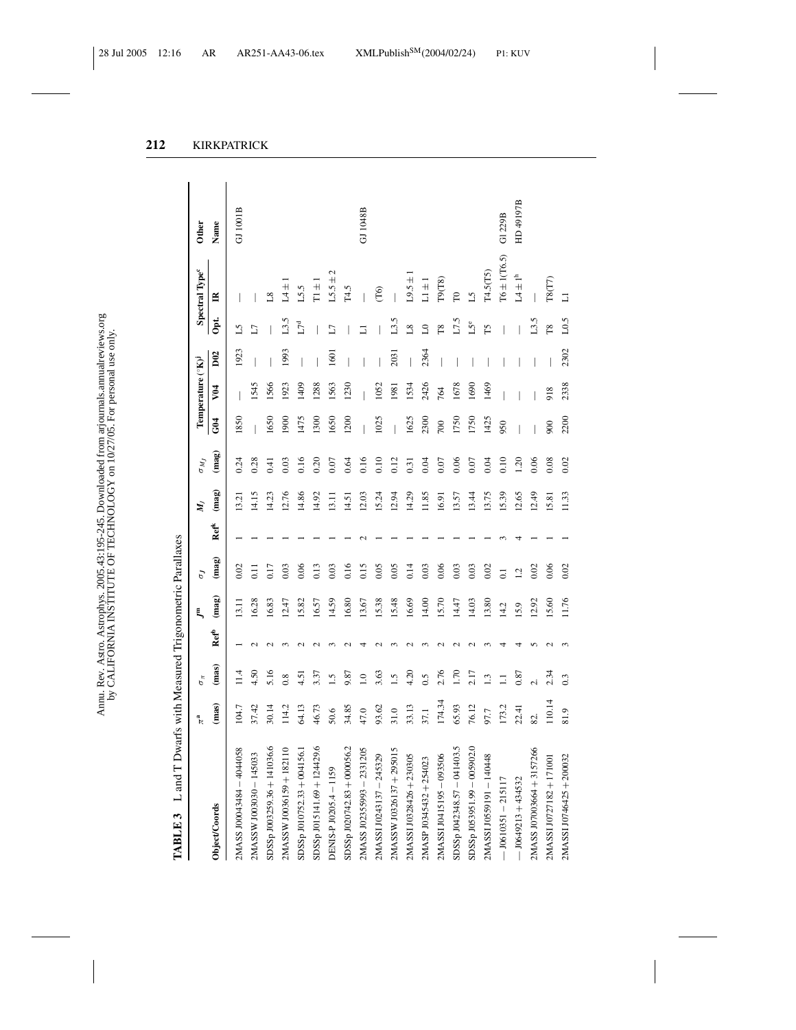**TABLE 3** L and T Dwarfs with Measured Trigonometric Parallaxes

| Object/Coords | $\pi$[a] (mas) | $\sigma_\pi$ (mas) | Ref[b] | $J$[m] (mag) | $\sigma_J$ (mag) | Ref[k] | $M_J$ (mag) | $\sigma_{M_J}$ (mag) | Temperature (°K)[j] G04 | V04 | D02 | Spectral Type[c] Opt. | IR | Other Name |
|---|---|---|---|---|---|---|---|---|---|---|---|---|---|---|
| 2MASS J00043484 − 4044058 | 104.7 | 11.4 | 1 | 13.11 | 0.02 | 1 | 13.21 | 0.24 | 1850 | — | 1923 | L5 | — | GJ 1001B |
| 2MASSW J003030 − 145033 | 37.42 | 4.50 | 2 | 16.28 | 0.11 | 1 | 14.15 | 0.28 | — | 1545 | — | L7 | — | |
| SDSSp J003259.36 + 141036.6 | 30.14 | 5.16 | 2 | 16.83 | 0.17 | 1 | 14.23 | 0.41 | 1650 | 1566 | — | — | L8 | |
| 2MASSW J0036159 + 182110 | 114.2 | 0.8 | 3 | 12.47 | 0.03 | 1 | 12.76 | 0.03 | 1900 | 1923 | 1993 | L3.5 | L4 ± 1 | |
| SDSSp J010752.33 + 004156.1 | 64.13 | 4.51 | 2 | 15.82 | 0.06 | 1 | 14.86 | 0.16 | 1475 | 1409 | — | L7[d] | L5.5 | |
| SDSSp J015141.69 + 124429.6 | 46.73 | 3.37 | 2 | 16.57 | 0.13 | 1 | 14.92 | 0.20 | 1300 | 1288 | — | — | T1 ± 1 | |
| DENIS-P J0205.4 − 1159 | 50.6 | 1.5 | 3 | 14.59 | 0.03 | 1 | 13.11 | 0.07 | 1650 | 1563 | 1601 | L7 | L5.5 ± 2 | |
| SDSSp J020742.83 + 000056.2 | 34.85 | 9.87 | 2 | 16.80 | 0.16 | 1 | 14.51 | 0.64 | 1200 | 1230 | — | — | T4.5 | |
| 2MASS J02355993 − 2331205 | 47.0 | 1.0 | 4 | 13.67 | 0.15 | 2 | 12.03 | 0.16 | — | — | — | L1 | — | GJ 1048B |
| 2MASSI J0243137 − 245329 | 93.62 | 3.63 | 2 | 15.38 | 0.05 | 1 | 15.24 | 0.10 | 1025 | 1052 | — | — | (T6) | |
| 2MASSW J0326137 + 295015 | 31.0 | 1.5 | 3 | 15.48 | 0.05 | 1 | 12.94 | 0.12 | — | 1981 | 2031 | L3.5 | — | |
| 2MASSI J0328426 + 230205 | 33.13 | 4.20 | 2 | 16.69 | 0.14 | 1 | 14.29 | 0.31 | 1625 | 1534 | — | L8 | L9.5 ± 1 | |
| 2MASP J0345432 + 254023 | 37.1 | 0.5 | 3 | 14.00 | 0.03 | 1 | 11.85 | 0.04 | 2300 | 2426 | 2364 | L0 | L1 ± 1 | |
| 2MASSI J0415195 − 093506 | 174.34 | 2.76 | 2 | 15.70 | 0.06 | 1 | 16.91 | 0.07 | 700 | 764 | — | T8 | T9(T8) | |
| SDSSp J042348.57 − 041403.5 | 65.93 | 1.70 | 2 | 14.47 | 0.03 | 1 | 13.57 | 0.06 | 1750 | 1678 | — | L7.5 | T0 | |
| SDSSp J053951.99 − 005902.0 | 76.12 | 2.17 | 2 | 14.03 | 0.03 | 1 | 13.44 | 0.07 | 1750 | 1690 | — | L5[e] | L5 | |
| 2MASSI J0559191 − 140448 | 97.7 | 1.3 | 3 | 13.80 | 0.02 | 1 | 13.75 | 0.04 | 1425 | 1469 | — | T5 | T4.5(T5) | |
| — J0610351 − 215117 | 173.2 | 1.1 | 4 | 14.2 | 0.1 | 3 | 15.39 | 0.10 | 950 | — | — | — | T6 ± 1(T6.5) | Gl 229B |
| — J0649213 + 434532 | 22.41 | 0.87 | 4 | 15.9 | 1.2 | 4 | 12.65 | 1.20 | — | — | — | — | L4 ± 1[h] | HD 49197B |
| 2MASS J07003664 + 3157266 | 82. | 2. | 5 | 12.92 | 0.02 | 1 | 12.49 | 0.06 | — | — | — | L3.5 | — | |
| 2MASSI J0727182 + 171001 | 110.14 | 2.34 | 2 | 15.60 | 0.06 | 1 | 15.81 | 0.08 | 900 | 918 | — | T8 | T8(T7) | |
| 2MASSI J0746425 + 200032 | 81.9 | 0.3 | 3 | 11.76 | 0.02 | 1 | 11.33 | 0.02 | 2200 | 2338 | 2302 | L0.5 | L1 | |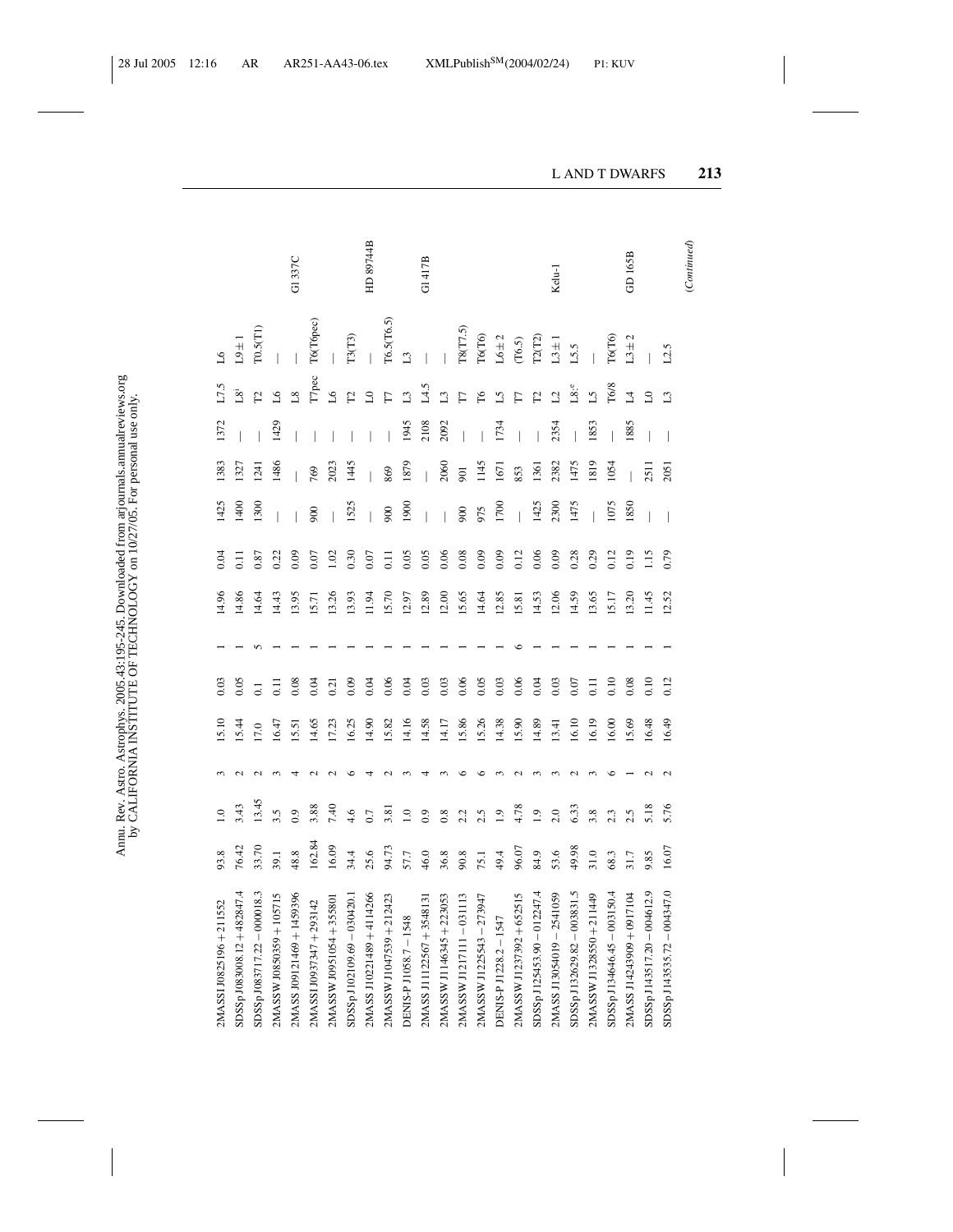| | | | | | | | | | | | | | | |
|---|---|---|---|---|---|---|---|---|---|---|---|---|---|---|
| 2MASSI J0825196 + 211552 | 93.8 | 1.0 | 3 | 15.10 | 0.03 | 1 | 14.96 | 0.04 | 1425 | 1383 | 1372 | L7.5 | L6 | |
| SDSSp J083008.12 + 482847.4 | 76.42 | 3.43 | 2 | 15.44 | 0.05 | 1 | 14.86 | 0.11 | 1400 | 1327 | — | L8[i] | L9 ± 1 | |
| SDSSp J083717.22 − 000018.3 | 33.70 | 13.45 | 2 | 17.0 | 0.1 | 5 | 14.64 | 0.87 | 1300 | 1241 | — | T2 | T0.5(T1) | |
| 2MASSW J0850359 + 105715 | 39.1 | 3.5 | 3 | 16.47 | 0.11 | 1 | 14.43 | 0.22 | — | 1486 | 1429 | L6 | — | |
| 2MASS J09121469 + 1459396 | 48.8 | 0.9 | 4 | 15.51 | 0.08 | 1 | 13.95 | 0.09 | — | — | — | L8 | — | Gl 337C |
| 2MASSI J0937347 + 293142 | 162.84 | 3.88 | 2 | 14.65 | 0.04 | 1 | 15.71 | 0.07 | 900 | 769 | — | T7pec | T6(T6pec) | |
| 2MASSW J0951054 + 355801 | 16.09 | 7.40 | 2 | 17.23 | 0.21 | 1 | 13.26 | 1.02 | — | 2023 | — | L6 | — | |
| SDSSp J102109.69 − 030420.1 | 34.4 | 4.6 | 6 | 16.25 | 0.09 | 1 | 13.93 | 0.30 | 1525 | 1445 | — | T2 | T3(T3) | |
| 2MASS J10221489 + 4114266 | 25.6 | 0.7 | 4 | 14.90 | 0.04 | 1 | 11.94 | 0.07 | — | — | — | L0 | — | HD 89744B |
| 2MASSW J1047539 + 212423 | 94.73 | 3.81 | 2 | 15.82 | 0.06 | 1 | 15.70 | 0.11 | 900 | 869 | — | T7 | T6.5(T6.5) | |
| DENIS-P J1058.7 − 1548 | 57.7 | 1.0 | 3 | 14.16 | 0.04 | 1 | 12.97 | 0.05 | 1900 | 1879 | 1945 | L3 | L3 | |
| 2MASS J11122567 + 3548131 | 46.0 | 0.9 | 4 | 14.58 | 0.03 | 1 | 12.89 | 0.05 | — | — | 2108 | L4.5 | — | Gl 417B |
| 2MASSW J1146345 + 223053 | 36.8 | 0.8 | 3 | 14.17 | 0.03 | 1 | 12.00 | 0.06 | — | 2060 | 2092 | L3 | — | |
| 2MASSW J1217111 − 031113 | 90.8 | 2.2 | 6 | 15.86 | 0.06 | 1 | 15.65 | 0.08 | 900 | 901 | — | T7 | T8(T7.5) | |
| 2MASSW J1225543 − 273947 | 75.1 | 2.5 | 6 | 15.26 | 0.05 | 1 | 14.64 | 0.09 | 975 | 1145 | — | T6 | T6(T6) | |
| DENIS-P J1228.2 − 1547 | 49.4 | 1.9 | 3 | 14.38 | 0.03 | 1 | 12.85 | 0.09 | 1700 | 1671 | 1734 | L5 | L6 ± 2 | |
| 2MASSW J1237392 + 652615 | 96.07 | 4.78 | 2 | 15.90 | 0.06 | 6 | 15.81 | 0.12 | — | 853 | — | T7 | (T6.5) | |
| SDSSp J125453.90 − 012247.4 | 84.9 | 1.9 | 3 | 14.89 | 0.04 | 1 | 14.53 | 0.06 | 1425 | 1361 | — | T2 | T2(T2) | |
| 2MASS J13054019 − 2541059 | 53.6 | 2.0 | 3 | 13.41 | 0.03 | 1 | 12.06 | 0.09 | 2300 | 2382 | 2354 | L2 | L3 ± 1 | Kelu-1 |
| SDSSp J132629.82 − 003831.5 | 49.98 | 6.33 | 2 | 16.10 | 0.07 | 1 | 14.59 | 0.28 | 1475 | 1475 | — | L8:[e] | L5.5 | |
| 2MASSW J1328550 + 211449 | 31.0 | 3.8 | 3 | 16.19 | 0.11 | 1 | 13.65 | 0.29 | — | 1819 | 1853 | L5 | — | |
| SDSSp J134646.45 − 003150.4 | 68.3 | 2.3 | 6 | 16.00 | 0.10 | 1 | 15.17 | 0.12 | 1075 | 1054 | — | T6/8 | T6(T6) | |
| 2MASS J14243909 + 0917104 | 31.7 | 2.5 | 1 | 15.69 | 0.08 | 1 | 13.20 | 0.19 | 1850 | — | 1885 | L4 | L3 ± 2 | GD 165B |
| SDSSp J143517.20 − 004612.9 | 9.85 | 5.18 | 2 | 16.48 | 0.10 | 1 | 11.45 | 1.15 | — | 2511 | — | L0 | — | |
| SDSSp J143535.72 − 004347.0 | 16.07 | 5.76 | 2 | 16.49 | 0.12 | 1 | 12.52 | 0.79 | — | 2051 | — | L3 | L2.5 | |

(*Continued*)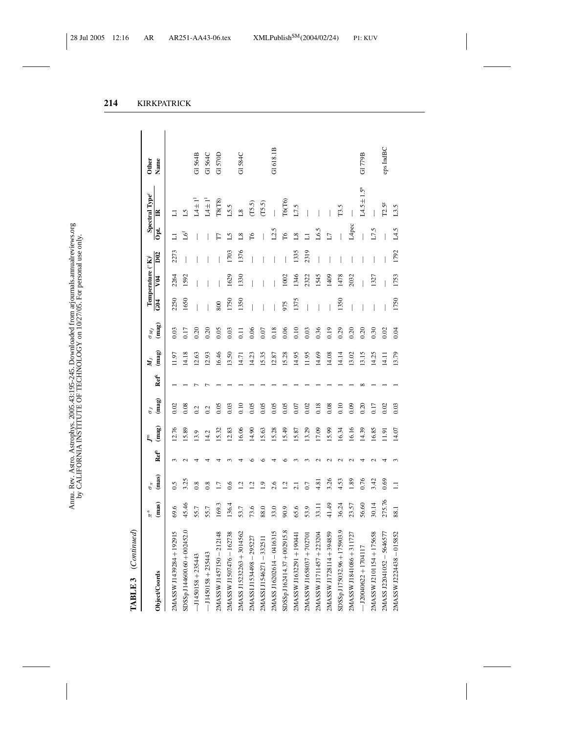**TABLE 3** (*Continued*)

| Object/Coords | $\pi$[a] (mas) | $\sigma_\pi$ (mas) | Ref[b] | $J$[m] (mag) | $\sigma_J$ (mag) | Ref[k] | $M_J$ (mag) | $\sigma_{M_J}$ (mag) | Temperature (°K)[j] G04 | V04 | D02 | Spectral Type[c] Opt. | IR | Other Name |
|---|---|---|---|---|---|---|---|---|---|---|---|---|---|---|
| 2MASSW J1439284 + 192915 | 69.6 | 0.5 | 3 | 12.76 | 0.02 | 1 | 11.97 | 0.03 | 2250 | 2264 | 2273 | L1 | L1 | |
| SDSSp J144600.60 + 002452.0 | 45.46 | 3.25 | 2 | 15.89 | 0.08 | 1 | 14.18 | 0.17 | 1650 | 1592 | — | L6[f] | L5 | |
| —J1450158 + 235443 | 55.7 | 0.8 | 4 | 13.9 | 0.2 | 7 | 12.63 | 0.20 | — | — | — | — | L4 ± 1[l] | Gl 564B |
| —J1450158 + 235443 | 55.7 | 0.8 | 4 | 14.2 | 0.2 | 7 | 12.93 | 0.20 | — | — | — | — | L4 ± 1[l] | Gl 564C |
| 2MASSW J1457150 − 212148 | 169.3 | 1.7 | 4 | 15.32 | 0.05 | 1 | 16.46 | 0.05 | 800 | — | — | T7 | T8(T8) | Gl 570D |
| 2MASSW J1507476 − 162738 | 136.4 | 0.6 | 3 | 12.83 | 0.03 | 1 | 13.50 | 0.03 | 1750 | 1629 | 1703 | L5 | L5.5 | |
| 2MASS J15232263 + 3014562 | 53.7 | 1.2 | 4 | 16.06 | 0.10 | 1 | 14.71 | 0.11 | 1350 | 1330 | 1376 | L8 | L8 | Gl 584C |
| 2MASSI J1534498 − 295227 | 73.6 | 1.2 | 6 | 14.90 | 0.05 | 1 | 14.23 | 0.06 | — | — | — | T6 | (T5.5) | |
| 2MASSI J1546271 − 332511 | 88.0 | 1.9 | 6 | 15.63 | 0.05 | 1 | 15.35 | 0.07 | — | — | — | — | (T5.5) | |
| 2MASS J16202614 − 0416315 | 33.0 | 2.6 | 4 | 15.28 | 0.05 | 1 | 12.87 | 0.18 | — | — | — | L2.5 | — | Gl 618.1B |
| SDSSp J162414.37 + 002915.8 | 90.9 | 1.2 | 6 | 15.49 | 0.05 | 1 | 15.28 | 0.06 | 975 | 1002 | — | T6 | T6(T6) | |
| 2MASSW J1632291 + 190441 | 65.6 | 2.1 | 3 | 15.87 | 0.07 | 1 | 14.95 | 0.10 | 1375 | 1346 | 1335 | L8 | L7.5 | |
| 2MASSW J1658037 + 702701 | 53.9 | 0.7 | 3 | 13.29 | 0.02 | 1 | 11.95 | 0.03 | — | 2322 | 2319 | L1 | — | |
| 2MASSW J1711457 + 223204 | 33.11 | 4.81 | 2 | 17.09 | 0.18 | 1 | 14.69 | 0.36 | — | 1545 | — | L6.5 | — | |
| 2MASSW J1728114 + 394859 | 41.49 | 3.26 | 2 | 15.99 | 0.08 | 1 | 14.08 | 0.19 | — | 1409 | — | L7 | — | |
| SDSSp J175032.96 + 175903.9 | 36.24 | 4.53 | 2 | 16.34 | 0.10 | 1 | 14.14 | 0.29 | 1350 | 1478 | — | — | T3.5 | |
| 2MASSW J1841086 + 311727 | 23.57 | 1.89 | 2 | 16.16 | 0.09 | 1 | 13.02 | 0.20 | — | 2032 | — | L4pec | — | |
| —J20040622 + 1704117 | 56.60 | 0.76 | 4 | 14.39 | 0.20 | 8 | 13.15 | 0.20 | — | — | — | — | L4.5 ± 1.5[n] | Gl 779B |
| 2MASSW J2101154 + 175658 | 30.14 | 3.42 | 2 | 16.85 | 0.17 | 1 | 14.25 | 0.30 | — | 1327 | — | L7.5 | — | |
| 2MASS J22041052 − 5646577 | 275.76 | 0.69 | 4 | 11.91 | 0.02 | 1 | 14.11 | 0.02 | — | — | — | — | T2.5[g] | eps IndBC |
| 2MASSW J2224438 − 015852 | 88.1 | 1.1 | 3 | 14.07 | 0.03 | 1 | 13.79 | 0.04 | 1750 | 1753 | 1792 | L4.5 | L3.5 | |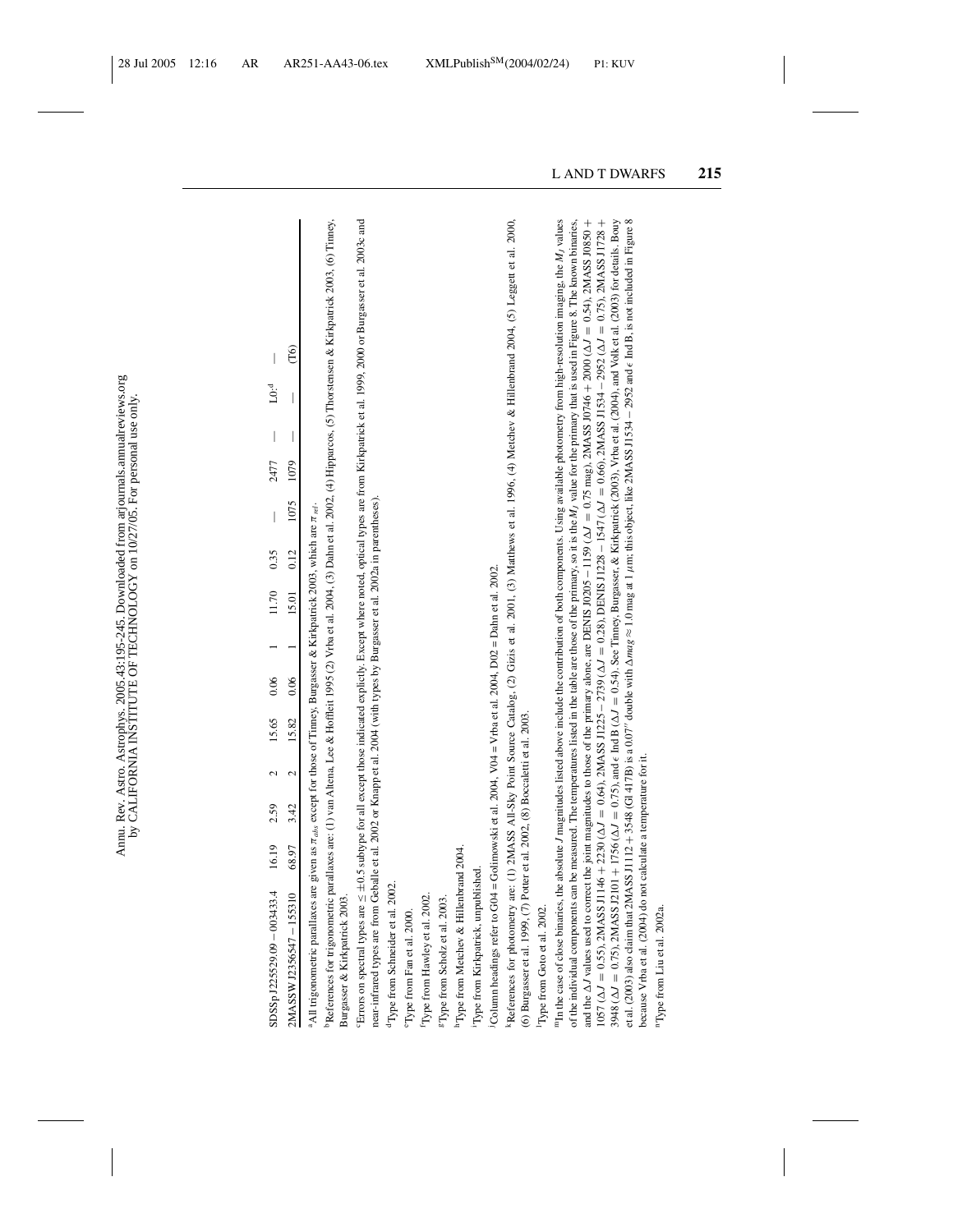| | | | | | | | | | | | | |
|---|---|---|---|---|---|---|---|---|---|---|---|---|
| SDSSp J225529.09 − 003433.4 | 16.19 | 2.59 | 2 | 15.65 | 0.06 | 1 | 11.70 | 0.35 | — | 2477 | — | L0:[d] | — |
| 2MASSW J2356547 − 155310 | 68.97 | 3.42 | 2 | 15.82 | 0.06 | 1 | 15.01 | 0.12 | 1075 | 1079 | — | — | (T6) |

[a]All trigonometric parallaxes are given as $\pi_{abs}$ except for those of Tinney, Burgasser & Kirkpatrick 2003, which are $\pi_{rel}$.

[b]References for trigonometric parallaxes are: (1) van Altena, Lee & Hoffleit 1995 (2) Vrba et al. 2004, (3) Dahn et al. 2002, (4) Hipparcos, (5) Thorstensen & Kirkpatrick 2003, (6) Tinney, Burgasser & Kirkpatrick 2003.

[c]Errors on spectral types are ≤ ±0.5 subtype for all except those indicated explictly. Except where noted, optical types are from Kirkpatrick et al. 1999, 2000 or Burgasser et al. 2003c and near-infrared types are from Geballe et al. 2002 or Knapp et al. 2004 (with types by Burgasser et al. 2002a in parentheses).

[d]Type from Schneider et al. 2002.

[e]Type from Fan et al. 2000.

[f]Type from Hawley et al. 2002.

[g]Type from Scholz et al. 2003.

[h]Type from Metchev & Hillenbrand 2004.

[i]Type from Kirkpatrick, unpublished.

[j]Column headings refer to G04 = Golimowski et al. 2004, V04 = Vrba et al. 2004, D02 = Dahn et al. 2002.

[k]References for photometry are: (1) 2MASS All-Sky Point Source Catalog, (2) Gizis et al. 2001, (3) Matthews et al. 1996, (4) Metchev & Hillenbrand 2004, (5) Leggett et al. 2000, (6) Burgasser et al. 1999, (7) Potter et al. 2002, (8) Boccaletti et al. 2003.

[l]Type from Goto et al. 2002.

[m]In the case of close binaries, the absolute $J$ magnitudes listed above include the contribution of both components. Using available photometry from high-resolution imaging, the $M_J$ values of the individual components can be measured. The temperatures listed in the table are those of the primary, so it is the $M_J$ value for the primary that is used in Figure 8. The known binaries, and the $\Delta J$ values used to correct the joint magnitudes to those of the primary alone, are DENIS J0205 − 1159 ($\Delta J$ = 0.75 mag), 2MASS J0746 + 2000 ($\Delta J$ = 0.54), 2MASS J0850 + 1057 ($\Delta J$ = 0.55), 2MASS J1146 + 2230 ($\Delta J$ = 0.64), 2MASS J1225 − 2739 ($\Delta J$ = 0.28), DENIS J1228 − 1547 ($\Delta J$ = 0.66), 2MASS J1534 − 2952 ($\Delta J$ = 0.75), 2MASS J1728 + 3948 ($\Delta J$ = 0.75), 2MASS J2101 + 1756 ($\Delta J$ = 0.75), and $\epsilon$ Ind B ($\Delta J$ = 0.54). See Tinney, Burgasser, & Kirkpatrick (2003), Vrba et al. (2004), and Volk et al. (2003) for details. Bouy et al. (2003) also claim that 2MASS J1112 + 3548 (Gl 417B) is a 0.07″ double with $\Delta mag \approx 1.0$ mag at 1 μm; this object, like 2MASS J1534 − 2952 and $\epsilon$ Ind B, is not included in Figure 8 because Vrba et al. (2004) do not calculate a temperature for it.

[n]Type from Liu et al. 2002a.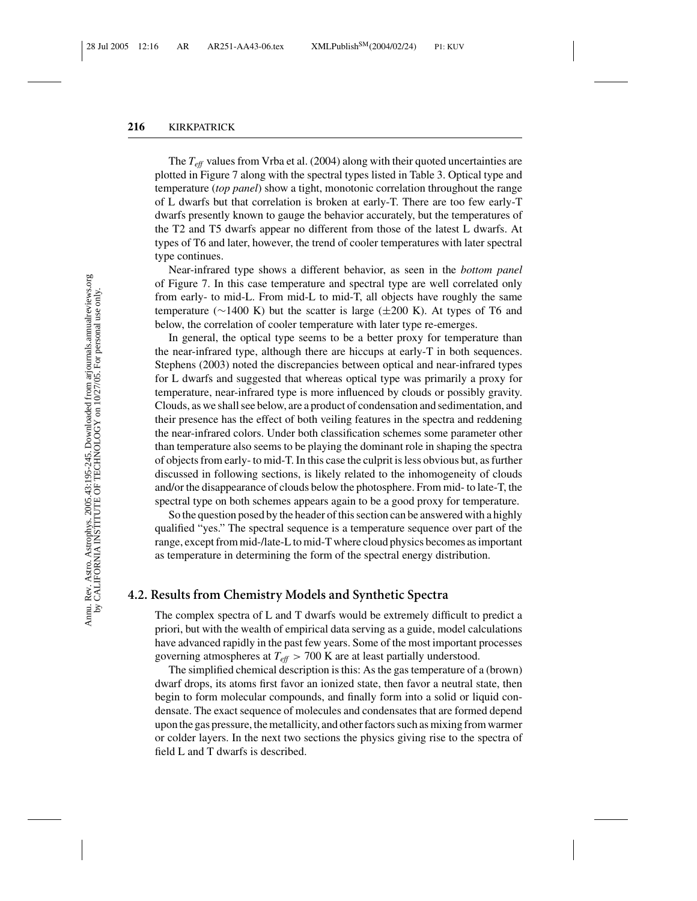The $T_{eff}$ values from Vrba et al. (2004) along with their quoted uncertainties are plotted in Figure 7 along with the spectral types listed in Table 3. Optical type and temperature (*top panel*) show a tight, monotonic correlation throughout the range of L dwarfs but that correlation is broken at early-T. There are too few early-T dwarfs presently known to gauge the behavior accurately, but the temperatures of the T2 and T5 dwarfs appear no different from those of the latest L dwarfs. At types of T6 and later, however, the trend of cooler temperatures with later spectral type continues.

Near-infrared type shows a different behavior, as seen in the *bottom panel* of Figure 7. In this case temperature and spectral type are well correlated only from early- to mid-L. From mid-L to mid-T, all objects have roughly the same temperature ($\sim$1400 K) but the scatter is large ($\pm$200 K). At types of T6 and below, the correlation of cooler temperature with later type re-emerges.

In general, the optical type seems to be a better proxy for temperature than the near-infrared type, although there are hiccups at early-T in both sequences. Stephens (2003) noted the discrepancies between optical and near-infrared types for L dwarfs and suggested that whereas optical type was primarily a proxy for temperature, near-infrared type is more influenced by clouds or possibly gravity. Clouds, as we shall see below, are a product of condensation and sedimentation, and their presence has the effect of both veiling features in the spectra and reddening the near-infrared colors. Under both classification schemes some parameter other than temperature also seems to be playing the dominant role in shaping the spectra of objects from early- to mid-T. In this case the culprit is less obvious but, as further discussed in following sections, is likely related to the inhomogeneity of clouds and/or the disappearance of clouds below the photosphere. From mid- to late-T, the spectral type on both schemes appears again to be a good proxy for temperature.

So the question posed by the header of this section can be answered with a highly qualified "yes." The spectral sequence is a temperature sequence over part of the range, except from mid-/late-L to mid-T where cloud physics becomes as important as temperature in determining the form of the spectral energy distribution.

## 4.2. Results from Chemistry Models and Synthetic Spectra

The complex spectra of L and T dwarfs would be extremely difficult to predict a priori, but with the wealth of empirical data serving as a guide, model calculations have advanced rapidly in the past few years. Some of the most important processes governing atmospheres at $T_{eff} > 700$ K are at least partially understood.

The simplified chemical description is this: As the gas temperature of a (brown) dwarf drops, its atoms first favor an ionized state, then favor a neutral state, then begin to form molecular compounds, and finally form into a solid or liquid condensate. The exact sequence of molecules and condensates that are formed depend upon the gas pressure, the metallicity, and other factors such as mixing from warmer or colder layers. In the next two sections the physics giving rise to the spectra of field L and T dwarfs is described.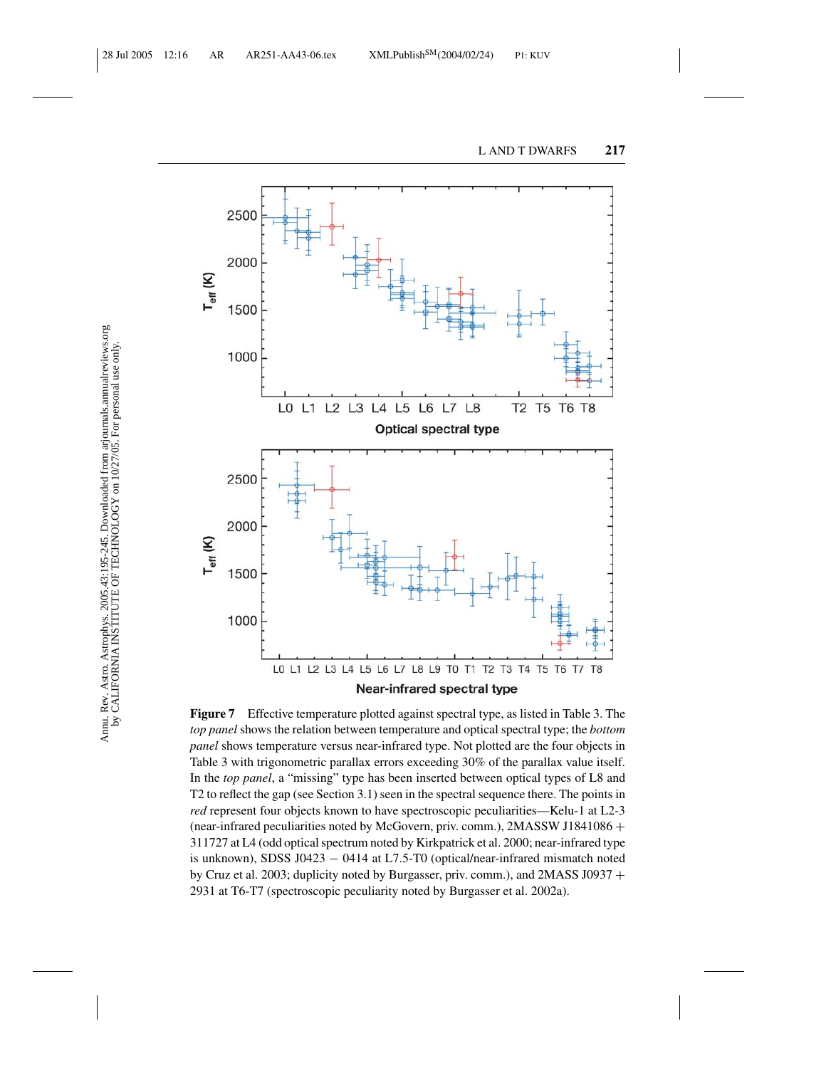**Figure 7** Effective temperature plotted against spectral type, as listed in Table 3. The *top panel* shows the relation between temperature and optical spectral type; the *bottom panel* shows temperature versus near-infrared type. Not plotted are the four objects in Table 3 with trigonometric parallax errors exceeding 30% of the parallax value itself. In the *top panel*, a "missing" type has been inserted between optical types of L8 and T2 to reflect the gap (see Section 3.1) seen in the spectral sequence there. The points in *red* represent four objects known to have spectroscopic peculiarities—Kelu-1 at L2-3 (near-infrared peculiarities noted by McGovern, priv. comm.), 2MASSW J1841086 + 311727 at L4 (odd optical spectrum noted by Kirkpatrick et al. 2000; near-infrared type is unknown), SDSS J0423 − 0414 at L7.5-T0 (optical/near-infrared mismatch noted by Cruz et al. 2003; duplicity noted by Burgasser, priv. comm.), and 2MASS J0937 + 2931 at T6-T7 (spectroscopic peculiarity noted by Burgasser et al. 2002a).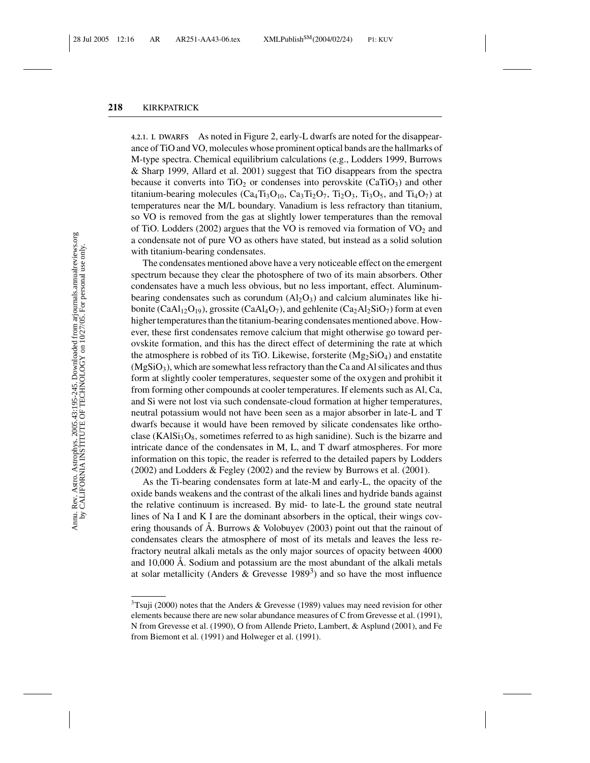4.2.1. L DWARFS As noted in Figure 2, early-L dwarfs are noted for the disappearance of TiO and VO, molecules whose prominent optical bands are the hallmarks of M-type spectra. Chemical equilibrium calculations (e.g., Lodders 1999, Burrows & Sharp 1999, Allard et al. 2001) suggest that TiO disappears from the spectra because it converts into $TiO_2$ or condenses into perovskite ($CaTiO_3$) and other titanium-bearing molecules ($Ca_4Ti_3O_{10}$, $Ca_3Ti_2O_7$, $Ti_2O_3$, $Ti_3O_5$, and $Ti_4O_7$) at temperatures near the M/L boundary. Vanadium is less refractory than titanium, so VO is removed from the gas at slightly lower temperatures than the removal of TiO. Lodders (2002) argues that the VO is removed via formation of $VO_2$ and a condensate not of pure VO as others have stated, but instead as a solid solution with titanium-bearing condensates.

The condensates mentioned above have a very noticeable effect on the emergent spectrum because they clear the photosphere of two of its main absorbers. Other condensates have a much less obvious, but no less important, effect. Aluminum-bearing condensates such as corundum ($Al_2O_3$) and calcium aluminates like hibonite ($CaAl_{12}O_{19}$), grossite ($CaAl_4O_7$), and gehlenite ($Ca_2Al_2SiO_7$) form at even higher temperatures than the titanium-bearing condensates mentioned above. However, these first condensates remove calcium that might otherwise go toward perovskite formation, and this has the direct effect of determining the rate at which the atmosphere is robbed of its TiO. Likewise, forsterite ($Mg_2SiO_4$) and enstatite ($MgSiO_3$), which are somewhat less refractory than the Ca and Al silicates and thus form at slightly cooler temperatures, sequester some of the oxygen and prohibit it from forming other compounds at cooler temperatures. If elements such as Al, Ca, and Si were not lost via such condensate-cloud formation at higher temperatures, neutral potassium would not have been seen as a major absorber in late-L and T dwarfs because it would have been removed by silicate condensates like orthoclase ($KAlSi_3O_8$, sometimes referred to as high sanidine). Such is the bizarre and intricate dance of the condensates in M, L, and T dwarf atmospheres. For more information on this topic, the reader is referred to the detailed papers by Lodders (2002) and Lodders & Fegley (2002) and the review by Burrows et al. (2001).

As the Ti-bearing condensates form at late-M and early-L, the opacity of the oxide bands weakens and the contrast of the alkali lines and hydride bands against the relative continuum is increased. By mid- to late-L the ground state neutral lines of Na I and K I are the dominant absorbers in the optical, their wings covering thousands of Å. Burrows & Volobuyev (2003) point out that the rainout of condensates clears the atmosphere of most of its metals and leaves the less refractory neutral alkali metals as the only major sources of opacity between 4000 and 10,000 Å. Sodium and potassium are the most abundant of the alkali metals at solar metallicity (Anders & Grevesse 1989[3]) and so have the most influence

[3]Tsuji (2000) notes that the Anders & Grevesse (1989) values may need revision for other elements because there are new solar abundance measures of C from Grevesse et al. (1991), N from Grevesse et al. (1990), O from Allende Prieto, Lambert, & Asplund (2001), and Fe from Biemont et al. (1991) and Holweger et al. (1991).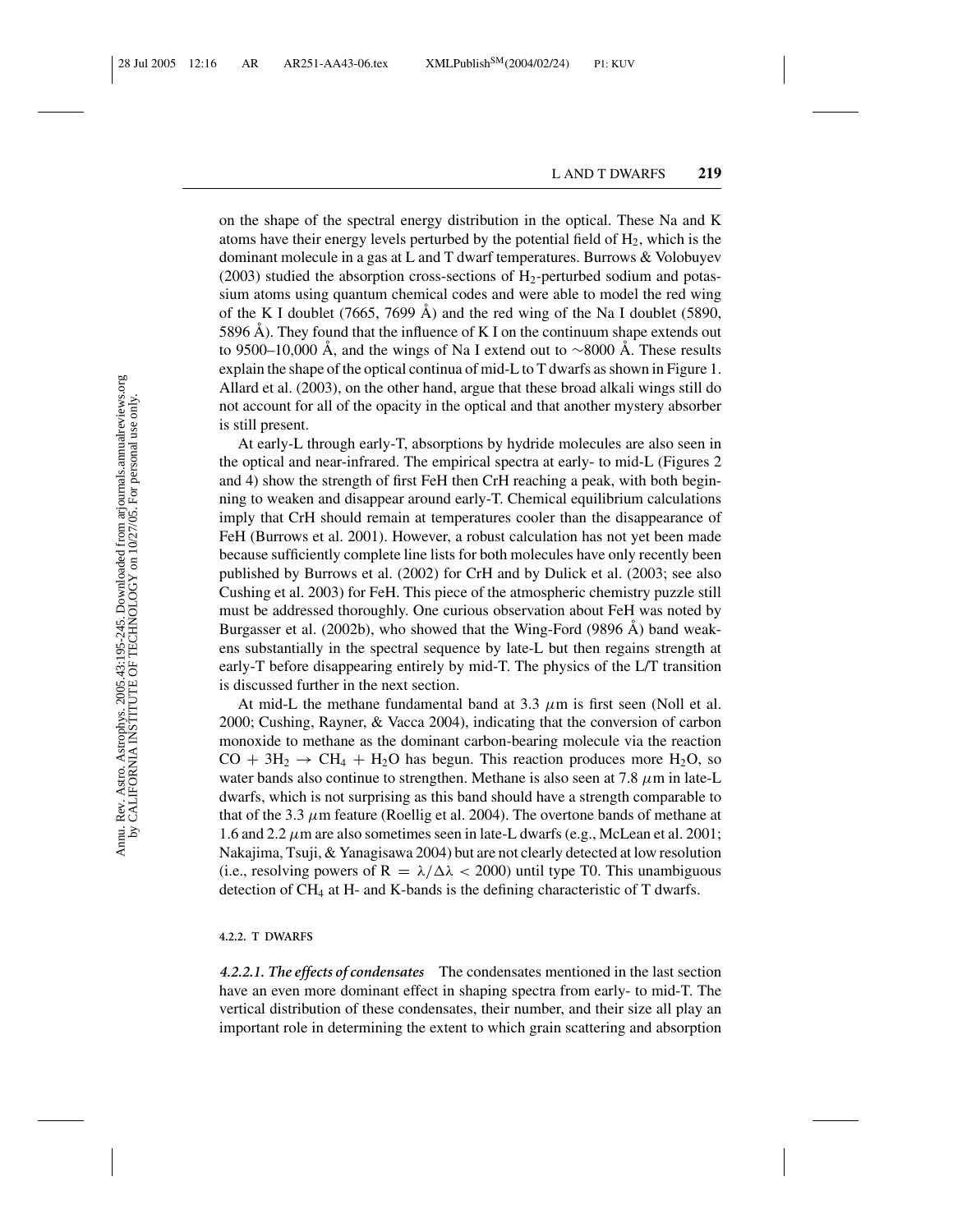on the shape of the spectral energy distribution in the optical. These Na and K atoms have their energy levels perturbed by the potential field of $H_2$, which is the dominant molecule in a gas at L and T dwarf temperatures. Burrows & Volobuyev (2003) studied the absorption cross-sections of $H_2$-perturbed sodium and potassium atoms using quantum chemical codes and were able to model the red wing of the K I doublet (7665, 7699 Å) and the red wing of the Na I doublet (5890, 5896 Å). They found that the influence of K I on the continuum shape extends out to 9500–10,000 Å, and the wings of Na I extend out to ~8000 Å. These results explain the shape of the optical continua of mid-L to T dwarfs as shown in Figure 1. Allard et al. (2003), on the other hand, argue that these broad alkali wings still do not account for all of the opacity in the optical and that another mystery absorber is still present.

At early-L through early-T, absorptions by hydride molecules are also seen in the optical and near-infrared. The empirical spectra at early- to mid-L (Figures 2 and 4) show the strength of first FeH then CrH reaching a peak, with both beginning to weaken and disappear around early-T. Chemical equilibrium calculations imply that CrH should remain at temperatures cooler than the disappearance of FeH (Burrows et al. 2001). However, a robust calculation has not yet been made because sufficiently complete line lists for both molecules have only recently been published by Burrows et al. (2002) for CrH and by Dulick et al. (2003; see also Cushing et al. 2003) for FeH. This piece of the atmospheric chemistry puzzle still must be addressed thoroughly. One curious observation about FeH was noted by Burgasser et al. (2002b), who showed that the Wing-Ford (9896 Å) band weakens substantially in the spectral sequence by late-L but then regains strength at early-T before disappearing entirely by mid-T. The physics of the L/T transition is discussed further in the next section.

At mid-L the methane fundamental band at 3.3 $\mu$m is first seen (Noll et al. 2000; Cushing, Rayner, & Vacca 2004), indicating that the conversion of carbon monoxide to methane as the dominant carbon-bearing molecule via the reaction $CO + 3H_2 \rightarrow CH_4 + H_2O$ has begun. This reaction produces more $H_2O$, so water bands also continue to strengthen. Methane is also seen at 7.8 $\mu$m in late-L dwarfs, which is not surprising as this band should have a strength comparable to that of the 3.3 $\mu$m feature (Roellig et al. 2004). The overtone bands of methane at 1.6 and 2.2 $\mu$m are also sometimes seen in late-L dwarfs (e.g., McLean et al. 2001; Nakajima, Tsuji, & Yanagisawa 2004) but are not clearly detected at low resolution (i.e., resolving powers of $R = \lambda/\Delta\lambda < 2000$) until type T0. This unambiguous detection of $CH_4$ at H- and K-bands is the defining characteristic of T dwarfs.

#### 4.2.2. T DWARFS

***4.2.2.1. The effects of condensates*** The condensates mentioned in the last section have an even more dominant effect in shaping spectra from early- to mid-T. The vertical distribution of these condensates, their number, and their size all play an important role in determining the extent to which grain scattering and absorption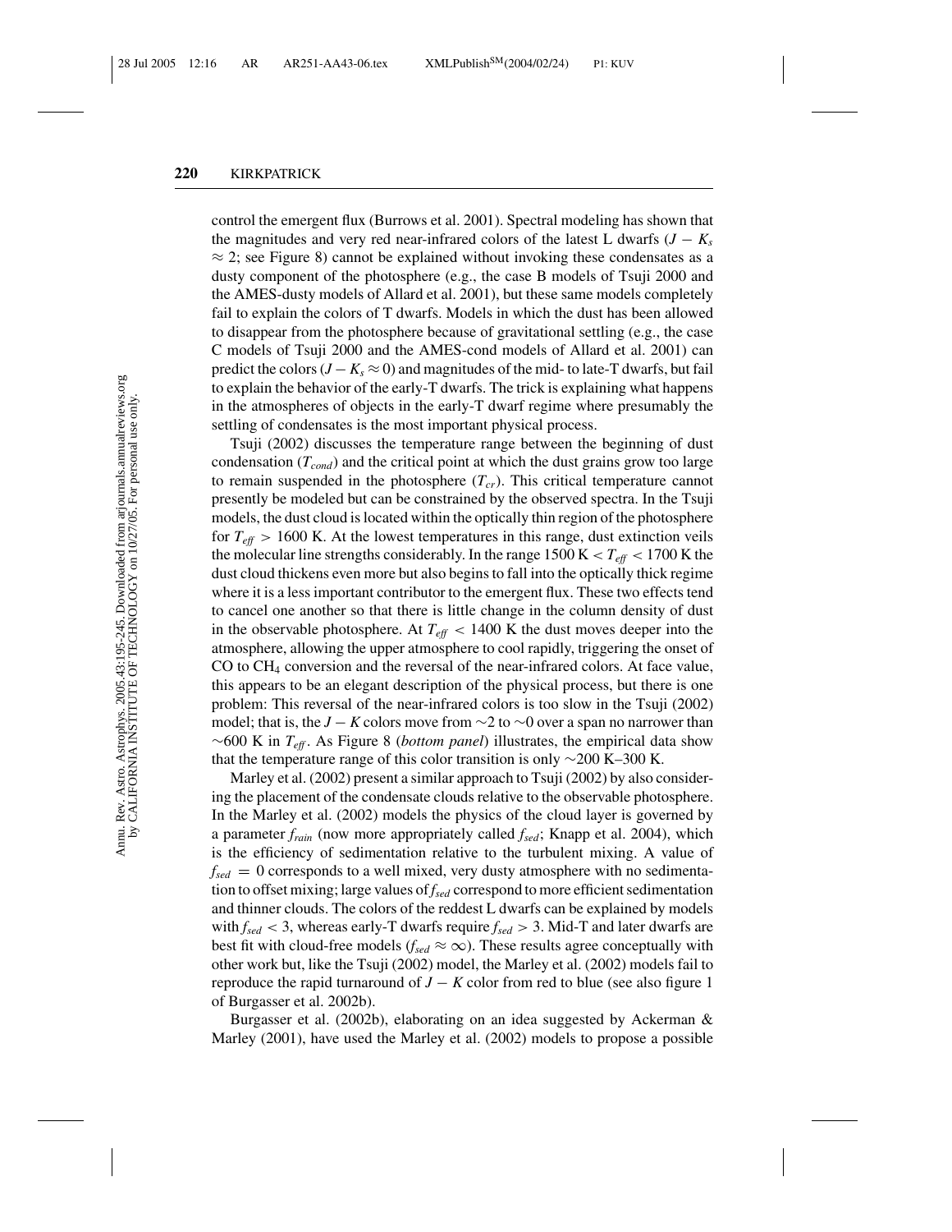control the emergent flux (Burrows et al. 2001). Spectral modeling has shown that the magnitudes and very red near-infrared colors of the latest L dwarfs ($J - K_s \approx 2$; see Figure 8) cannot be explained without invoking these condensates as a dusty component of the photosphere (e.g., the case B models of Tsuji 2000 and the AMES-dusty models of Allard et al. 2001), but these same models completely fail to explain the colors of T dwarfs. Models in which the dust has been allowed to disappear from the photosphere because of gravitational settling (e.g., the case C models of Tsuji 2000 and the AMES-cond models of Allard et al. 2001) can predict the colors ($J - K_s \approx 0$) and magnitudes of the mid- to late-T dwarfs, but fail to explain the behavior of the early-T dwarfs. The trick is explaining what happens in the atmospheres of objects in the early-T dwarf regime where presumably the settling of condensates is the most important physical process.

Tsuji (2002) discusses the temperature range between the beginning of dust condensation ($T_{cond}$) and the critical point at which the dust grains grow too large to remain suspended in the photosphere ($T_{cr}$). This critical temperature cannot presently be modeled but can be constrained by the observed spectra. In the Tsuji models, the dust cloud is located within the optically thin region of the photosphere for $T_{eff} > 1600$ K. At the lowest temperatures in this range, dust extinction veils the molecular line strengths considerably. In the range 1500 K $< T_{eff} <$ 1700 K the dust cloud thickens even more but also begins to fall into the optically thick regime where it is a less important contributor to the emergent flux. These two effects tend to cancel one another so that there is little change in the column density of dust in the observable photosphere. At $T_{eff} < 1400$ K the dust moves deeper into the atmosphere, allowing the upper atmosphere to cool rapidly, triggering the onset of CO to $CH_4$ conversion and the reversal of the near-infrared colors. At face value, this appears to be an elegant description of the physical process, but there is one problem: This reversal of the near-infrared colors is too slow in the Tsuji (2002) model; that is, the $J - K$ colors move from $\sim$2 to $\sim$0 over a span no narrower than $\sim$600 K in $T_{eff}$. As Figure 8 (*bottom panel*) illustrates, the empirical data show that the temperature range of this color transition is only $\sim$200 K–300 K.

Marley et al. (2002) present a similar approach to Tsuji (2002) by also considering the placement of the condensate clouds relative to the observable photosphere. In the Marley et al. (2002) models the physics of the cloud layer is governed by a parameter $f_{rain}$ (now more appropriately called $f_{sed}$; Knapp et al. 2004), which is the efficiency of sedimentation relative to the turbulent mixing. A value of $f_{sed} = 0$ corresponds to a well mixed, very dusty atmosphere with no sedimentation to offset mixing; large values of $f_{sed}$ correspond to more efficient sedimentation and thinner clouds. The colors of the reddest L dwarfs can be explained by models with $f_{sed} < 3$, whereas early-T dwarfs require $f_{sed} > 3$. Mid-T and later dwarfs are best fit with cloud-free models ($f_{sed} \approx \infty$). These results agree conceptually with other work but, like the Tsuji (2002) model, the Marley et al. (2002) models fail to reproduce the rapid turnaround of $J - K$ color from red to blue (see also figure 1 of Burgasser et al. 2002b).

Burgasser et al. (2002b), elaborating on an idea suggested by Ackerman & Marley (2001), have used the Marley et al. (2002) models to propose a possible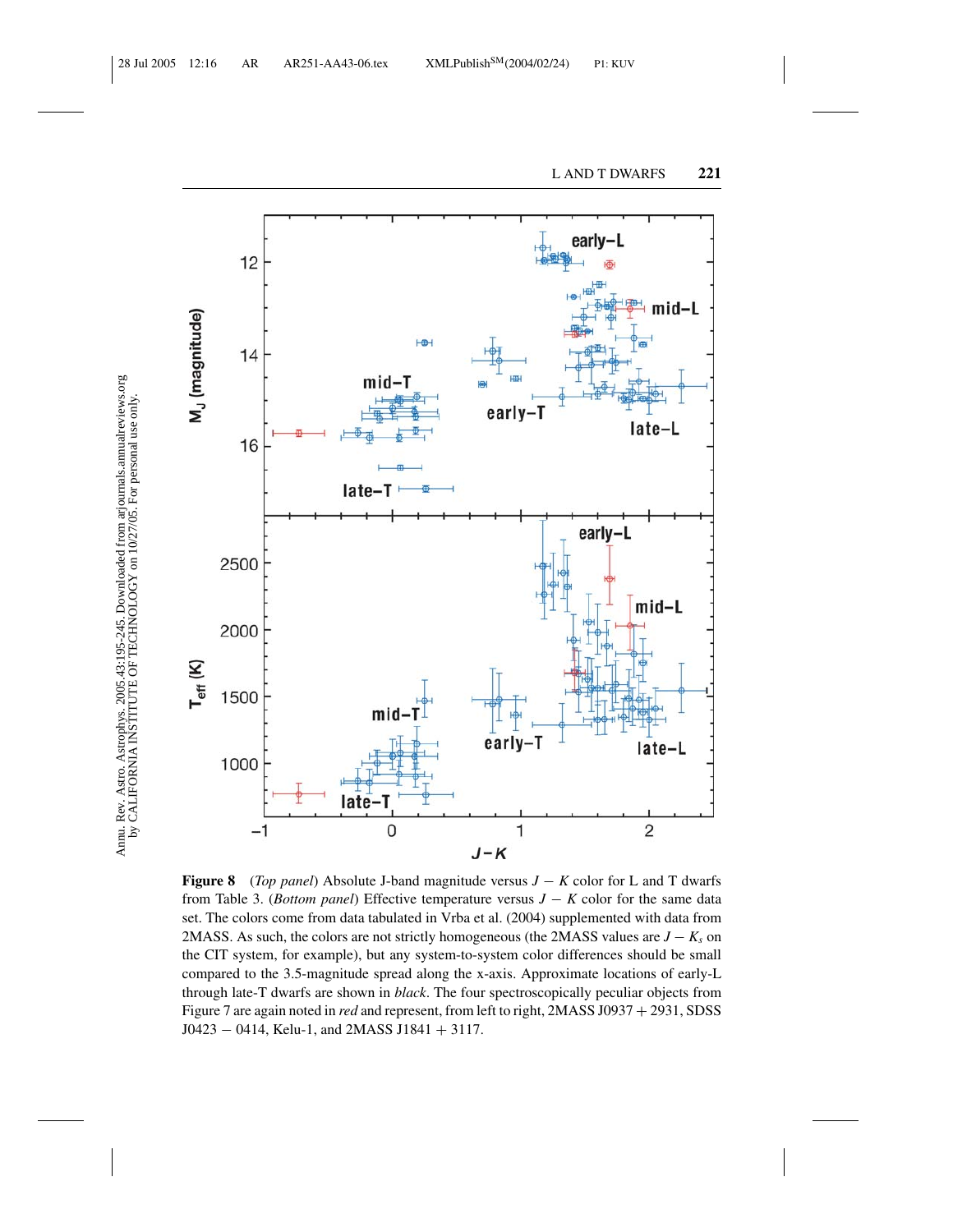**Figure 8** (*Top panel*) Absolute J-band magnitude versus $J - K$ color for L and T dwarfs from Table 3. (*Bottom panel*) Effective temperature versus $J - K$ color for the same data set. The colors come from data tabulated in Vrba et al. (2004) supplemented with data from 2MASS. As such, the colors are not strictly homogeneous (the 2MASS values are $J - K_s$ on the CIT system, for example), but any system-to-system color differences should be small compared to the 3.5-magnitude spread along the x-axis. Approximate locations of early-L through late-T dwarfs are shown in *black*. The four spectroscopically peculiar objects from Figure 7 are again noted in *red* and represent, from left to right, 2MASS J0937 + 2931, SDSS J0423 − 0414, Kelu-1, and 2MASS J1841 + 3117.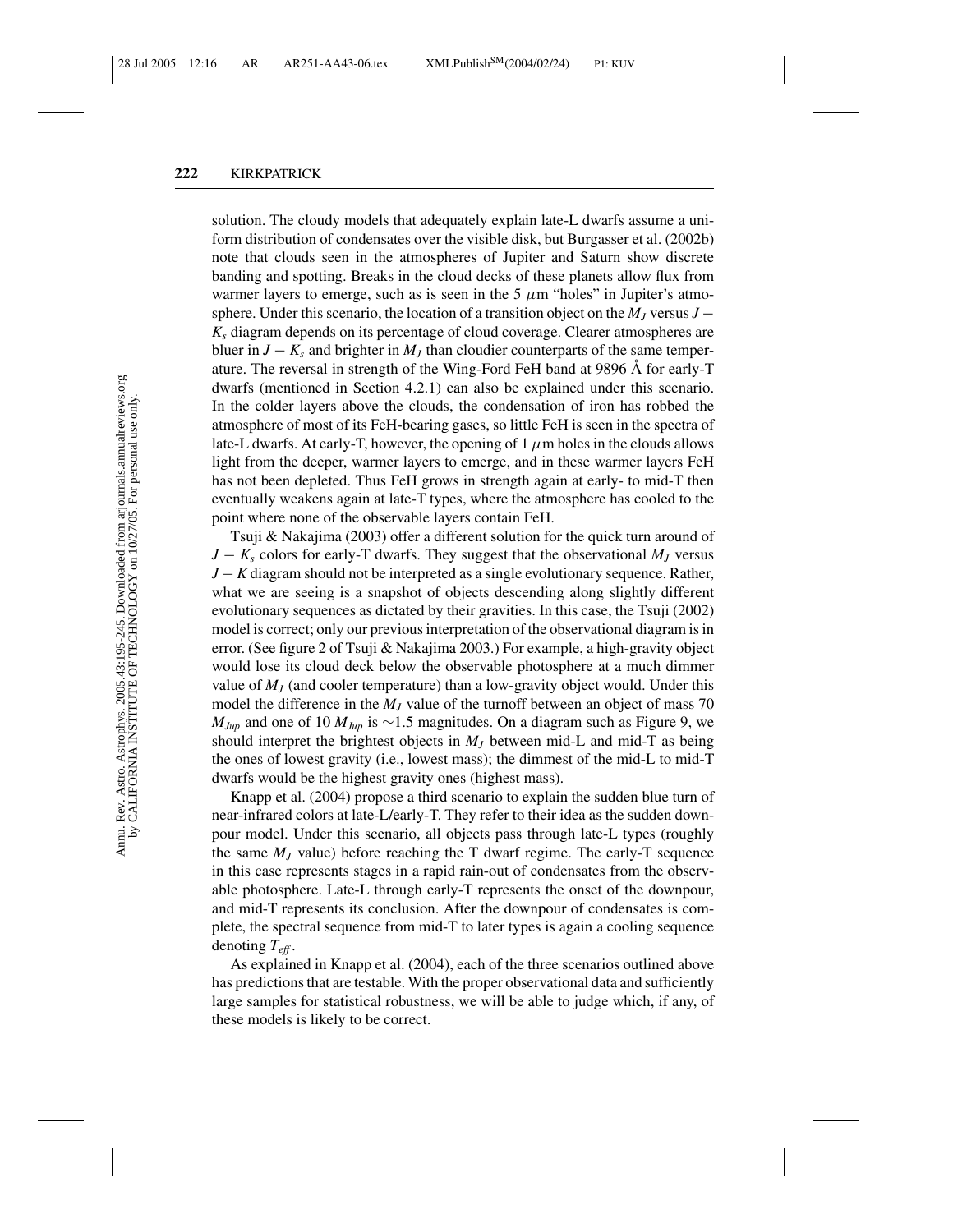solution. The cloudy models that adequately explain late-L dwarfs assume a uniform distribution of condensates over the visible disk, but Burgasser et al. (2002b) note that clouds seen in the atmospheres of Jupiter and Saturn show discrete banding and spotting. Breaks in the cloud decks of these planets allow flux from warmer layers to emerge, such as is seen in the 5 $\mu$m "holes" in Jupiter's atmosphere. Under this scenario, the location of a transition object on the $M_J$ versus $J - K_s$ diagram depends on its percentage of cloud coverage. Clearer atmospheres are bluer in $J - K_s$ and brighter in $M_J$ than cloudier counterparts of the same temperature. The reversal in strength of the Wing-Ford FeH band at 9896 Å for early-T dwarfs (mentioned in Section 4.2.1) can also be explained under this scenario. In the colder layers above the clouds, the condensation of iron has robbed the atmosphere of most of its FeH-bearing gases, so little FeH is seen in the spectra of late-L dwarfs. At early-T, however, the opening of 1 $\mu$m holes in the clouds allows light from the deeper, warmer layers to emerge, and in these warmer layers FeH has not been depleted. Thus FeH grows in strength again at early- to mid-T then eventually weakens again at late-T types, where the atmosphere has cooled to the point where none of the observable layers contain FeH.

Tsuji & Nakajima (2003) offer a different solution for the quick turn around of $J - K_s$ colors for early-T dwarfs. They suggest that the observational $M_J$ versus $J - K$ diagram should not be interpreted as a single evolutionary sequence. Rather, what we are seeing is a snapshot of objects descending along slightly different evolutionary sequences as dictated by their gravities. In this case, the Tsuji (2002) model is correct; only our previous interpretation of the observational diagram is in error. (See figure 2 of Tsuji & Nakajima 2003.) For example, a high-gravity object would lose its cloud deck below the observable photosphere at a much dimmer value of $M_J$ (and cooler temperature) than a low-gravity object would. Under this model the difference in the $M_J$ value of the turnoff between an object of mass 70 $M_{Jup}$ and one of 10 $M_{Jup}$ is ~1.5 magnitudes. On a diagram such as Figure 9, we should interpret the brightest objects in $M_J$ between mid-L and mid-T as being the ones of lowest gravity (i.e., lowest mass); the dimmest of the mid-L to mid-T dwarfs would be the highest gravity ones (highest mass).

Knapp et al. (2004) propose a third scenario to explain the sudden blue turn of near-infrared colors at late-L/early-T. They refer to their idea as the sudden downpour model. Under this scenario, all objects pass through late-L types (roughly the same $M_J$ value) before reaching the T dwarf regime. The early-T sequence in this case represents stages in a rapid rain-out of condensates from the observable photosphere. Late-L through early-T represents the onset of the downpour, and mid-T represents its conclusion. After the downpour of condensates is complete, the spectral sequence from mid-T to later types is again a cooling sequence denoting $T_{eff}$.

As explained in Knapp et al. (2004), each of the three scenarios outlined above has predictions that are testable. With the proper observational data and sufficiently large samples for statistical robustness, we will be able to judge which, if any, of these models is likely to be correct.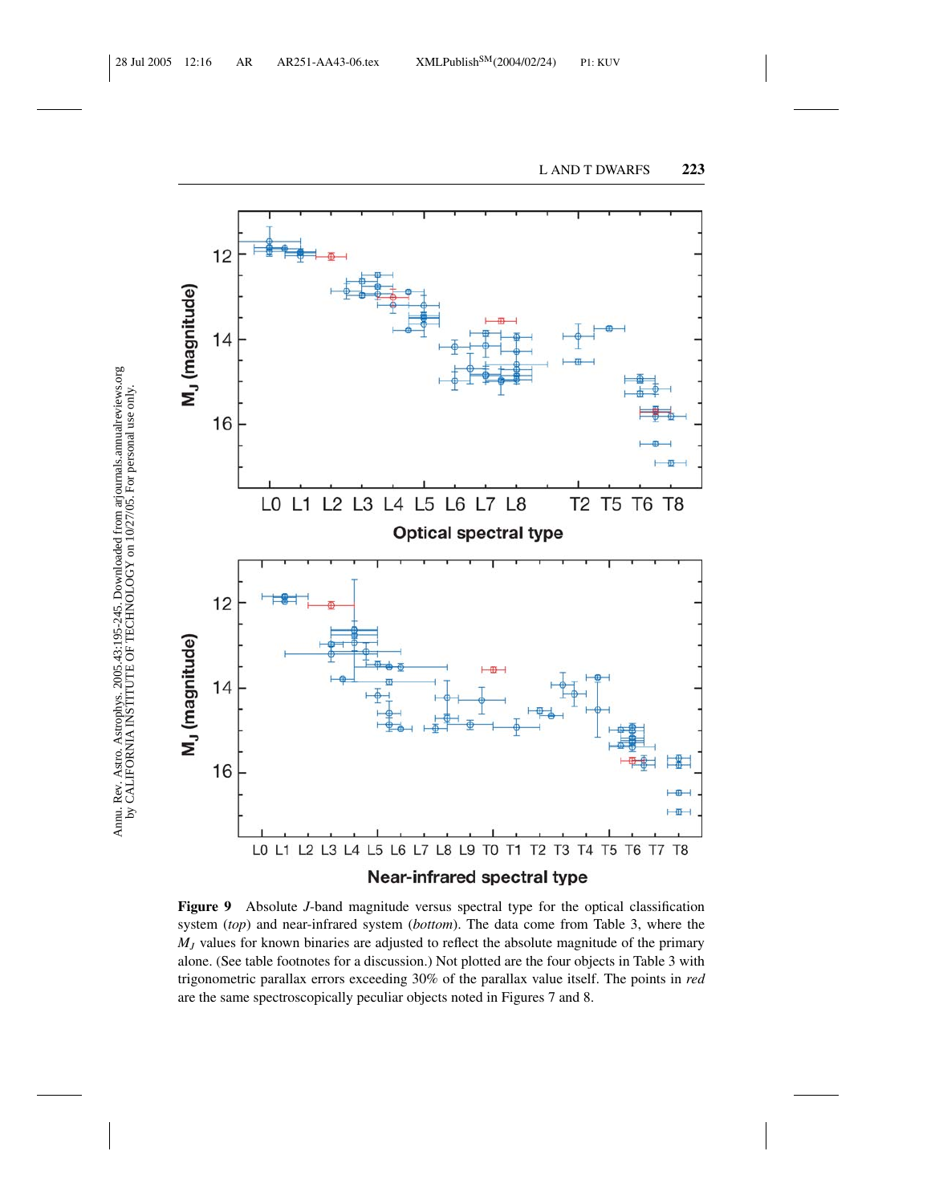**Figure 9** Absolute *J*-band magnitude versus spectral type for the optical classification system (*top*) and near-infrared system (*bottom*). The data come from Table 3, where the $M_J$ values for known binaries are adjusted to reflect the absolute magnitude of the primary alone. (See table footnotes for a discussion.) Not plotted are the four objects in Table 3 with trigonometric parallax errors exceeding 30% of the parallax value itself. The points in *red* are the same spectroscopically peculiar objects noted in Figures 7 and 8.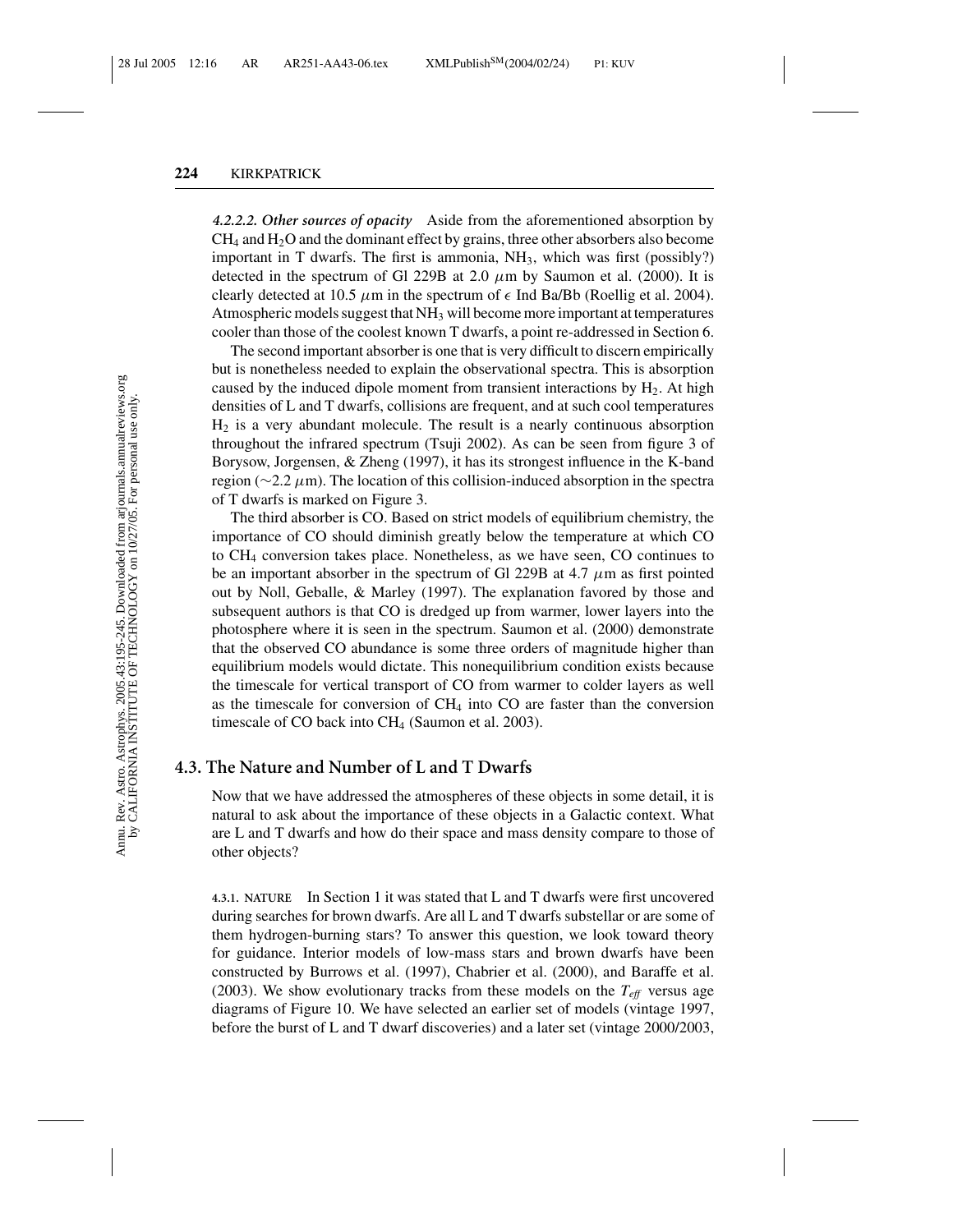*4.2.2.2. Other sources of opacity* Aside from the aforementioned absorption by $CH_4$ and $H_2O$ and the dominant effect by grains, three other absorbers also become important in T dwarfs. The first is ammonia, $NH_3$, which was first (possibly?) detected in the spectrum of Gl 229B at 2.0 $\mu$m by Saumon et al. (2000). It is clearly detected at 10.5 $\mu$m in the spectrum of $\epsilon$ Ind Ba/Bb (Roellig et al. 2004). Atmospheric models suggest that $NH_3$ will become more important at temperatures cooler than those of the coolest known T dwarfs, a point re-addressed in Section 6.

The second important absorber is one that is very difficult to discern empirically but is nonetheless needed to explain the observational spectra. This is absorption caused by the induced dipole moment from transient interactions by $H_2$. At high densities of L and T dwarfs, collisions are frequent, and at such cool temperatures $H_2$ is a very abundant molecule. The result is a nearly continuous absorption throughout the infrared spectrum (Tsuji 2002). As can be seen from figure 3 of Borysow, Jorgensen, & Zheng (1997), it has its strongest influence in the K-band region ($\sim$2.2 $\mu$m). The location of this collision-induced absorption in the spectra of T dwarfs is marked on Figure 3.

The third absorber is CO. Based on strict models of equilibrium chemistry, the importance of CO should diminish greatly below the temperature at which CO to $CH_4$ conversion takes place. Nonetheless, as we have seen, CO continues to be an important absorber in the spectrum of Gl 229B at 4.7 $\mu$m as first pointed out by Noll, Geballe, & Marley (1997). The explanation favored by those and subsequent authors is that CO is dredged up from warmer, lower layers into the photosphere where it is seen in the spectrum. Saumon et al. (2000) demonstrate that the observed CO abundance is some three orders of magnitude higher than equilibrium models would dictate. This nonequilibrium condition exists because the timescale for vertical transport of CO from warmer to colder layers as well as the timescale for conversion of $CH_4$ into CO are faster than the conversion timescale of CO back into $CH_4$ (Saumon et al. 2003).

## 4.3. The Nature and Number of L and T Dwarfs

Now that we have addressed the atmospheres of these objects in some detail, it is natural to ask about the importance of these objects in a Galactic context. What are L and T dwarfs and how do their space and mass density compare to those of other objects?

4.3.1. NATURE In Section 1 it was stated that L and T dwarfs were first uncovered during searches for brown dwarfs. Are all L and T dwarfs substellar or are some of them hydrogen-burning stars? To answer this question, we look toward theory for guidance. Interior models of low-mass stars and brown dwarfs have been constructed by Burrows et al. (1997), Chabrier et al. (2000), and Baraffe et al. (2003). We show evolutionary tracks from these models on the $T_{eff}$ versus age diagrams of Figure 10. We have selected an earlier set of models (vintage 1997, before the burst of L and T dwarf discoveries) and a later set (vintage 2000/2003,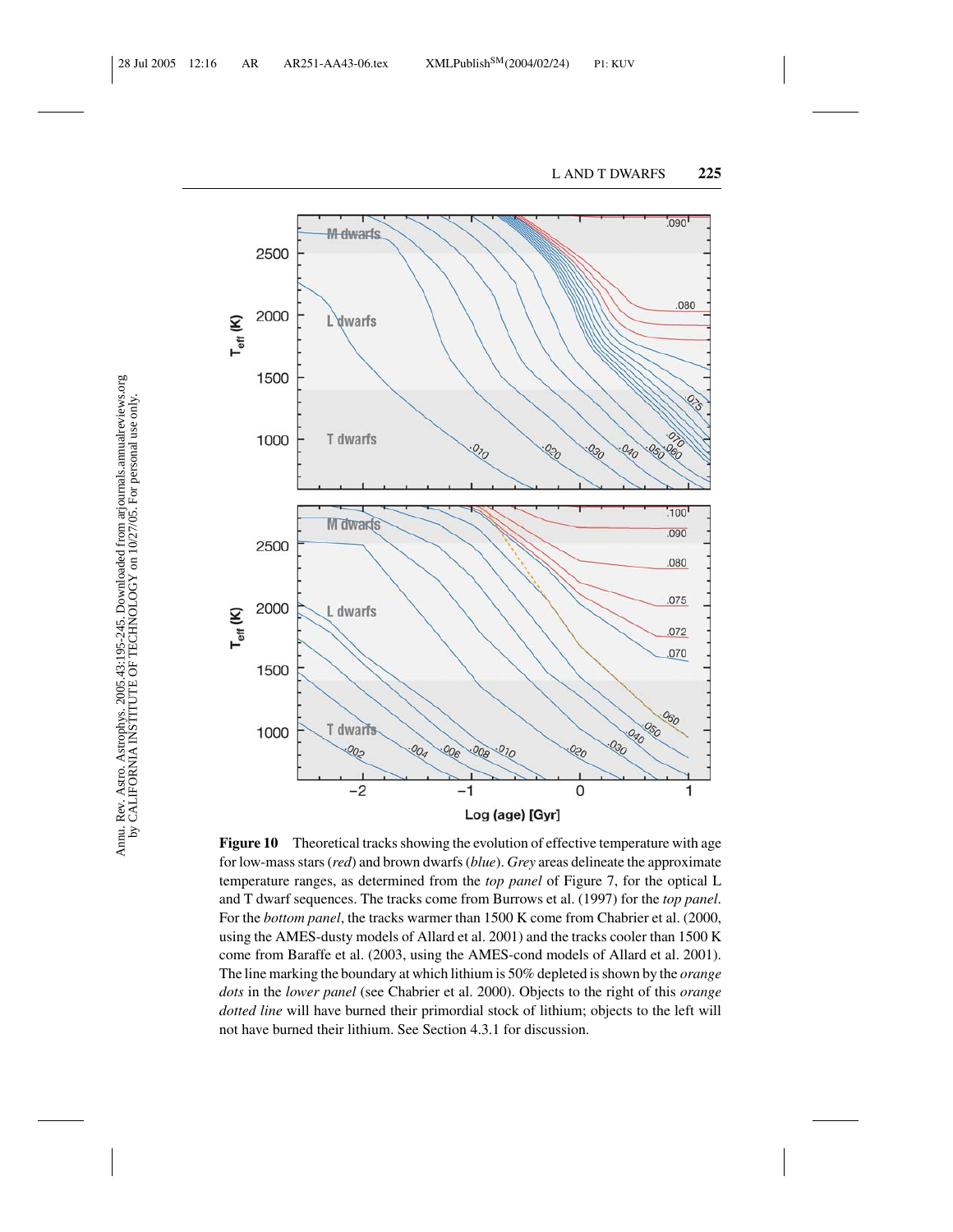**Figure 10** Theoretical tracks showing the evolution of effective temperature with age for low-mass stars (*red*) and brown dwarfs (*blue*). *Grey* areas delineate the approximate temperature ranges, as determined from the *top panel* of Figure 7, for the optical L and T dwarf sequences. The tracks come from Burrows et al. (1997) for the *top panel*. For the *bottom panel*, the tracks warmer than 1500 K come from Chabrier et al. (2000, using the AMES-dusty models of Allard et al. 2001) and the tracks cooler than 1500 K come from Baraffe et al. (2003, using the AMES-cond models of Allard et al. 2001). The line marking the boundary at which lithium is 50% depleted is shown by the *orange dots* in the *lower panel* (see Chabrier et al. 2000). Objects to the right of this *orange dotted line* will have burned their primordial stock of lithium; objects to the left will not have burned their lithium. See Section 4.3.1 for discussion.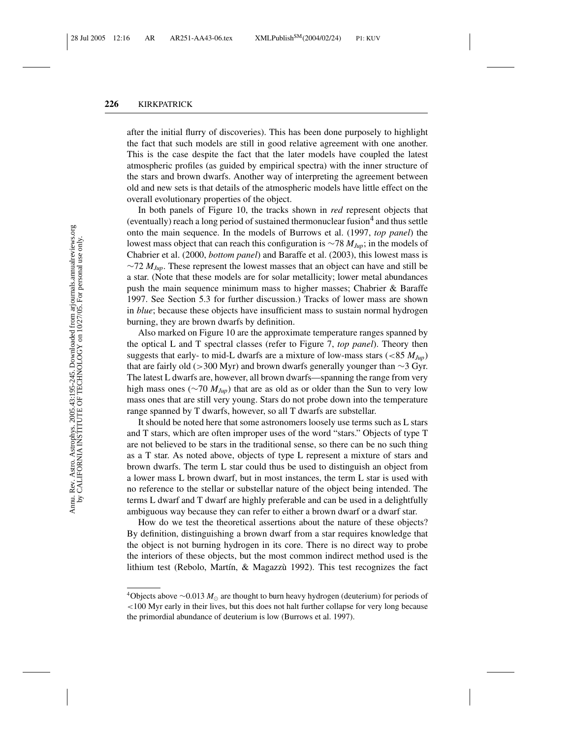after the initial flurry of discoveries). This has been done purposely to highlight the fact that such models are still in good relative agreement with one another. This is the case despite the fact that the later models have coupled the latest atmospheric profiles (as guided by empirical spectra) with the inner structure of the stars and brown dwarfs. Another way of interpreting the agreement between old and new sets is that details of the atmospheric models have little effect on the overall evolutionary properties of the object.

In both panels of Figure 10, the tracks shown in *red* represent objects that (eventually) reach a long period of sustained thermonuclear fusion[4] and thus settle onto the main sequence. In the models of Burrows et al. (1997, *top panel*) the lowest mass object that can reach this configuration is $\sim$78 $M_{Jup}$; in the models of Chabrier et al. (2000, *bottom panel*) and Baraffe et al. (2003), this lowest mass is $\sim$72 $M_{Jup}$. These represent the lowest masses that an object can have and still be a star. (Note that these models are for solar metallicity; lower metal abundances push the main sequence minimum mass to higher masses; Chabrier & Baraffe 1997. See Section 5.3 for further discussion.) Tracks of lower mass are shown in *blue*; because these objects have insufficient mass to sustain normal hydrogen burning, they are brown dwarfs by definition.

Also marked on Figure 10 are the approximate temperature ranges spanned by the optical L and T spectral classes (refer to Figure 7, *top panel*). Theory then suggests that early- to mid-L dwarfs are a mixture of low-mass stars ($<$85 $M_{Jup}$) that are fairly old ($>$300 Myr) and brown dwarfs generally younger than $\sim$3 Gyr. The latest L dwarfs are, however, all brown dwarfs—spanning the range from very high mass ones ($\sim$70 $M_{Jup}$) that are as old as or older than the Sun to very low mass ones that are still very young. Stars do not probe down into the temperature range spanned by T dwarfs, however, so all T dwarfs are substellar.

It should be noted here that some astronomers loosely use terms such as L stars and T stars, which are often improper uses of the word "stars." Objects of type T are not believed to be stars in the traditional sense, so there can be no such thing as a T star. As noted above, objects of type L represent a mixture of stars and brown dwarfs. The term L star could thus be used to distinguish an object from a lower mass L brown dwarf, but in most instances, the term L star is used with no reference to the stellar or substellar nature of the object being intended. The terms L dwarf and T dwarf are highly preferable and can be used in a delightfully ambiguous way because they can refer to either a brown dwarf or a dwarf star.

How do we test the theoretical assertions about the nature of these objects? By definition, distinguishing a brown dwarf from a star requires knowledge that the object is not burning hydrogen in its core. There is no direct way to probe the interiors of these objects, but the most common indirect method used is the lithium test (Rebolo, Martín, & Magazzù 1992). This test recognizes the fact

[4]Objects above $\sim$0.013 $M_{\odot}$ are thought to burn heavy hydrogen (deuterium) for periods of $<$100 Myr early in their lives, but this does not halt further collapse for very long because the primordial abundance of deuterium is low (Burrows et al. 1997).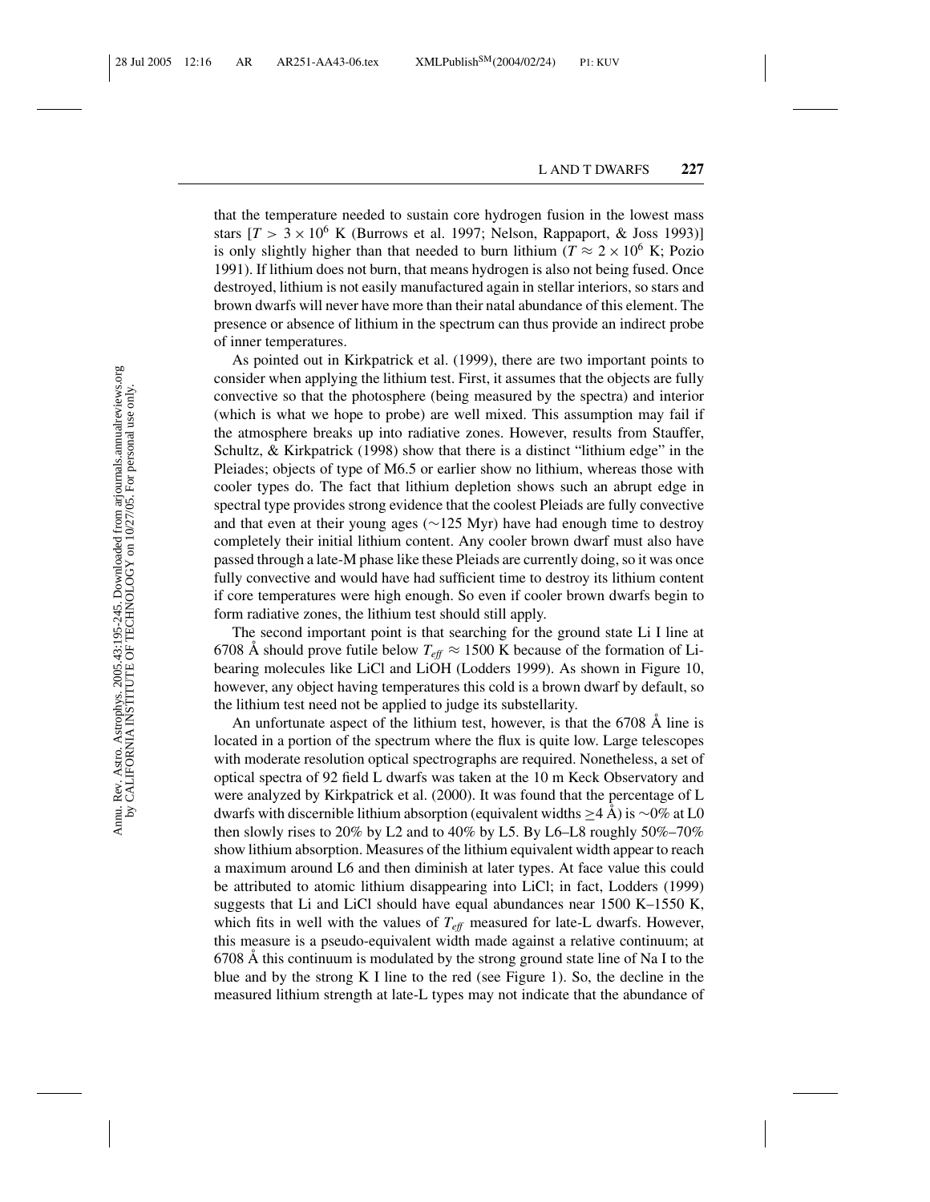that the temperature needed to sustain core hydrogen fusion in the lowest mass stars [$T > 3 \times 10^6$ K (Burrows et al. 1997; Nelson, Rappaport, & Joss 1993)] is only slightly higher than that needed to burn lithium ($T \approx 2 \times 10^6$ K; Pozio 1991). If lithium does not burn, that means hydrogen is also not being fused. Once destroyed, lithium is not easily manufactured again in stellar interiors, so stars and brown dwarfs will never have more than their natal abundance of this element. The presence or absence of lithium in the spectrum can thus provide an indirect probe of inner temperatures.

As pointed out in Kirkpatrick et al. (1999), there are two important points to consider when applying the lithium test. First, it assumes that the objects are fully convective so that the photosphere (being measured by the spectra) and interior (which is what we hope to probe) are well mixed. This assumption may fail if the atmosphere breaks up into radiative zones. However, results from Stauffer, Schultz, & Kirkpatrick (1998) show that there is a distinct "lithium edge" in the Pleiades; objects of type of M6.5 or earlier show no lithium, whereas those with cooler types do. The fact that lithium depletion shows such an abrupt edge in spectral type provides strong evidence that the coolest Pleiads are fully convective and that even at their young ages (~125 Myr) have had enough time to destroy completely their initial lithium content. Any cooler brown dwarf must also have passed through a late-M phase like these Pleiads are currently doing, so it was once fully convective and would have had sufficient time to destroy its lithium content if core temperatures were high enough. So even if cooler brown dwarfs begin to form radiative zones, the lithium test should still apply.

The second important point is that searching for the ground state Li I line at 6708 Å should prove futile below $T_{eff} \approx 1500$ K because of the formation of Li-bearing molecules like LiCl and LiOH (Lodders 1999). As shown in Figure 10, however, any object having temperatures this cold is a brown dwarf by default, so the lithium test need not be applied to judge its substellarity.

An unfortunate aspect of the lithium test, however, is that the 6708 Å line is located in a portion of the spectrum where the flux is quite low. Large telescopes with moderate resolution optical spectrographs are required. Nonetheless, a set of optical spectra of 92 field L dwarfs was taken at the 10 m Keck Observatory and were analyzed by Kirkpatrick et al. (2000). It was found that the percentage of L dwarfs with discernible lithium absorption (equivalent widths $\geq$4 Å) is ~0% at L0 then slowly rises to 20% by L2 and to 40% by L5. By L6–L8 roughly 50%–70% show lithium absorption. Measures of the lithium equivalent width appear to reach a maximum around L6 and then diminish at later types. At face value this could be attributed to atomic lithium disappearing into LiCl; in fact, Lodders (1999) suggests that Li and LiCl should have equal abundances near 1500 K–1550 K, which fits in well with the values of $T_{eff}$ measured for late-L dwarfs. However, this measure is a pseudo-equivalent width made against a relative continuum; at 6708 Å this continuum is modulated by the strong ground state line of Na I to the blue and by the strong K I line to the red (see Figure 1). So, the decline in the measured lithium strength at late-L types may not indicate that the abundance of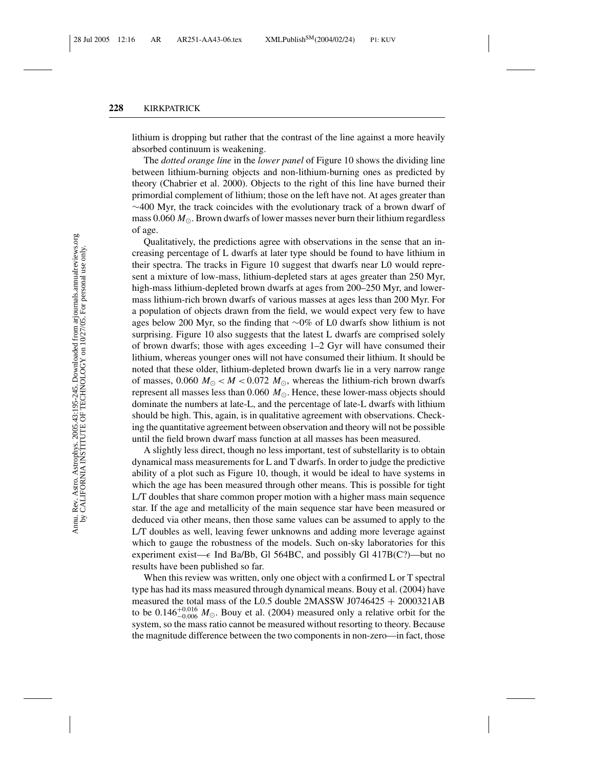lithium is dropping but rather that the contrast of the line against a more heavily absorbed continuum is weakening.

The *dotted orange line* in the *lower panel* of Figure 10 shows the dividing line between lithium-burning objects and non-lithium-burning ones as predicted by theory (Chabrier et al. 2000). Objects to the right of this line have burned their primordial complement of lithium; those on the left have not. At ages greater than ~400 Myr, the track coincides with the evolutionary track of a brown dwarf of mass 0.060 $M_{\odot}$. Brown dwarfs of lower masses never burn their lithium regardless of age.

Qualitatively, the predictions agree with observations in the sense that an increasing percentage of L dwarfs at later type should be found to have lithium in their spectra. The tracks in Figure 10 suggest that dwarfs near L0 would represent a mixture of low-mass, lithium-depleted stars at ages greater than 250 Myr, high-mass lithium-depleted brown dwarfs at ages from 200–250 Myr, and lower-mass lithium-rich brown dwarfs of various masses at ages less than 200 Myr. For a population of objects drawn from the field, we would expect very few to have ages below 200 Myr, so the finding that ~0% of L0 dwarfs show lithium is not surprising. Figure 10 also suggests that the latest L dwarfs are comprised solely of brown dwarfs; those with ages exceeding 1–2 Gyr will have consumed their lithium, whereas younger ones will not have consumed their lithium. It should be noted that these older, lithium-depleted brown dwarfs lie in a very narrow range of masses, $0.060\ M_{\odot} < M < 0.072\ M_{\odot}$, whereas the lithium-rich brown dwarfs represent all masses less than 0.060 $M_{\odot}$. Hence, these lower-mass objects should dominate the numbers at late-L, and the percentage of late-L dwarfs with lithium should be high. This, again, is in qualitative agreement with observations. Checking the quantitative agreement between observation and theory will not be possible until the field brown dwarf mass function at all masses has been measured.

A slightly less direct, though no less important, test of substellarity is to obtain dynamical mass measurements for L and T dwarfs. In order to judge the predictive ability of a plot such as Figure 10, though, it would be ideal to have systems in which the age has been measured through other means. This is possible for tight L/T doubles that share common proper motion with a higher mass main sequence star. If the age and metallicity of the main sequence star have been measured or deduced via other means, then those same values can be assumed to apply to the L/T doubles as well, leaving fewer unknowns and adding more leverage against which to gauge the robustness of the models. Such on-sky laboratories for this experiment exist—$\epsilon$ Ind Ba/Bb, Gl 564BC, and possibly Gl 417B(C?)—but no results have been published so far.

When this review was written, only one object with a confirmed L or T spectral type has had its mass measured through dynamical means. Bouy et al. (2004) have measured the total mass of the L0.5 double 2MASSW J0746425 + 2000321AB to be $0.146^{+0.016}_{-0.006}\ M_{\odot}$. Bouy et al. (2004) measured only a relative orbit for the system, so the mass ratio cannot be measured without resorting to theory. Because the magnitude difference between the two components in non-zero—in fact, those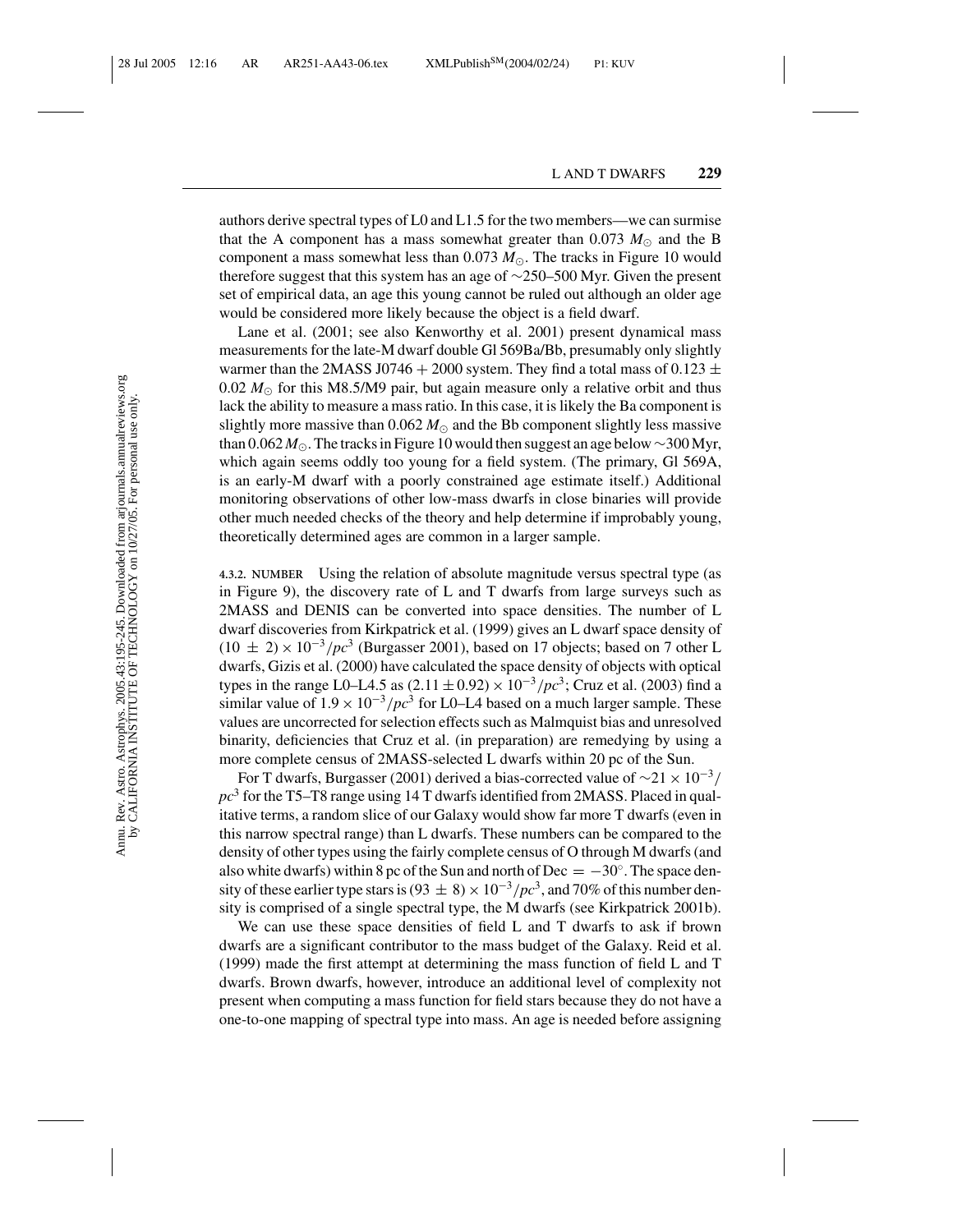authors derive spectral types of L0 and L1.5 for the two members—we can surmise that the A component has a mass somewhat greater than 0.073 $M_\odot$ and the B component a mass somewhat less than 0.073 $M_\odot$. The tracks in Figure 10 would therefore suggest that this system has an age of ~250–500 Myr. Given the present set of empirical data, an age this young cannot be ruled out although an older age would be considered more likely because the object is a field dwarf.

Lane et al. (2001; see also Kenworthy et al. 2001) present dynamical mass measurements for the late-M dwarf double Gl 569Ba/Bb, presumably only slightly warmer than the 2MASS J0746 + 2000 system. They find a total mass of $0.123 \pm 0.02\ M_\odot$ for this M8.5/M9 pair, but again measure only a relative orbit and thus lack the ability to measure a mass ratio. In this case, it is likely the Ba component is slightly more massive than 0.062 $M_\odot$ and the Bb component slightly less massive than 0.062 $M_\odot$. The tracks in Figure 10 would then suggest an age below ~300 Myr, which again seems oddly too young for a field system. (The primary, Gl 569A, is an early-M dwarf with a poorly constrained age estimate itself.) Additional monitoring observations of other low-mass dwarfs in close binaries will provide other much needed checks of the theory and help determine if improbably young, theoretically determined ages are common in a larger sample.

4.3.2. NUMBER Using the relation of absolute magnitude versus spectral type (as in Figure 9), the discovery rate of L and T dwarfs from large surveys such as 2MASS and DENIS can be converted into space densities. The number of L dwarf discoveries from Kirkpatrick et al. (1999) gives an L dwarf space density of $(10 \pm 2) \times 10^{-3}/pc^3$ (Burgasser 2001), based on 17 objects; based on 7 other L dwarfs, Gizis et al. (2000) have calculated the space density of objects with optical types in the range L0–L4.5 as $(2.11 \pm 0.92) \times 10^{-3}/pc^3$; Cruz et al. (2003) find a similar value of $1.9 \times 10^{-3}/pc^3$ for L0–L4 based on a much larger sample. These values are uncorrected for selection effects such as Malmquist bias and unresolved binarity, deficiencies that Cruz et al. (in preparation) are remedying by using a more complete census of 2MASS-selected L dwarfs within 20 pc of the Sun.

For T dwarfs, Burgasser (2001) derived a bias-corrected value of $\sim 21 \times 10^{-3}/pc^3$ for the T5–T8 range using 14 T dwarfs identified from 2MASS. Placed in qualitative terms, a random slice of our Galaxy would show far more T dwarfs (even in this narrow spectral range) than L dwarfs. These numbers can be compared to the density of other types using the fairly complete census of O through M dwarfs (and also white dwarfs) within 8 pc of the Sun and north of Dec $= -30°$. The space density of these earlier type stars is $(93 \pm 8) \times 10^{-3}/pc^3$, and 70% of this number density is comprised of a single spectral type, the M dwarfs (see Kirkpatrick 2001b).

We can use these space densities of field L and T dwarfs to ask if brown dwarfs are a significant contributor to the mass budget of the Galaxy. Reid et al. (1999) made the first attempt at determining the mass function of field L and T dwarfs. Brown dwarfs, however, introduce an additional level of complexity not present when computing a mass function for field stars because they do not have a one-to-one mapping of spectral type into mass. An age is needed before assigning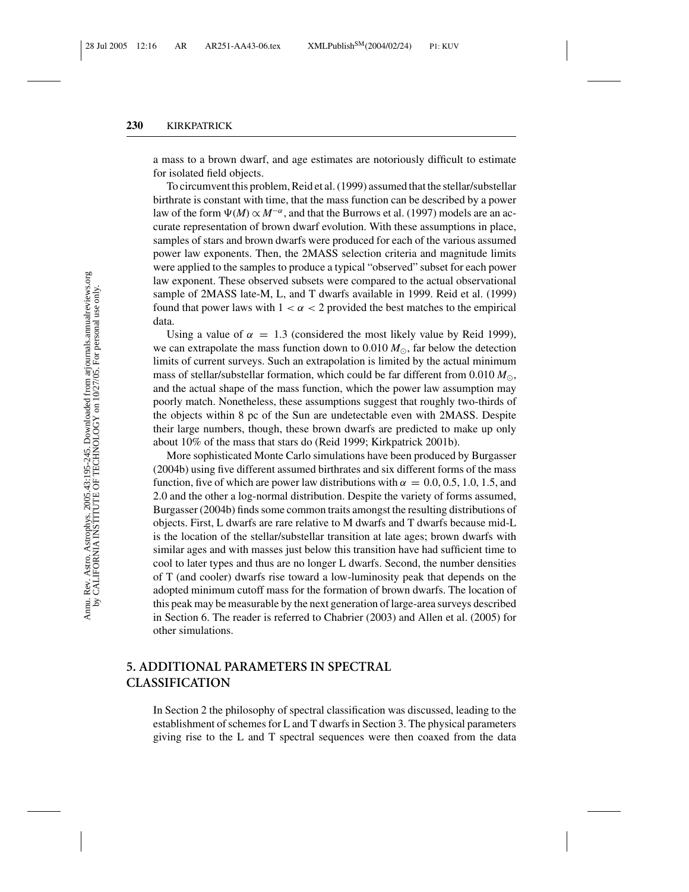a mass to a brown dwarf, and age estimates are notoriously difficult to estimate for isolated field objects.

To circumvent this problem, Reid et al. (1999) assumed that the stellar/substellar birthrate is constant with time, that the mass function can be described by a power law of the form $\Psi(M) \propto M^{-\alpha}$, and that the Burrows et al. (1997) models are an accurate representation of brown dwarf evolution. With these assumptions in place, samples of stars and brown dwarfs were produced for each of the various assumed power law exponents. Then, the 2MASS selection criteria and magnitude limits were applied to the samples to produce a typical "observed" subset for each power law exponent. These observed subsets were compared to the actual observational sample of 2MASS late-M, L, and T dwarfs available in 1999. Reid et al. (1999) found that power laws with $1 < \alpha < 2$ provided the best matches to the empirical data.

Using a value of $\alpha = 1.3$ (considered the most likely value by Reid 1999), we can extrapolate the mass function down to 0.010 $M_\odot$, far below the detection limits of current surveys. Such an extrapolation is limited by the actual minimum mass of stellar/substellar formation, which could be far different from 0.010 $M_\odot$, and the actual shape of the mass function, which the power law assumption may poorly match. Nonetheless, these assumptions suggest that roughly two-thirds of the objects within 8 pc of the Sun are undetectable even with 2MASS. Despite their large numbers, though, these brown dwarfs are predicted to make up only about 10% of the mass that stars do (Reid 1999; Kirkpatrick 2001b).

More sophisticated Monte Carlo simulations have been produced by Burgasser (2004b) using five different assumed birthrates and six different forms of the mass function, five of which are power law distributions with $\alpha = 0.0, 0.5, 1.0, 1.5,$ and 2.0 and the other a log-normal distribution. Despite the variety of forms assumed, Burgasser (2004b) finds some common traits amongst the resulting distributions of objects. First, L dwarfs are rare relative to M dwarfs and T dwarfs because mid-L is the location of the stellar/substellar transition at late ages; brown dwarfs with similar ages and with masses just below this transition have had sufficient time to cool to later types and thus are no longer L dwarfs. Second, the number densities of T (and cooler) dwarfs rise toward a low-luminosity peak that depends on the adopted minimum cutoff mass for the formation of brown dwarfs. The location of this peak may be measurable by the next generation of large-area surveys described in Section 6. The reader is referred to Chabrier (2003) and Allen et al. (2005) for other simulations.

## 5. ADDITIONAL PARAMETERS IN SPECTRAL CLASSIFICATION

In Section 2 the philosophy of spectral classification was discussed, leading to the establishment of schemes for L and T dwarfs in Section 3. The physical parameters giving rise to the L and T spectral sequences were then coaxed from the data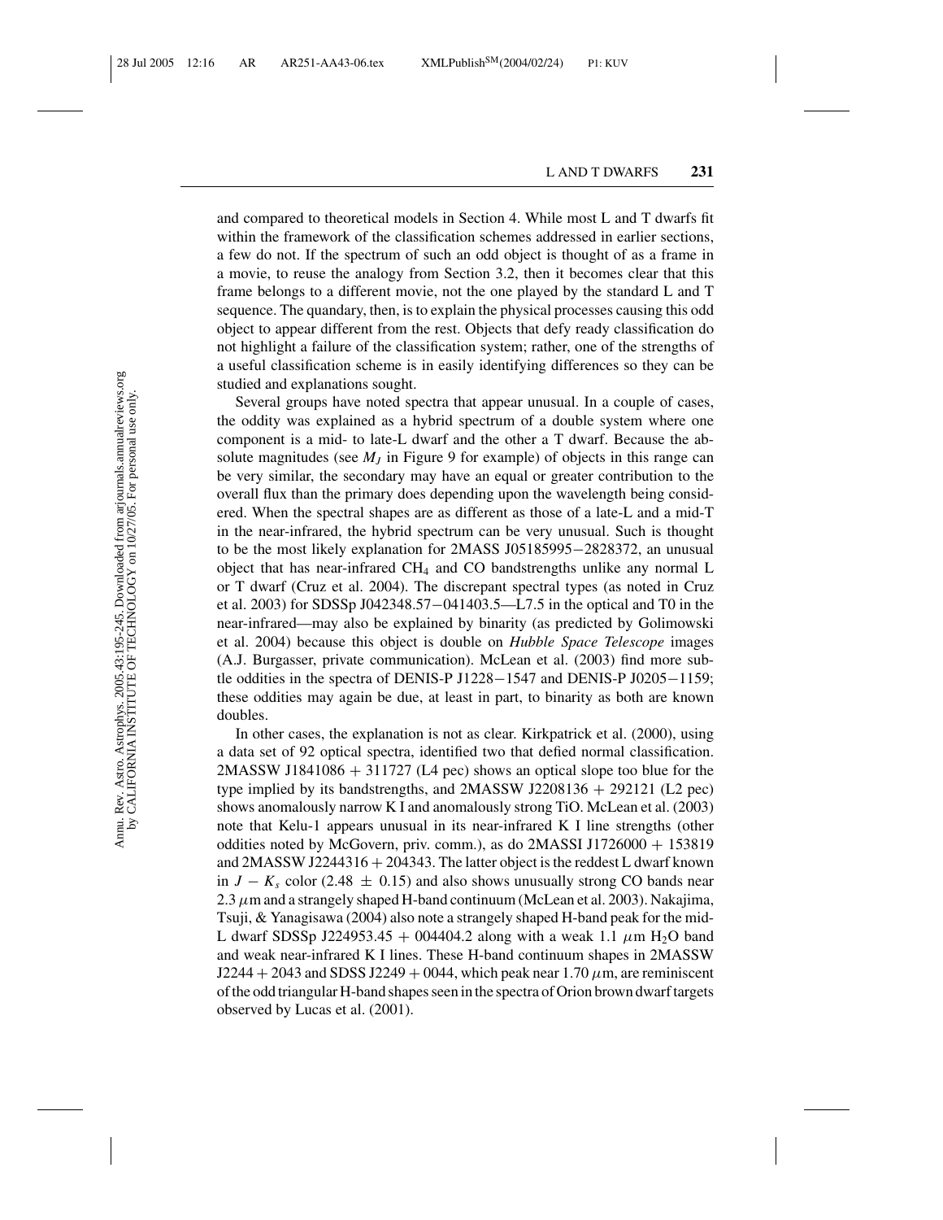and compared to theoretical models in Section 4. While most L and T dwarfs fit within the framework of the classification schemes addressed in earlier sections, a few do not. If the spectrum of such an odd object is thought of as a frame in a movie, to reuse the analogy from Section 3.2, then it becomes clear that this frame belongs to a different movie, not the one played by the standard L and T sequence. The quandary, then, is to explain the physical processes causing this odd object to appear different from the rest. Objects that defy ready classification do not highlight a failure of the classification system; rather, one of the strengths of a useful classification scheme is in easily identifying differences so they can be studied and explanations sought.

Several groups have noted spectra that appear unusual. In a couple of cases, the oddity was explained as a hybrid spectrum of a double system where one component is a mid- to late-L dwarf and the other a T dwarf. Because the absolute magnitudes (see $M_J$ in Figure 9 for example) of objects in this range can be very similar, the secondary may have an equal or greater contribution to the overall flux than the primary does depending upon the wavelength being considered. When the spectral shapes are as different as those of a late-L and a mid-T in the near-infrared, the hybrid spectrum can be very unusual. Such is thought to be the most likely explanation for 2MASS J05185995−2828372, an unusual object that has near-infrared $CH_4$ and CO bandstrengths unlike any normal L or T dwarf (Cruz et al. 2004). The discrepant spectral types (as noted in Cruz et al. 2003) for SDSSp J042348.57−041403.5—L7.5 in the optical and T0 in the near-infrared—may also be explained by binarity (as predicted by Golimowski et al. 2004) because this object is double on *Hubble Space Telescope* images (A.J. Burgasser, private communication). McLean et al. (2003) find more subtle oddities in the spectra of DENIS-P J1228−1547 and DENIS-P J0205−1159; these oddities may again be due, at least in part, to binarity as both are known doubles.

In other cases, the explanation is not as clear. Kirkpatrick et al. (2000), using a data set of 92 optical spectra, identified two that defied normal classification. 2MASSW J1841086 + 311727 (L4 pec) shows an optical slope too blue for the type implied by its bandstrengths, and 2MASSW J2208136 + 292121 (L2 pec) shows anomalously narrow K I and anomalously strong TiO. McLean et al. (2003) note that Kelu-1 appears unusual in its near-infrared K I line strengths (other oddities noted by McGovern, priv. comm.), as do 2MASSI J1726000 + 153819 and 2MASSW J2244316 + 204343. The latter object is the reddest L dwarf known in $J - K_s$ color (2.48 ± 0.15) and also shows unusually strong CO bands near 2.3 $\mu$m and a strangely shaped H-band continuum (McLean et al. 2003). Nakajima, Tsuji, & Yanagisawa (2004) also note a strangely shaped H-band peak for the mid-L dwarf SDSSp J224953.45 + 004404.2 along with a weak 1.1 $\mu$m $H_2O$ band and weak near-infrared K I lines. These H-band continuum shapes in 2MASSW J2244 + 2043 and SDSS J2249 + 0044, which peak near 1.70 $\mu$m, are reminiscent of the odd triangular H-band shapes seen in the spectra of Orion brown dwarf targets observed by Lucas et al. (2001).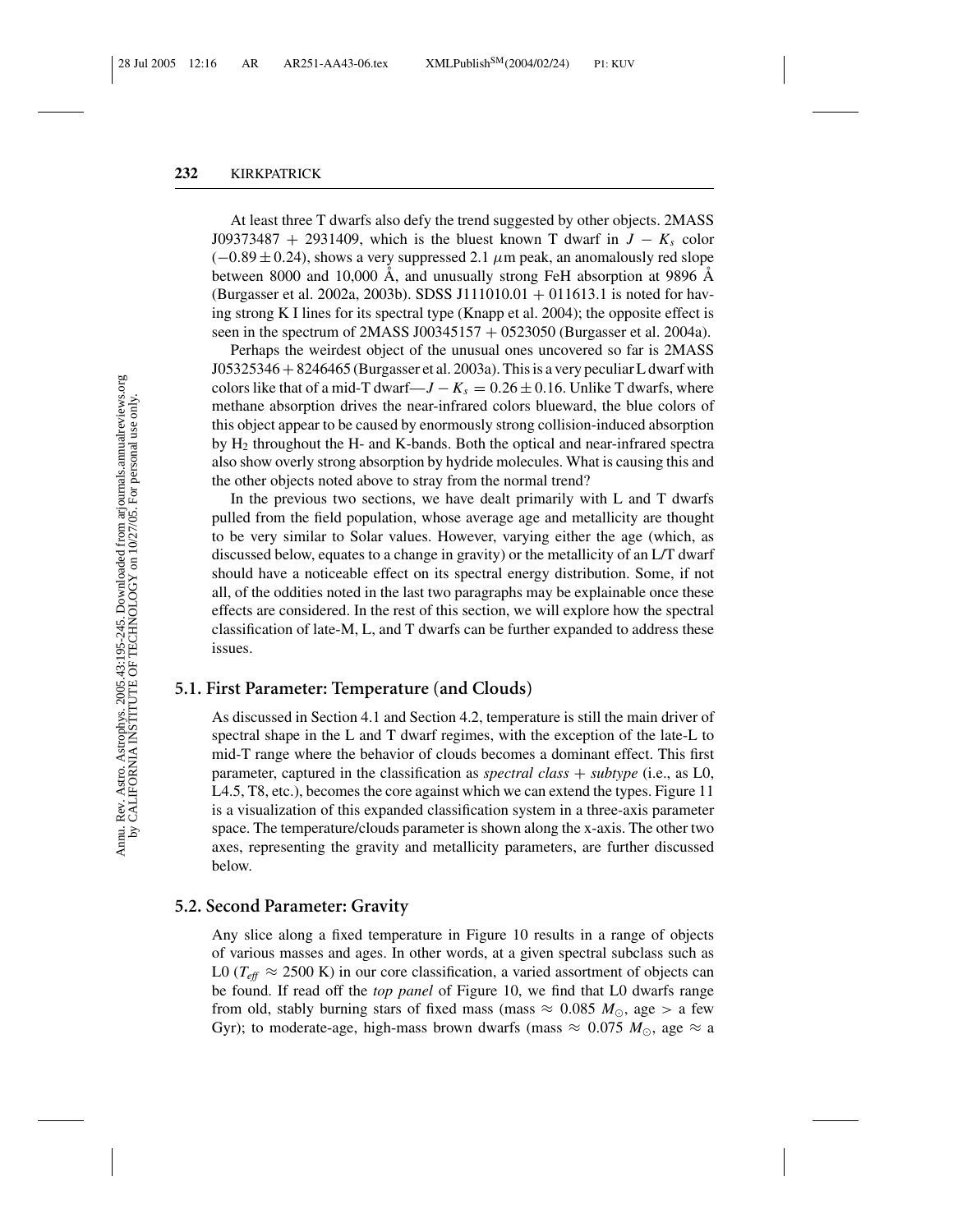At least three T dwarfs also defy the trend suggested by other objects. 2MASS J09373487 + 2931409, which is the bluest known T dwarf in $J - K_s$ color ($-0.89 \pm 0.24$), shows a very suppressed 2.1 $\mu$m peak, an anomalously red slope between 8000 and 10,000 Å, and unusually strong FeH absorption at 9896 Å (Burgasser et al. 2002a, 2003b). SDSS J111010.01 + 011613.1 is noted for having strong K I lines for its spectral type (Knapp et al. 2004); the opposite effect is seen in the spectrum of 2MASS J00345157 + 0523050 (Burgasser et al. 2004a).

Perhaps the weirdest object of the unusual ones uncovered so far is 2MASS J05325346 + 8246465 (Burgasser et al. 2003a). This is a very peculiar L dwarf with colors like that of a mid-T dwarf—$J - K_s = 0.26 \pm 0.16$. Unlike T dwarfs, where methane absorption drives the near-infrared colors blueward, the blue colors of this object appear to be caused by enormously strong collision-induced absorption by $H_2$ throughout the H- and K-bands. Both the optical and near-infrared spectra also show overly strong absorption by hydride molecules. What is causing this and the other objects noted above to stray from the normal trend?

In the previous two sections, we have dealt primarily with L and T dwarfs pulled from the field population, whose average age and metallicity are thought to be very similar to Solar values. However, varying either the age (which, as discussed below, equates to a change in gravity) or the metallicity of an L/T dwarf should have a noticeable effect on its spectral energy distribution. Some, if not all, of the oddities noted in the last two paragraphs may be explainable once these effects are considered. In the rest of this section, we will explore how the spectral classification of late-M, L, and T dwarfs can be further expanded to address these issues.

## 5.1. First Parameter: Temperature (and Clouds)

As discussed in Section 4.1 and Section 4.2, temperature is still the main driver of spectral shape in the L and T dwarf regimes, with the exception of the late-L to mid-T range where the behavior of clouds becomes a dominant effect. This first parameter, captured in the classification as *spectral class + subtype* (i.e., as L0, L4.5, T8, etc.), becomes the core against which we can extend the types. Figure 11 is a visualization of this expanded classification system in a three-axis parameter space. The temperature/clouds parameter is shown along the x-axis. The other two axes, representing the gravity and metallicity parameters, are further discussed below.

## 5.2. Second Parameter: Gravity

Any slice along a fixed temperature in Figure 10 results in a range of objects of various masses and ages. In other words, at a given spectral subclass such as L0 ($T_{eff} \approx 2500$ K) in our core classification, a varied assortment of objects can be found. If read off the *top panel* of Figure 10, we find that L0 dwarfs range from old, stably burning stars of fixed mass (mass $\approx 0.085\ M_{\odot}$, age > a few Gyr); to moderate-age, high-mass brown dwarfs (mass $\approx 0.075\ M_{\odot}$, age $\approx$ a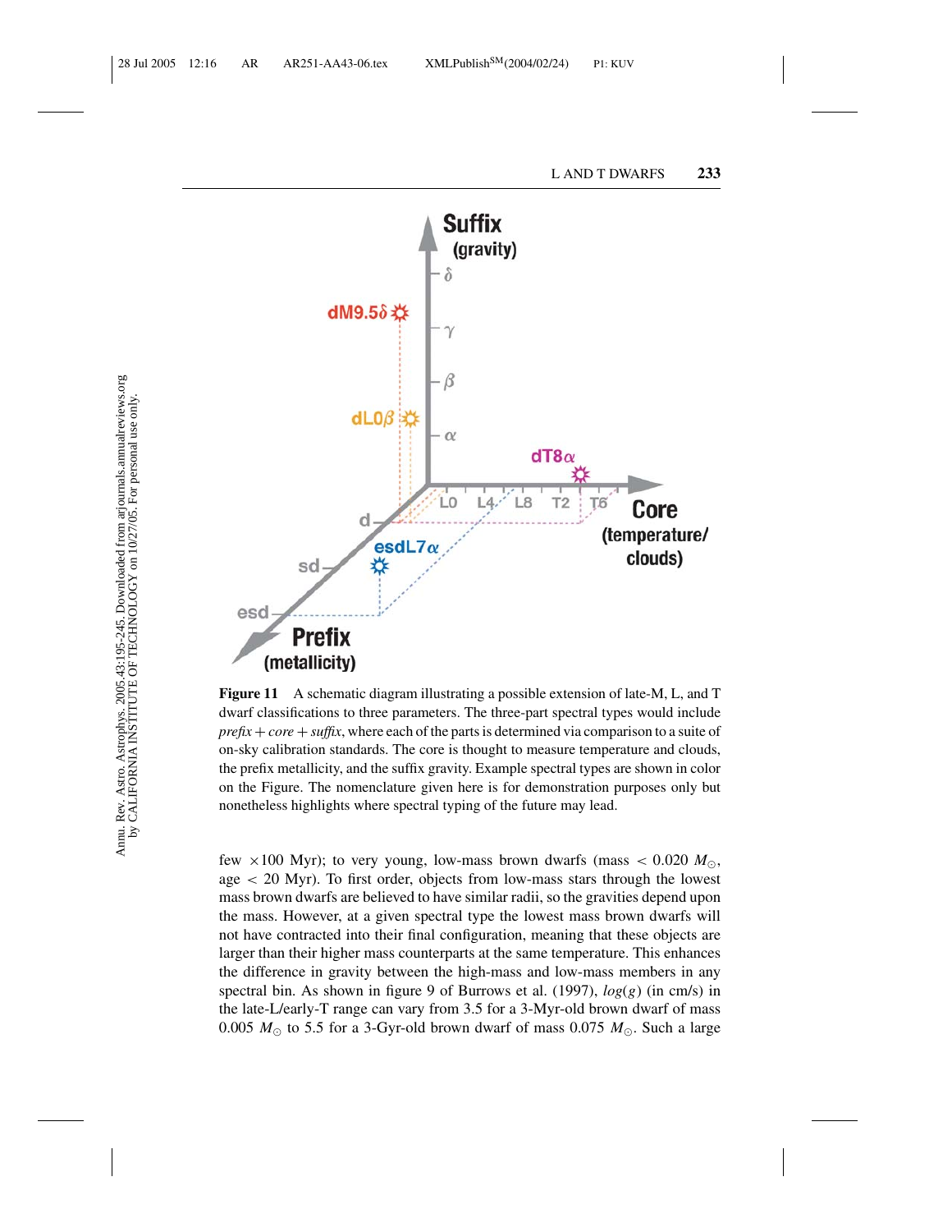**Figure 11** A schematic diagram illustrating a possible extension of late-M, L, and T dwarf classifications to three parameters. The three-part spectral types would include *prefix* + *core* + *suffix*, where each of the parts is determined via comparison to a suite of on-sky calibration standards. The core is thought to measure temperature and clouds, the prefix metallicity, and the suffix gravity. Example spectral types are shown in color on the Figure. The nomenclature given here is for demonstration purposes only but nonetheless highlights where spectral typing of the future may lead.

few $\times 100$ Myr); to very young, low-mass brown dwarfs (mass $< 0.020\ M_{\odot}$, age $< 20$ Myr). To first order, objects from low-mass stars through the lowest mass brown dwarfs are believed to have similar radii, so the gravities depend upon the mass. However, at a given spectral type the lowest mass brown dwarfs will not have contracted into their final configuration, meaning that these objects are larger than their higher mass counterparts at the same temperature. This enhances the difference in gravity between the high-mass and low-mass members in any spectral bin. As shown in figure 9 of Burrows et al. (1997), $log(g)$ (in cm/s) in the late-L/early-T range can vary from 3.5 for a 3-Myr-old brown dwarf of mass $0.005\ M_{\odot}$ to 5.5 for a 3-Gyr-old brown dwarf of mass $0.075\ M_{\odot}$. Such a large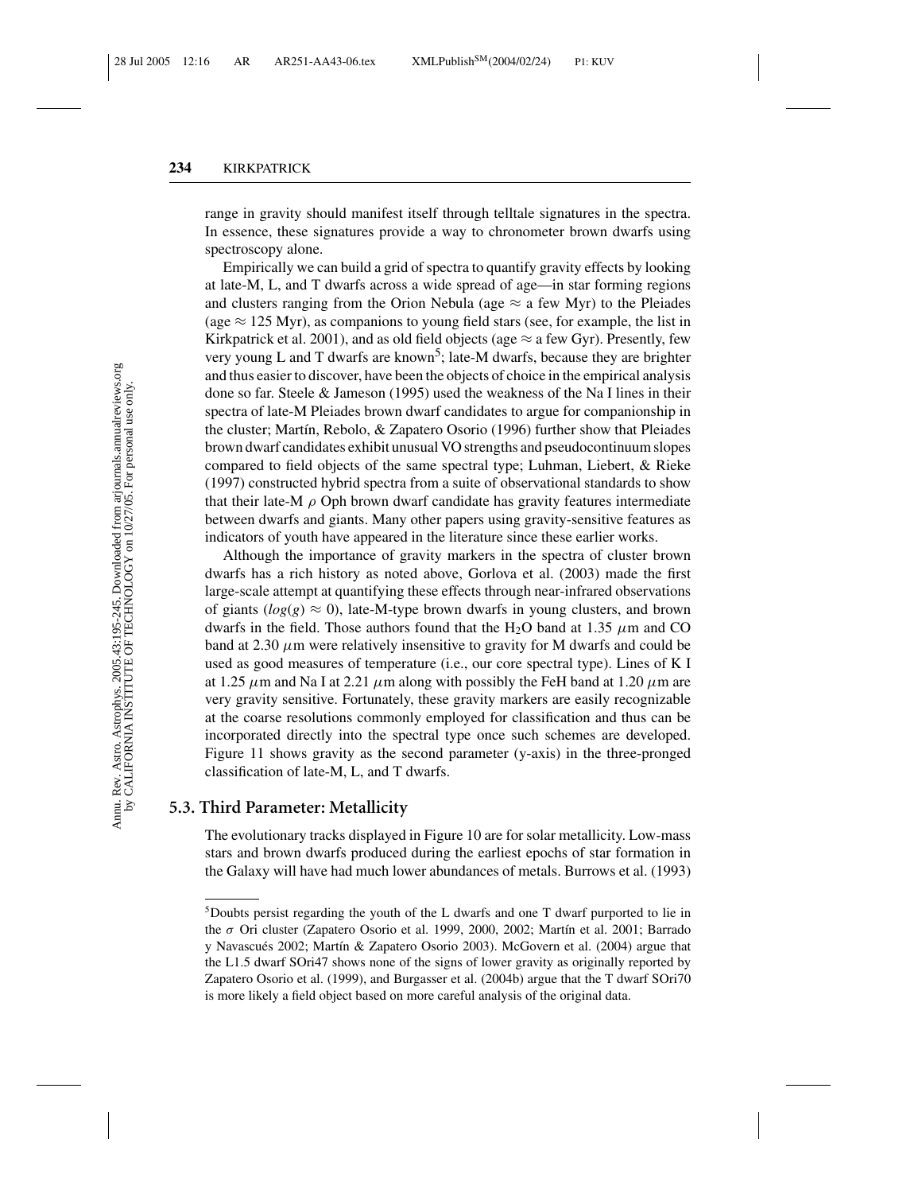range in gravity should manifest itself through telltale signatures in the spectra. In essence, these signatures provide a way to chronometer brown dwarfs using spectroscopy alone.

Empirically we can build a grid of spectra to quantify gravity effects by looking at late-M, L, and T dwarfs across a wide spread of age—in star forming regions and clusters ranging from the Orion Nebula (age $\approx$ a few Myr) to the Pleiades (age $\approx$ 125 Myr), as companions to young field stars (see, for example, the list in Kirkpatrick et al. 2001), and as old field objects (age $\approx$ a few Gyr). Presently, few very young L and T dwarfs are known[5]; late-M dwarfs, because they are brighter and thus easier to discover, have been the objects of choice in the empirical analysis done so far. Steele & Jameson (1995) used the weakness of the Na I lines in their spectra of late-M Pleiades brown dwarf candidates to argue for companionship in the cluster; Martín, Rebolo, & Zapatero Osorio (1996) further show that Pleiades brown dwarf candidates exhibit unusual VO strengths and pseudocontinuum slopes compared to field objects of the same spectral type; Luhman, Liebert, & Rieke (1997) constructed hybrid spectra from a suite of observational standards to show that their late-M $\rho$ Oph brown dwarf candidate has gravity features intermediate between dwarfs and giants. Many other papers using gravity-sensitive features as indicators of youth have appeared in the literature since these earlier works.

Although the importance of gravity markers in the spectra of cluster brown dwarfs has a rich history as noted above, Gorlova et al. (2003) made the first large-scale attempt at quantifying these effects through near-infrared observations of giants ($log(g) \approx 0$), late-M-type brown dwarfs in young clusters, and brown dwarfs in the field. Those authors found that the $H_2O$ band at 1.35 $\mu$m and CO band at 2.30 $\mu$m were relatively insensitive to gravity for M dwarfs and could be used as good measures of temperature (i.e., our core spectral type). Lines of K I at 1.25 $\mu$m and Na I at 2.21 $\mu$m along with possibly the FeH band at 1.20 $\mu$m are very gravity sensitive. Fortunately, these gravity markers are easily recognizable at the coarse resolutions commonly employed for classification and thus can be incorporated directly into the spectral type once such schemes are developed. Figure 11 shows gravity as the second parameter (y-axis) in the three-pronged classification of late-M, L, and T dwarfs.

### 5.3. Third Parameter: Metallicity

The evolutionary tracks displayed in Figure 10 are for solar metallicity. Low-mass stars and brown dwarfs produced during the earliest epochs of star formation in the Galaxy will have had much lower abundances of metals. Burrows et al. (1993)

---

[5]Doubts persist regarding the youth of the L dwarfs and one T dwarf purported to lie in the $\sigma$ Ori cluster (Zapatero Osorio et al. 1999, 2000, 2002; Martín et al. 2001; Barrado y Navascués 2002; Martín & Zapatero Osorio 2003). McGovern et al. (2004) argue that the L1.5 dwarf SOri47 shows none of the signs of lower gravity as originally reported by Zapatero Osorio et al. (1999), and Burgasser et al. (2004b) argue that the T dwarf SOri70 is more likely a field object based on more careful analysis of the original data.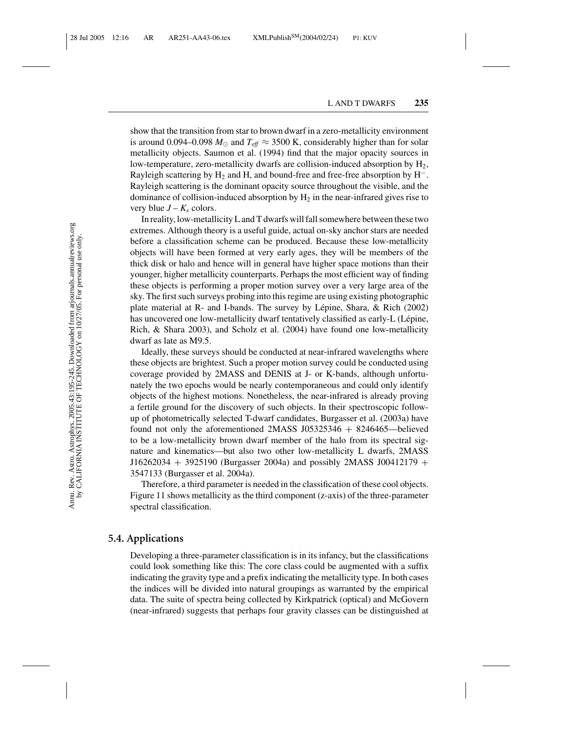show that the transition from star to brown dwarf in a zero-metallicity environment is around 0.094–0.098 $M_\odot$ and $T_{eff} \approx 3500$ K, considerably higher than for solar metallicity objects. Saumon et al. (1994) find that the major opacity sources in low-temperature, zero-metallicity dwarfs are collision-induced absorption by $H_2$, Rayleigh scattering by $H_2$ and H, and bound-free and free-free absorption by $H^-$. Rayleigh scattering is the dominant opacity source throughout the visible, and the dominance of collision-induced absorption by $H_2$ in the near-infrared gives rise to very blue $J – K_s$ colors.

In reality, low-metallicity L and T dwarfs will fall somewhere between these two extremes. Although theory is a useful guide, actual on-sky anchor stars are needed before a classification scheme can be produced. Because these low-metallicity objects will have been formed at very early ages, they will be members of the thick disk or halo and hence will in general have higher space motions than their younger, higher metallicity counterparts. Perhaps the most efficient way of finding these objects is performing a proper motion survey over a very large area of the sky. The first such surveys probing into this regime are using existing photographic plate material at R- and I-bands. The survey by Lépine, Shara, & Rich (2002) has uncovered one low-metallicity dwarf tentatively classified as early-L (Lépine, Rich, & Shara 2003), and Scholz et al. (2004) have found one low-metallicity dwarf as late as M9.5.

Ideally, these surveys should be conducted at near-infrared wavelengths where these objects are brightest. Such a proper motion survey could be conducted using coverage provided by 2MASS and DENIS at J- or K-bands, although unfortunately the two epochs would be nearly contemporaneous and could only identify objects of the highest motions. Nonetheless, the near-infrared is already proving a fertile ground for the discovery of such objects. In their spectroscopic follow-up of photometrically selected T-dwarf candidates, Burgasser et al. (2003a) have found not only the aforementioned 2MASS J05325346 + 8246465—believed to be a low-metallicity brown dwarf member of the halo from its spectral signature and kinematics—but also two other low-metallicity L dwarfs, 2MASS J16262034 + 3925190 (Burgasser 2004a) and possibly 2MASS J00412179 + 3547133 (Burgasser et al. 2004a).

Therefore, a third parameter is needed in the classification of these cool objects. Figure 11 shows metallicity as the third component (z-axis) of the three-parameter spectral classification.

## 5.4. Applications

Developing a three-parameter classification is in its infancy, but the classifications could look something like this: The core class could be augmented with a suffix indicating the gravity type and a prefix indicating the metallicity type. In both cases the indices will be divided into natural groupings as warranted by the empirical data. The suite of spectra being collected by Kirkpatrick (optical) and McGovern (near-infrared) suggests that perhaps four gravity classes can be distinguished at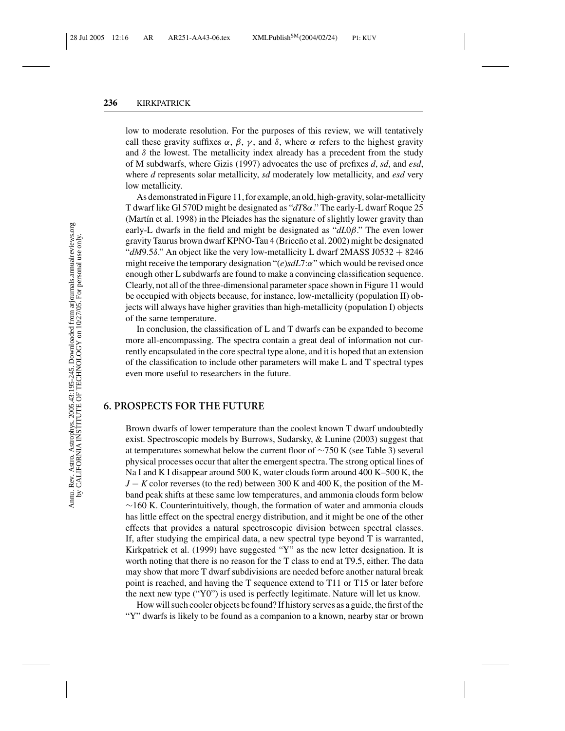low to moderate resolution. For the purposes of this review, we will tentatively call these gravity suffixes $\alpha$, $\beta$, $\gamma$, and $\delta$, where $\alpha$ refers to the highest gravity and $\delta$ the lowest. The metallicity index already has a precedent from the study of M subdwarfs, where Gizis (1997) advocates the use of prefixes *d*, *sd*, and *esd*, where *d* represents solar metallicity, *sd* moderately low metallicity, and *esd* very low metallicity.

As demonstrated in Figure 11, for example, an old, high-gravity, solar-metallicity T dwarf like Gl 570D might be designated as "*dT*8$\alpha$." The early-L dwarf Roque 25 (Martín et al. 1998) in the Pleiades has the signature of slightly lower gravity than early-L dwarfs in the field and might be designated as "*dL*0$\beta$." The even lower gravity Taurus brown dwarf KPNO-Tau 4 (Briceño et al. 2002) might be designated "*dM*9.5$\delta$." An object like the very low-metallicity L dwarf 2MASS J0532 + 8246 might receive the temporary designation "(*e*)*sdL*7:$\alpha$" which would be revised once enough other L subdwarfs are found to make a convincing classification sequence. Clearly, not all of the three-dimensional parameter space shown in Figure 11 would be occupied with objects because, for instance, low-metallicity (population II) objects will always have higher gravities than high-metallicity (population I) objects of the same temperature.

In conclusion, the classification of L and T dwarfs can be expanded to become more all-encompassing. The spectra contain a great deal of information not currently encapsulated in the core spectral type alone, and it is hoped that an extension of the classification to include other parameters will make L and T spectral types even more useful to researchers in the future.

## 6. PROSPECTS FOR THE FUTURE

Brown dwarfs of lower temperature than the coolest known T dwarf undoubtedly exist. Spectroscopic models by Burrows, Sudarsky, & Lunine (2003) suggest that at temperatures somewhat below the current floor of ~750 K (see Table 3) several physical processes occur that alter the emergent spectra. The strong optical lines of Na I and K I disappear around 500 K, water clouds form around 400 K–500 K, the $J - K$ color reverses (to the red) between 300 K and 400 K, the position of the M-band peak shifts at these same low temperatures, and ammonia clouds form below ~160 K. Counterintuitively, though, the formation of water and ammonia clouds has little effect on the spectral energy distribution, and it might be one of the other effects that provides a natural spectroscopic division between spectral classes. If, after studying the empirical data, a new spectral type beyond T is warranted, Kirkpatrick et al. (1999) have suggested "Y" as the new letter designation. It is worth noting that there is no reason for the T class to end at T9.5, either. The data may show that more T dwarf subdivisions are needed before another natural break point is reached, and having the T sequence extend to T11 or T15 or later before the next new type ("Y0") is used is perfectly legitimate. Nature will let us know.

How will such cooler objects be found? If history serves as a guide, the first of the "Y" dwarfs is likely to be found as a companion to a known, nearby star or brown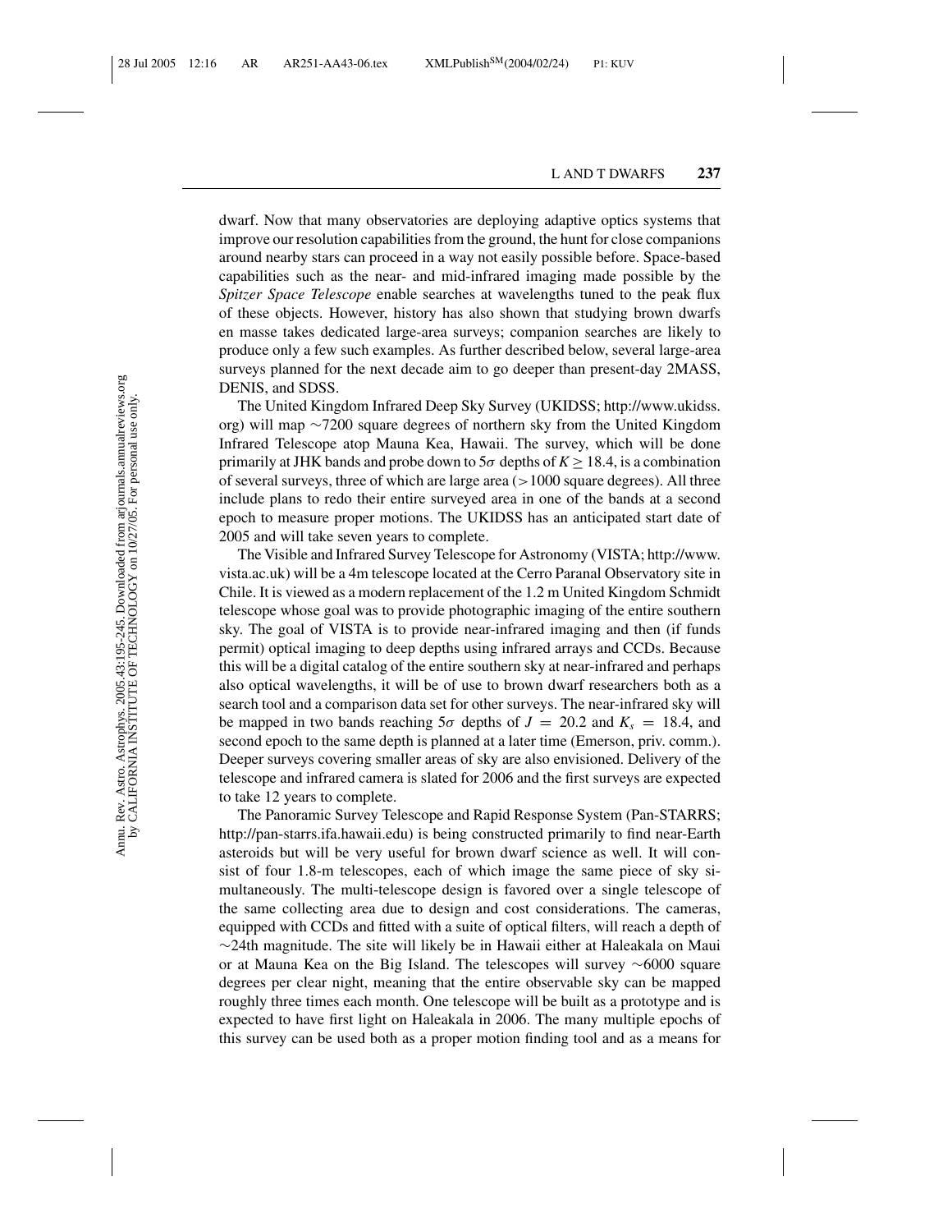dwarf. Now that many observatories are deploying adaptive optics systems that improve our resolution capabilities from the ground, the hunt for close companions around nearby stars can proceed in a way not easily possible before. Space-based capabilities such as the near- and mid-infrared imaging made possible by the *Spitzer Space Telescope* enable searches at wavelengths tuned to the peak flux of these objects. However, history has also shown that studying brown dwarfs en masse takes dedicated large-area surveys; companion searches are likely to produce only a few such examples. As further described below, several large-area surveys planned for the next decade aim to go deeper than present-day 2MASS, DENIS, and SDSS.

The United Kingdom Infrared Deep Sky Survey (UKIDSS; http://www.ukidss.org) will map ~7200 square degrees of northern sky from the United Kingdom Infrared Telescope atop Mauna Kea, Hawaii. The survey, which will be done primarily at JHK bands and probe down to $5\sigma$ depths of $K \geq 18.4$, is a combination of several surveys, three of which are large area (>1000 square degrees). All three include plans to redo their entire surveyed area in one of the bands at a second epoch to measure proper motions. The UKIDSS has an anticipated start date of 2005 and will take seven years to complete.

The Visible and Infrared Survey Telescope for Astronomy (VISTA; http://www.vista.ac.uk) will be a 4m telescope located at the Cerro Paranal Observatory site in Chile. It is viewed as a modern replacement of the 1.2 m United Kingdom Schmidt telescope whose goal was to provide photographic imaging of the entire southern sky. The goal of VISTA is to provide near-infrared imaging and then (if funds permit) optical imaging to deep depths using infrared arrays and CCDs. Because this will be a digital catalog of the entire southern sky at near-infrared and perhaps also optical wavelengths, it will be of use to brown dwarf researchers both as a search tool and a comparison data set for other surveys. The near-infrared sky will be mapped in two bands reaching $5\sigma$ depths of $J = 20.2$ and $K_s = 18.4$, and second epoch to the same depth is planned at a later time (Emerson, priv. comm.). Deeper surveys covering smaller areas of sky are also envisioned. Delivery of the telescope and infrared camera is slated for 2006 and the first surveys are expected to take 12 years to complete.

The Panoramic Survey Telescope and Rapid Response System (Pan-STARRS; http://pan-starrs.ifa.hawaii.edu) is being constructed primarily to find near-Earth asteroids but will be very useful for brown dwarf science as well. It will consist of four 1.8-m telescopes, each of which image the same piece of sky simultaneously. The multi-telescope design is favored over a single telescope of the same collecting area due to design and cost considerations. The cameras, equipped with CCDs and fitted with a suite of optical filters, will reach a depth of ~24th magnitude. The site will likely be in Hawaii either at Haleakala on Maui or at Mauna Kea on the Big Island. The telescopes will survey ~6000 square degrees per clear night, meaning that the entire observable sky can be mapped roughly three times each month. One telescope will be built as a prototype and is expected to have first light on Haleakala in 2006. The many multiple epochs of this survey can be used both as a proper motion finding tool and as a means for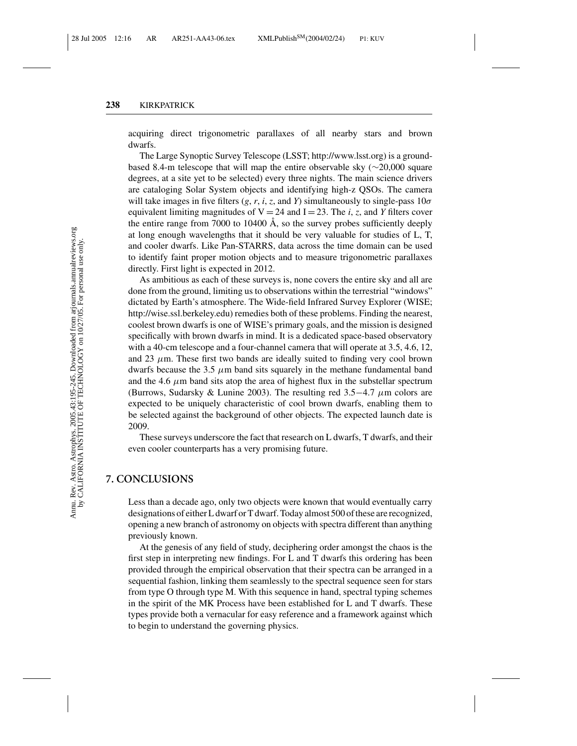acquiring direct trigonometric parallaxes of all nearby stars and brown dwarfs.

The Large Synoptic Survey Telescope (LSST; http://www.lsst.org) is a ground-based 8.4-m telescope that will map the entire observable sky (~20,000 square degrees, at a site yet to be selected) every three nights. The main science drivers are cataloging Solar System objects and identifying high-z QSOs. The camera will take images in five filters (*g*, *r*, *i*, *z*, and *Y*) simultaneously to single-pass $10\sigma$ equivalent limiting magnitudes of V = 24 and I = 23. The *i*, *z*, and *Y* filters cover the entire range from 7000 to 10400 Å, so the survey probes sufficiently deeply at long enough wavelengths that it should be very valuable for studies of L, T, and cooler dwarfs. Like Pan-STARRS, data across the time domain can be used to identify faint proper motion objects and to measure trigonometric parallaxes directly. First light is expected in 2012.

As ambitious as each of these surveys is, none covers the entire sky and all are done from the ground, limiting us to observations within the terrestrial "windows" dictated by Earth's atmosphere. The Wide-field Infrared Survey Explorer (WISE; http://wise.ssl.berkeley.edu) remedies both of these problems. Finding the nearest, coolest brown dwarfs is one of WISE's primary goals, and the mission is designed specifically with brown dwarfs in mind. It is a dedicated space-based observatory with a 40-cm telescope and a four-channel camera that will operate at 3.5, 4.6, 12, and 23 $\mu$m. These first two bands are ideally suited to finding very cool brown dwarfs because the 3.5 $\mu$m band sits squarely in the methane fundamental band and the 4.6 $\mu$m band sits atop the area of highest flux in the substellar spectrum (Burrows, Sudarsky & Lunine 2003). The resulting red 3.5−4.7 $\mu$m colors are expected to be uniquely characteristic of cool brown dwarfs, enabling them to be selected against the background of other objects. The expected launch date is 2009.

These surveys underscore the fact that research on L dwarfs, T dwarfs, and their even cooler counterparts has a very promising future.

## 7. CONCLUSIONS

Less than a decade ago, only two objects were known that would eventually carry designations of either L dwarf or T dwarf. Today almost 500 of these are recognized, opening a new branch of astronomy on objects with spectra different than anything previously known.

At the genesis of any field of study, deciphering order amongst the chaos is the first step in interpreting new findings. For L and T dwarfs this ordering has been provided through the empirical observation that their spectra can be arranged in a sequential fashion, linking them seamlessly to the spectral sequence seen for stars from type O through type M. With this sequence in hand, spectral typing schemes in the spirit of the MK Process have been established for L and T dwarfs. These types provide both a vernacular for easy reference and a framework against which to begin to understand the governing physics.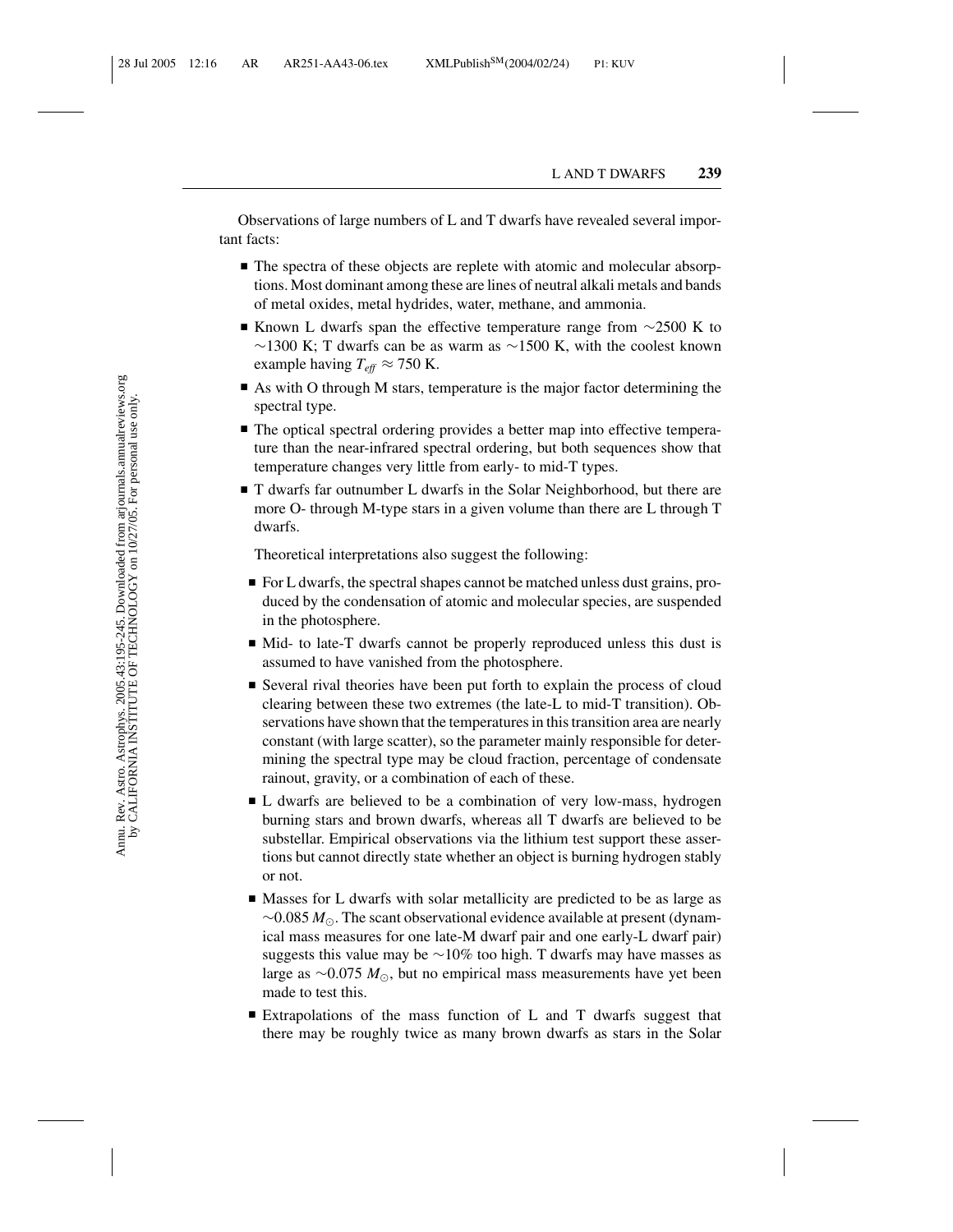Observations of large numbers of L and T dwarfs have revealed several important facts:

- The spectra of these objects are replete with atomic and molecular absorptions. Most dominant among these are lines of neutral alkali metals and bands of metal oxides, metal hydrides, water, methane, and ammonia.
- Known L dwarfs span the effective temperature range from ~2500 K to ~1300 K; T dwarfs can be as warm as ~1500 K, with the coolest known example having $T_{eff} \approx 750$ K.
- As with O through M stars, temperature is the major factor determining the spectral type.
- The optical spectral ordering provides a better map into effective temperature than the near-infrared spectral ordering, but both sequences show that temperature changes very little from early- to mid-T types.
- T dwarfs far outnumber L dwarfs in the Solar Neighborhood, but there are more O- through M-type stars in a given volume than there are L through T dwarfs.

Theoretical interpretations also suggest the following:

- For L dwarfs, the spectral shapes cannot be matched unless dust grains, produced by the condensation of atomic and molecular species, are suspended in the photosphere.
- Mid- to late-T dwarfs cannot be properly reproduced unless this dust is assumed to have vanished from the photosphere.
- Several rival theories have been put forth to explain the process of cloud clearing between these two extremes (the late-L to mid-T transition). Observations have shown that the temperatures in this transition area are nearly constant (with large scatter), so the parameter mainly responsible for determining the spectral type may be cloud fraction, percentage of condensate rainout, gravity, or a combination of each of these.
- L dwarfs are believed to be a combination of very low-mass, hydrogen burning stars and brown dwarfs, whereas all T dwarfs are believed to be substellar. Empirical observations via the lithium test support these assertions but cannot directly state whether an object is burning hydrogen stably or not.
- Masses for L dwarfs with solar metallicity are predicted to be as large as $\sim 0.085\, M_{\odot}$. The scant observational evidence available at present (dynamical mass measures for one late-M dwarf pair and one early-L dwarf pair) suggests this value may be ~10% too high. T dwarfs may have masses as large as $\sim 0.075\, M_{\odot}$, but no empirical mass measurements have yet been made to test this.
- Extrapolations of the mass function of L and T dwarfs suggest that there may be roughly twice as many brown dwarfs as stars in the Solar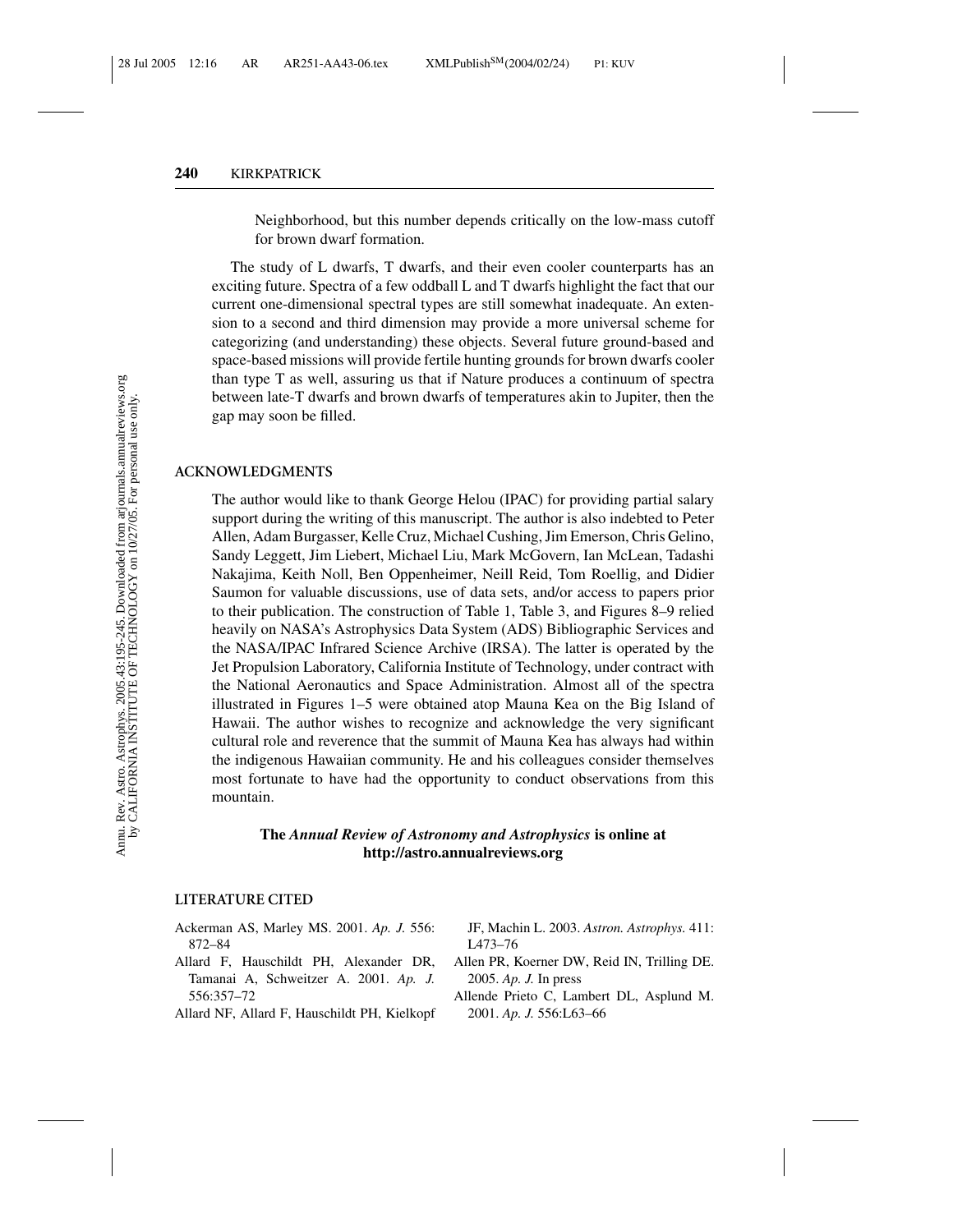Neighborhood, but this number depends critically on the low-mass cutoff for brown dwarf formation.

The study of L dwarfs, T dwarfs, and their even cooler counterparts has an exciting future. Spectra of a few oddball L and T dwarfs highlight the fact that our current one-dimensional spectral types are still somewhat inadequate. An extension to a second and third dimension may provide a more universal scheme for categorizing (and understanding) these objects. Several future ground-based and space-based missions will provide fertile hunting grounds for brown dwarfs cooler than type T as well, assuring us that if Nature produces a continuum of spectra between late-T dwarfs and brown dwarfs of temperatures akin to Jupiter, then the gap may soon be filled.

## ACKNOWLEDGMENTS

The author would like to thank George Helou (IPAC) for providing partial salary support during the writing of this manuscript. The author is also indebted to Peter Allen, Adam Burgasser, Kelle Cruz, Michael Cushing, Jim Emerson, Chris Gelino, Sandy Leggett, Jim Liebert, Michael Liu, Mark McGovern, Ian McLean, Tadashi Nakajima, Keith Noll, Ben Oppenheimer, Neill Reid, Tom Roellig, and Didier Saumon for valuable discussions, use of data sets, and/or access to papers prior to their publication. The construction of Table 1, Table 3, and Figures 8–9 relied heavily on NASA's Astrophysics Data System (ADS) Bibliographic Services and the NASA/IPAC Infrared Science Archive (IRSA). The latter is operated by the Jet Propulsion Laboratory, California Institute of Technology, under contract with the National Aeronautics and Space Administration. Almost all of the spectra illustrated in Figures 1–5 were obtained atop Mauna Kea on the Big Island of Hawaii. The author wishes to recognize and acknowledge the very significant cultural role and reverence that the summit of Mauna Kea has always had within the indigenous Hawaiian community. He and his colleagues consider themselves most fortunate to have had the opportunity to conduct observations from this mountain.

**The *Annual Review of Astronomy and Astrophysics* is online at http://astro.annualreviews.org**

## LITERATURE CITED

Ackerman AS, Marley MS. 2001. *Ap. J.* 556: 872–84

Allard F, Hauschildt PH, Alexander DR, Tamanai A, Schweitzer A. 2001. *Ap. J.* 556:357–72

Allard NF, Allard F, Hauschildt PH, Kielkopf JF, Machin L. 2003. *Astron. Astrophys.* 411: L473–76

Allen PR, Koerner DW, Reid IN, Trilling DE. 2005. *Ap. J.* In press

Allende Prieto C, Lambert DL, Asplund M. 2001. *Ap. J.* 556:L63–66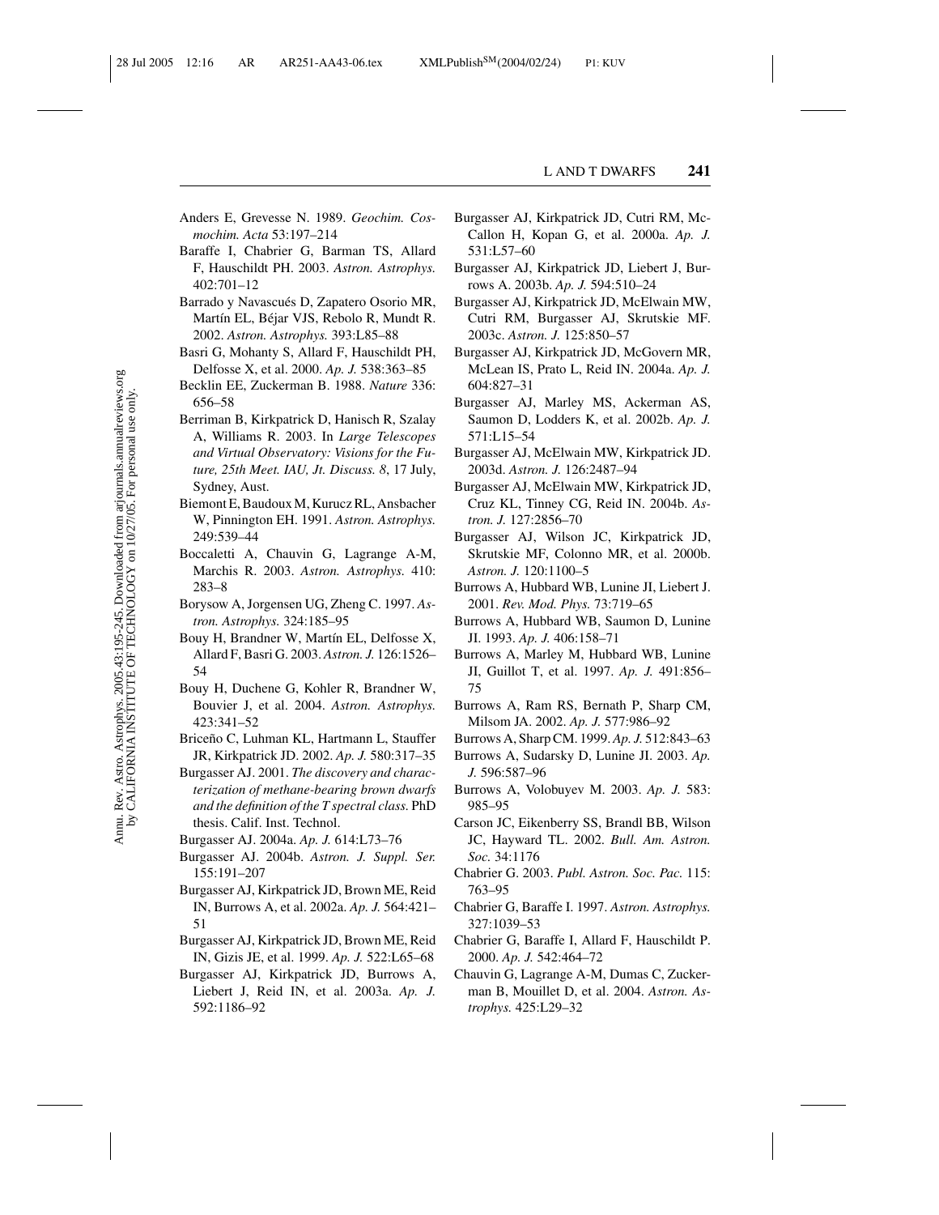Anders E, Grevesse N. 1989. *Geochim. Cosmochim. Acta* 53:197–214

Baraffe I, Chabrier G, Barman TS, Allard F, Hauschildt PH. 2003. *Astron. Astrophys.* 402:701–12

Barrado y Navascués D, Zapatero Osorio MR, Martín EL, Béjar VJS, Rebolo R, Mundt R. 2002. *Astron. Astrophys.* 393:L85–88

Basri G, Mohanty S, Allard F, Hauschildt PH, Delfosse X, et al. 2000. *Ap. J.* 538:363–85

Becklin EE, Zuckerman B. 1988. *Nature* 336: 656–58

Berriman B, Kirkpatrick D, Hanisch R, Szalay A, Williams R. 2003. In *Large Telescopes and Virtual Observatory: Visions for the Future, 25th Meet. IAU, Jt. Discuss. 8*, 17 July, Sydney, Aust.

Biemont E, Baudoux M, Kurucz RL, Ansbacher W, Pinnington EH. 1991. *Astron. Astrophys.* 249:539–44

Boccaletti A, Chauvin G, Lagrange A-M, Marchis R. 2003. *Astron. Astrophys.* 410: 283–8

Borysow A, Jorgensen UG, Zheng C. 1997. *Astron. Astrophys.* 324:185–95

Bouy H, Brandner W, Martín EL, Delfosse X, Allard F, Basri G. 2003. *Astron. J.* 126:1526–54

Bouy H, Duchene G, Kohler R, Brandner W, Bouvier J, et al. 2004. *Astron. Astrophys.* 423:341–52

Briceño C, Luhman KL, Hartmann L, Stauffer JR, Kirkpatrick JD. 2002. *Ap. J.* 580:317–35

Burgasser AJ. 2001. *The discovery and characterization of methane-bearing brown dwarfs and the definition of the T spectral class.* PhD thesis. Calif. Inst. Technol.

Burgasser AJ. 2004a. *Ap. J.* 614:L73–76

Burgasser AJ. 2004b. *Astron. J. Suppl. Ser.* 155:191–207

Burgasser AJ, Kirkpatrick JD, Brown ME, Reid IN, Burrows A, et al. 2002a. *Ap. J.* 564:421–51

Burgasser AJ, Kirkpatrick JD, Brown ME, Reid IN, Gizis JE, et al. 1999. *Ap. J.* 522:L65–68

Burgasser AJ, Kirkpatrick JD, Burrows A, Liebert J, Reid IN, et al. 2003a. *Ap. J.* 592:1186–92

Burgasser AJ, Kirkpatrick JD, Cutri RM, McCallon H, Kopan G, et al. 2000a. *Ap. J.* 531:L57–60

Burgasser AJ, Kirkpatrick JD, Liebert J, Burrows A. 2003b. *Ap. J.* 594:510–24

Burgasser AJ, Kirkpatrick JD, McElwain MW, Cutri RM, Burgasser AJ, Skrutskie MF. 2003c. *Astron. J.* 125:850–57

Burgasser AJ, Kirkpatrick JD, McGovern MR, McLean IS, Prato L, Reid IN. 2004a. *Ap. J.* 604:827–31

Burgasser AJ, Marley MS, Ackerman AS, Saumon D, Lodders K, et al. 2002b. *Ap. J.* 571:L15–54

Burgasser AJ, McElwain MW, Kirkpatrick JD. 2003d. *Astron. J.* 126:2487–94

Burgasser AJ, McElwain MW, Kirkpatrick JD, Cruz KL, Tinney CG, Reid IN. 2004b. *Astron. J.* 127:2856–70

Burgasser AJ, Wilson JC, Kirkpatrick JD, Skrutskie MF, Colonno MR, et al. 2000b. *Astron. J.* 120:1100–5

Burrows A, Hubbard WB, Lunine JI, Liebert J. 2001. *Rev. Mod. Phys.* 73:719–65

Burrows A, Hubbard WB, Saumon D, Lunine JI. 1993. *Ap. J.* 406:158–71

Burrows A, Marley M, Hubbard WB, Lunine JI, Guillot T, et al. 1997. *Ap. J.* 491:856–75

Burrows A, Ram RS, Bernath P, Sharp CM, Milsom JA. 2002. *Ap. J.* 577:986–92

Burrows A, Sharp CM. 1999. *Ap. J.* 512:843–63

Burrows A, Sudarsky D, Lunine JI. 2003. *Ap. J.* 596:587–96

Burrows A, Volobuyev M. 2003. *Ap. J.* 583: 985–95

Carson JC, Eikenberry SS, Brandl BB, Wilson JC, Hayward TL. 2002. *Bull. Am. Astron. Soc.* 34:1176

Chabrier G. 2003. *Publ. Astron. Soc. Pac.* 115: 763–95

Chabrier G, Baraffe I. 1997. *Astron. Astrophys.* 327:1039–53

Chabrier G, Baraffe I, Allard F, Hauschildt P. 2000. *Ap. J.* 542:464–72

Chauvin G, Lagrange A-M, Dumas C, Zuckerman B, Mouillet D, et al. 2004. *Astron. Astrophys.* 425:L29–32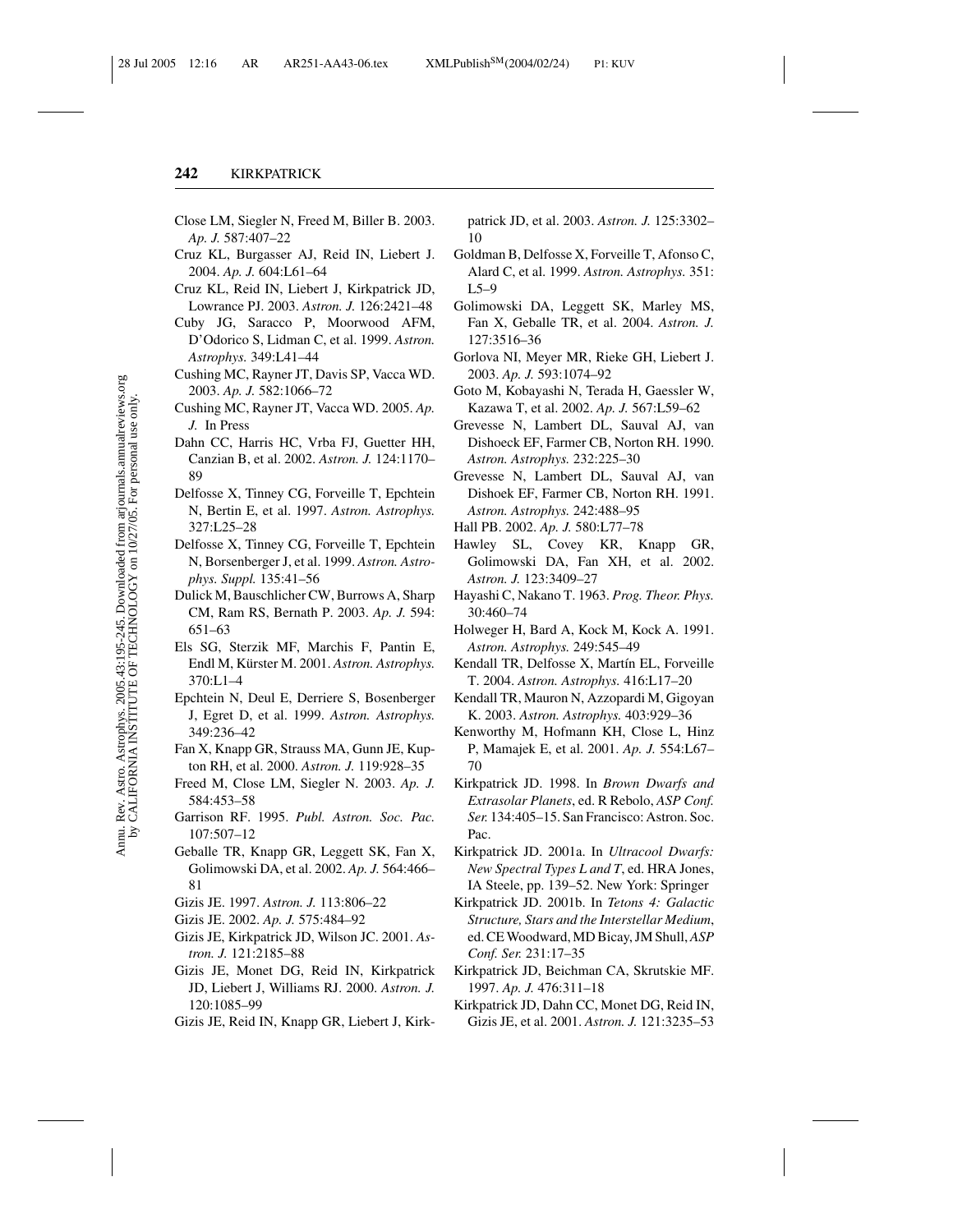Close LM, Siegler N, Freed M, Biller B. 2003. *Ap. J.* 587:407–22

Cruz KL, Burgasser AJ, Reid IN, Liebert J. 2004. *Ap. J.* 604:L61–64

Cruz KL, Reid IN, Liebert J, Kirkpatrick JD, Lowrance PJ. 2003. *Astron. J.* 126:2421–48

Cuby JG, Saracco P, Moorwood AFM, D'Odorico S, Lidman C, et al. 1999. *Astron. Astrophys.* 349:L41–44

Cushing MC, Rayner JT, Davis SP, Vacca WD. 2003. *Ap. J.* 582:1066–72

Cushing MC, Rayner JT, Vacca WD. 2005. *Ap. J.* In Press

Dahn CC, Harris HC, Vrba FJ, Guetter HH, Canzian B, et al. 2002. *Astron. J.* 124:1170–89

Delfosse X, Tinney CG, Forveille T, Epchtein N, Bertin E, et al. 1997. *Astron. Astrophys.* 327:L25–28

Delfosse X, Tinney CG, Forveille T, Epchtein N, Borsenberger J, et al. 1999. *Astron. Astrophys. Suppl.* 135:41–56

Dulick M, Bauschlicher CW, Burrows A, Sharp CM, Ram RS, Bernath P. 2003. *Ap. J.* 594:651–63

Els SG, Sterzik MF, Marchis F, Pantin E, Endl M, Kürster M. 2001. *Astron. Astrophys.* 370:L1–4

Epchtein N, Deul E, Derriere S, Bosenberger J, Egret D, et al. 1999. *Astron. Astrophys.* 349:236–42

Fan X, Knapp GR, Strauss MA, Gunn JE, Kupton RH, et al. 2000. *Astron. J.* 119:928–35

Freed M, Close LM, Siegler N. 2003. *Ap. J.* 584:453–58

Garrison RF. 1995. *Publ. Astron. Soc. Pac.* 107:507–12

Geballe TR, Knapp GR, Leggett SK, Fan X, Golimowski DA, et al. 2002. *Ap. J.* 564:466–81

Gizis JE. 1997. *Astron. J.* 113:806–22

Gizis JE. 2002. *Ap. J.* 575:484–92

Gizis JE, Kirkpatrick JD, Wilson JC. 2001. *Astron. J.* 121:2185–88

Gizis JE, Monet DG, Reid IN, Kirkpatrick JD, Liebert J, Williams RJ. 2000. *Astron. J.* 120:1085–99

Gizis JE, Reid IN, Knapp GR, Liebert J, Kirkpatrick JD, et al. 2003. *Astron. J.* 125:3302–10

Goldman B, Delfosse X, Forveille T, Afonso C, Alard C, et al. 1999. *Astron. Astrophys.* 351: L5–9

Golimowski DA, Leggett SK, Marley MS, Fan X, Geballe TR, et al. 2004. *Astron. J.* 127:3516–36

Gorlova NI, Meyer MR, Rieke GH, Liebert J. 2003. *Ap. J.* 593:1074–92

Goto M, Kobayashi N, Terada H, Gaessler W, Kazawa T, et al. 2002. *Ap. J.* 567:L59–62

Grevesse N, Lambert DL, Sauval AJ, van Dishoeck EF, Farmer CB, Norton RH. 1990. *Astron. Astrophys.* 232:225–30

Grevesse N, Lambert DL, Sauval AJ, van Dishoek EF, Farmer CB, Norton RH. 1991. *Astron. Astrophys.* 242:488–95

Hall PB. 2002. *Ap. J.* 580:L77–78

Hawley SL, Covey KR, Knapp GR, Golimowski DA, Fan XH, et al. 2002. *Astron. J.* 123:3409–27

Hayashi C, Nakano T. 1963. *Prog. Theor. Phys.* 30:460–74

Holweger H, Bard A, Kock M, Kock A. 1991. *Astron. Astrophys.* 249:545–49

Kendall TR, Delfosse X, Martín EL, Forveille T. 2004. *Astron. Astrophys.* 416:L17–20

Kendall TR, Mauron N, Azzopardi M, Gigoyan K. 2003. *Astron. Astrophys.* 403:929–36

Kenworthy M, Hofmann KH, Close L, Hinz P, Mamajek E, et al. 2001. *Ap. J.* 554:L67–70

Kirkpatrick JD. 1998. In *Brown Dwarfs and Extrasolar Planets*, ed. R Rebolo, *ASP Conf. Ser.* 134:405–15. San Francisco: Astron. Soc. Pac.

Kirkpatrick JD. 2001a. In *Ultracool Dwarfs: New Spectral Types L and T*, ed. HRA Jones, IA Steele, pp. 139–52. New York: Springer

Kirkpatrick JD. 2001b. In *Tetons 4: Galactic Structure, Stars and the Interstellar Medium*, ed. CE Woodward, MD Bicay, JM Shull, *ASP Conf. Ser.* 231:17–35

Kirkpatrick JD, Beichman CA, Skrutskie MF. 1997. *Ap. J.* 476:311–18

Kirkpatrick JD, Dahn CC, Monet DG, Reid IN, Gizis JE, et al. 2001. *Astron. J.* 121:3235–53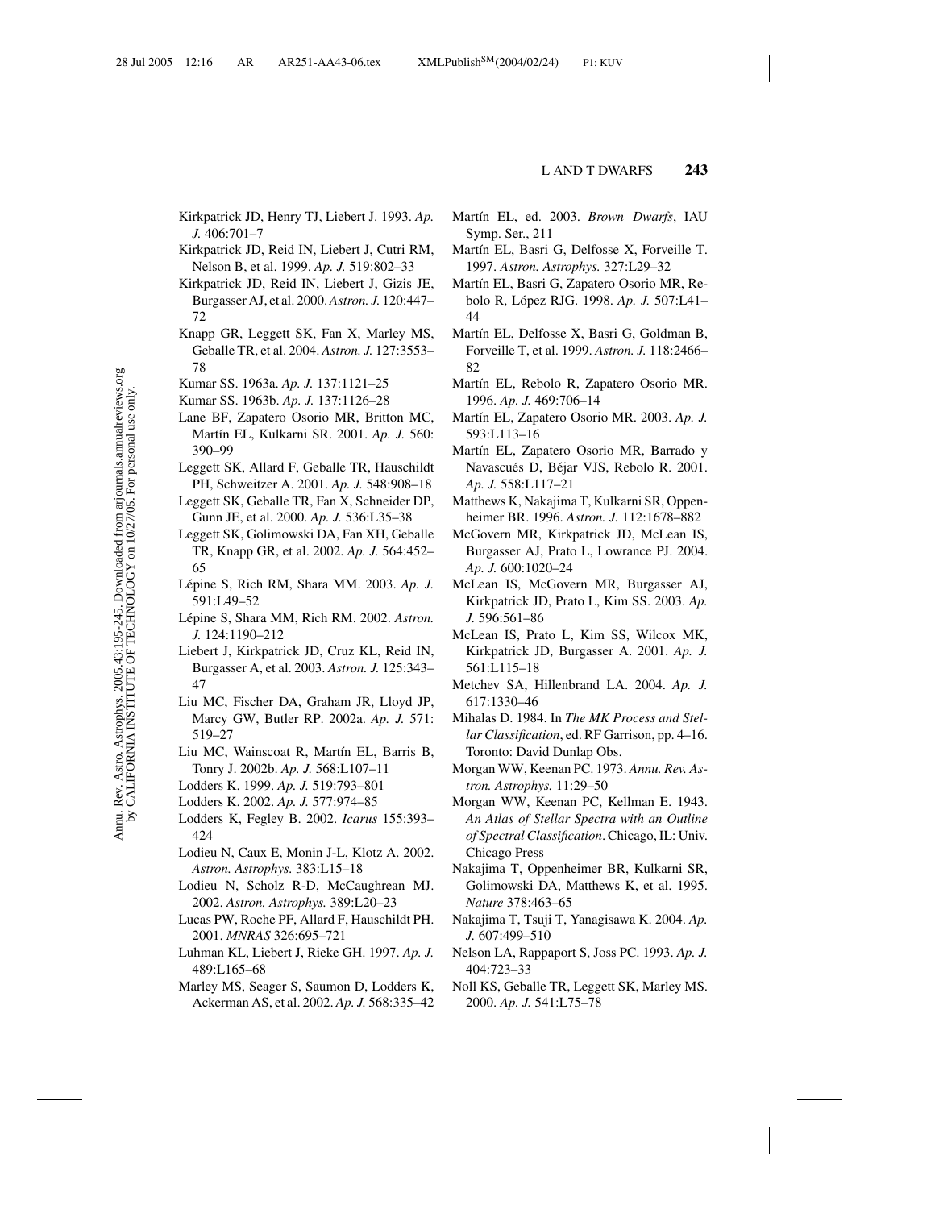Kirkpatrick JD, Henry TJ, Liebert J. 1993. *Ap. J.* 406:701–7

Kirkpatrick JD, Reid IN, Liebert J, Cutri RM, Nelson B, et al. 1999. *Ap. J.* 519:802–33

Kirkpatrick JD, Reid IN, Liebert J, Gizis JE, Burgasser AJ, et al. 2000. *Astron. J.* 120:447–72

Knapp GR, Leggett SK, Fan X, Marley MS, Geballe TR, et al. 2004. *Astron. J.* 127:3553–78

Kumar SS. 1963a. *Ap. J.* 137:1121–25

Kumar SS. 1963b. *Ap. J.* 137:1126–28

Lane BF, Zapatero Osorio MR, Britton MC, Martín EL, Kulkarni SR. 2001. *Ap. J.* 560: 390–99

Leggett SK, Allard F, Geballe TR, Hauschildt PH, Schweitzer A. 2001. *Ap. J.* 548:908–18

Leggett SK, Geballe TR, Fan X, Schneider DP, Gunn JE, et al. 2000. *Ap. J.* 536:L35–38

Leggett SK, Golimowski DA, Fan XH, Geballe TR, Knapp GR, et al. 2002. *Ap. J.* 564:452–65

Lépine S, Rich RM, Shara MM. 2003. *Ap. J.* 591:L49–52

Lépine S, Shara MM, Rich RM. 2002. *Astron. J.* 124:1190–212

Liebert J, Kirkpatrick JD, Cruz KL, Reid IN, Burgasser A, et al. 2003. *Astron. J.* 125:343–47

Liu MC, Fischer DA, Graham JR, Lloyd JP, Marcy GW, Butler RP. 2002a. *Ap. J.* 571: 519–27

Liu MC, Wainscoat R, Martín EL, Barris B, Tonry J. 2002b. *Ap. J.* 568:L107–11

Lodders K. 1999. *Ap. J.* 519:793–801

Lodders K. 2002. *Ap. J.* 577:974–85

Lodders K, Fegley B. 2002. *Icarus* 155:393–424

Lodieu N, Caux E, Monin J-L, Klotz A. 2002. *Astron. Astrophys.* 383:L15–18

Lodieu N, Scholz R-D, McCaughrean MJ. 2002. *Astron. Astrophys.* 389:L20–23

Lucas PW, Roche PF, Allard F, Hauschildt PH. 2001. *MNRAS* 326:695–721

Luhman KL, Liebert J, Rieke GH. 1997. *Ap. J.* 489:L165–68

Marley MS, Seager S, Saumon D, Lodders K, Ackerman AS, et al. 2002. *Ap. J.* 568:335–42

Martín EL, ed. 2003. *Brown Dwarfs*, IAU Symp. Ser., 211

Martín EL, Basri G, Delfosse X, Forveille T. 1997. *Astron. Astrophys.* 327:L29–32

Martín EL, Basri G, Zapatero Osorio MR, Rebolo R, López RJG. 1998. *Ap. J.* 507:L41–44

Martín EL, Delfosse X, Basri G, Goldman B, Forveille T, et al. 1999. *Astron. J.* 118:2466–82

Martín EL, Rebolo R, Zapatero Osorio MR. 1996. *Ap. J.* 469:706–14

Martín EL, Zapatero Osorio MR. 2003. *Ap. J.* 593:L113–16

Martín EL, Zapatero Osorio MR, Barrado y Navascués D, Béjar VJS, Rebolo R. 2001. *Ap. J.* 558:L117–21

Matthews K, Nakajima T, Kulkarni SR, Oppenheimer BR. 1996. *Astron. J.* 112:1678–882

McGovern MR, Kirkpatrick JD, McLean IS, Burgasser AJ, Prato L, Lowrance PJ. 2004. *Ap. J.* 600:1020–24

McLean IS, McGovern MR, Burgasser AJ, Kirkpatrick JD, Prato L, Kim SS. 2003. *Ap. J.* 596:561–86

McLean IS, Prato L, Kim SS, Wilcox MK, Kirkpatrick JD, Burgasser A. 2001. *Ap. J.* 561:L115–18

Metchev SA, Hillenbrand LA. 2004. *Ap. J.* 617:1330–46

Mihalas D. 1984. In *The MK Process and Stellar Classification*, ed. RF Garrison, pp. 4–16. Toronto: David Dunlap Obs.

Morgan WW, Keenan PC. 1973. *Annu. Rev. Astron. Astrophys.* 11:29–50

Morgan WW, Keenan PC, Kellman E. 1943. *An Atlas of Stellar Spectra with an Outline of Spectral Classification*. Chicago, IL: Univ. Chicago Press

Nakajima T, Oppenheimer BR, Kulkarni SR, Golimowski DA, Matthews K, et al. 1995. *Nature* 378:463–65

Nakajima T, Tsuji T, Yanagisawa K. 2004. *Ap. J.* 607:499–510

Nelson LA, Rappaport S, Joss PC. 1993. *Ap. J.* 404:723–33

Noll KS, Geballe TR, Leggett SK, Marley MS. 2000. *Ap. J.* 541:L75–78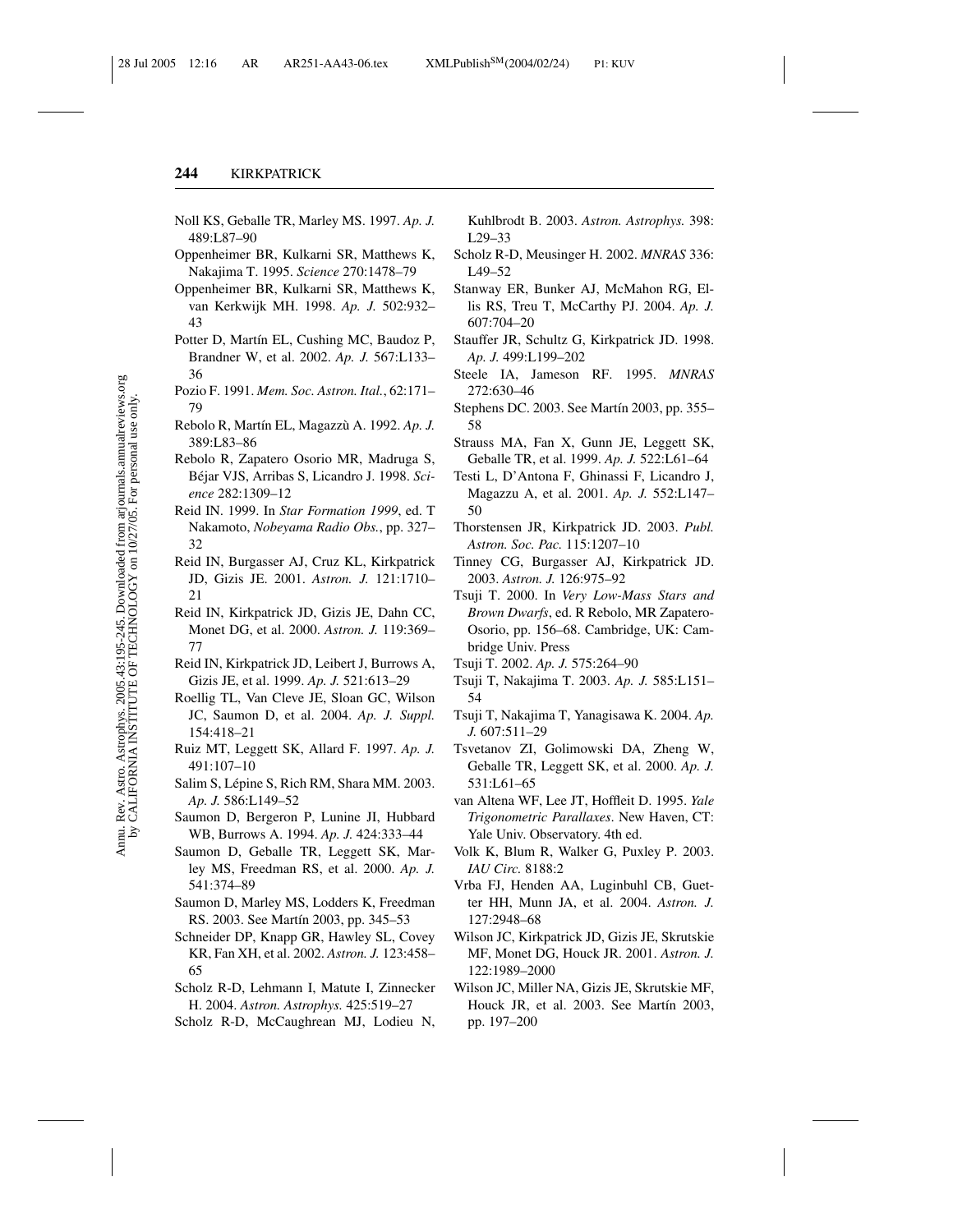Noll KS, Geballe TR, Marley MS. 1997. *Ap. J.* 489:L87–90

Oppenheimer BR, Kulkarni SR, Matthews K, Nakajima T. 1995. *Science* 270:1478–79

Oppenheimer BR, Kulkarni SR, Matthews K, van Kerkwijk MH. 1998. *Ap. J.* 502:932–43

Potter D, Martín EL, Cushing MC, Baudoz P, Brandner W, et al. 2002. *Ap. J.* 567:L133–36

Pozio F. 1991. *Mem. Soc. Astron. Ital.*, 62:171–79

Rebolo R, Martín EL, Magazzù A. 1992. *Ap. J.* 389:L83–86

Rebolo R, Zapatero Osorio MR, Madruga S, Béjar VJS, Arribas S, Licandro J. 1998. *Science* 282:1309–12

Reid IN. 1999. In *Star Formation 1999*, ed. T Nakamoto, *Nobeyama Radio Obs.*, pp. 327–32

Reid IN, Burgasser AJ, Cruz KL, Kirkpatrick JD, Gizis JE. 2001. *Astron. J.* 121:1710–21

Reid IN, Kirkpatrick JD, Gizis JE, Dahn CC, Monet DG, et al. 2000. *Astron. J.* 119:369–77

Reid IN, Kirkpatrick JD, Leibert J, Burrows A, Gizis JE, et al. 1999. *Ap. J.* 521:613–29

Roellig TL, Van Cleve JE, Sloan GC, Wilson JC, Saumon D, et al. 2004. *Ap. J. Suppl.* 154:418–21

Ruiz MT, Leggett SK, Allard F. 1997. *Ap. J.* 491:107–10

Salim S, Lépine S, Rich RM, Shara MM. 2003. *Ap. J.* 586:L149–52

Saumon D, Bergeron P, Lunine JI, Hubbard WB, Burrows A. 1994. *Ap. J.* 424:333–44

Saumon D, Geballe TR, Leggett SK, Marley MS, Freedman RS, et al. 2000. *Ap. J.* 541:374–89

Saumon D, Marley MS, Lodders K, Freedman RS. 2003. See Martín 2003, pp. 345–53

Schneider DP, Knapp GR, Hawley SL, Covey KR, Fan XH, et al. 2002. *Astron. J.* 123:458–65

Scholz R-D, Lehmann I, Matute I, Zinnecker H. 2004. *Astron. Astrophys.* 425:519–27

Scholz R-D, McCaughrean MJ, Lodieu N, Kuhlbrodt B. 2003. *Astron. Astrophys.* 398: L29–33

Scholz R-D, Meusinger H. 2002. *MNRAS* 336: L49–52

Stanway ER, Bunker AJ, McMahon RG, Ellis RS, Treu T, McCarthy PJ. 2004. *Ap. J.* 607:704–20

Stauffer JR, Schultz G, Kirkpatrick JD. 1998. *Ap. J.* 499:L199–202

Steele IA, Jameson RF. 1995. *MNRAS* 272:630–46

Stephens DC. 2003. See Martín 2003, pp. 355–58

Strauss MA, Fan X, Gunn JE, Leggett SK, Geballe TR, et al. 1999. *Ap. J.* 522:L61–64

Testi L, D'Antona F, Ghinassi F, Licandro J, Magazzu A, et al. 2001. *Ap. J.* 552:L147–50

Thorstensen JR, Kirkpatrick JD. 2003. *Publ. Astron. Soc. Pac.* 115:1207–10

Tinney CG, Burgasser AJ, Kirkpatrick JD. 2003. *Astron. J.* 126:975–92

Tsuji T. 2000. In *Very Low-Mass Stars and Brown Dwarfs*, ed. R Rebolo, MR Zapatero-Osorio, pp. 156–68. Cambridge, UK: Cambridge Univ. Press

Tsuji T. 2002. *Ap. J.* 575:264–90

Tsuji T, Nakajima T. 2003. *Ap. J.* 585:L151–54

Tsuji T, Nakajima T, Yanagisawa K. 2004. *Ap. J.* 607:511–29

Tsvetanov ZI, Golimowski DA, Zheng W, Geballe TR, Leggett SK, et al. 2000. *Ap. J.* 531:L61–65

van Altena WF, Lee JT, Hoffleit D. 1995. *Yale Trigonometric Parallaxes*. New Haven, CT: Yale Univ. Observatory. 4th ed.

Volk K, Blum R, Walker G, Puxley P. 2003. *IAU Circ.* 8188:2

Vrba FJ, Henden AA, Luginbuhl CB, Guetter HH, Munn JA, et al. 2004. *Astron. J.* 127:2948–68

Wilson JC, Kirkpatrick JD, Gizis JE, Skrutskie MF, Monet DG, Houck JR. 2001. *Astron. J.* 122:1989–2000

Wilson JC, Miller NA, Gizis JE, Skrutskie MF, Houck JR, et al. 2003. See Martín 2003, pp. 197–200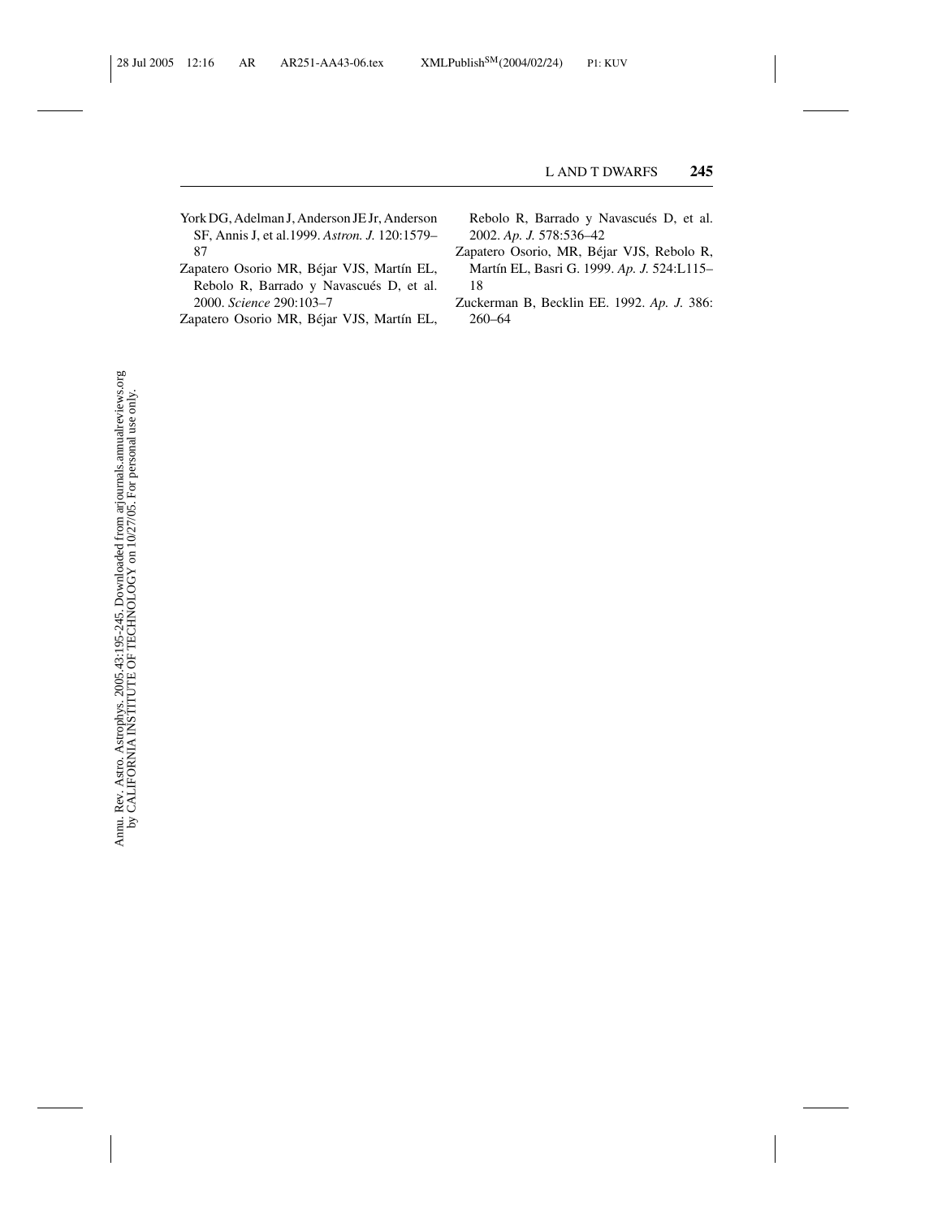York DG, Adelman J, Anderson JE Jr, Anderson SF, Annis J, et al.1999. *Astron. J.* 120:1579–87

Zapatero Osorio MR, Béjar VJS, Martín EL, Rebolo R, Barrado y Navascués D, et al. 2000. *Science* 290:103–7

Zapatero Osorio MR, Béjar VJS, Martín EL, Rebolo R, Barrado y Navascués D, et al. 2002. *Ap. J.* 578:536–42

Zapatero Osorio, MR, Béjar VJS, Rebolo R, Martín EL, Basri G. 1999. *Ap. J.* 524:L115–18

Zuckerman B, Becklin EE. 1992. *Ap. J.* 386: 260–64